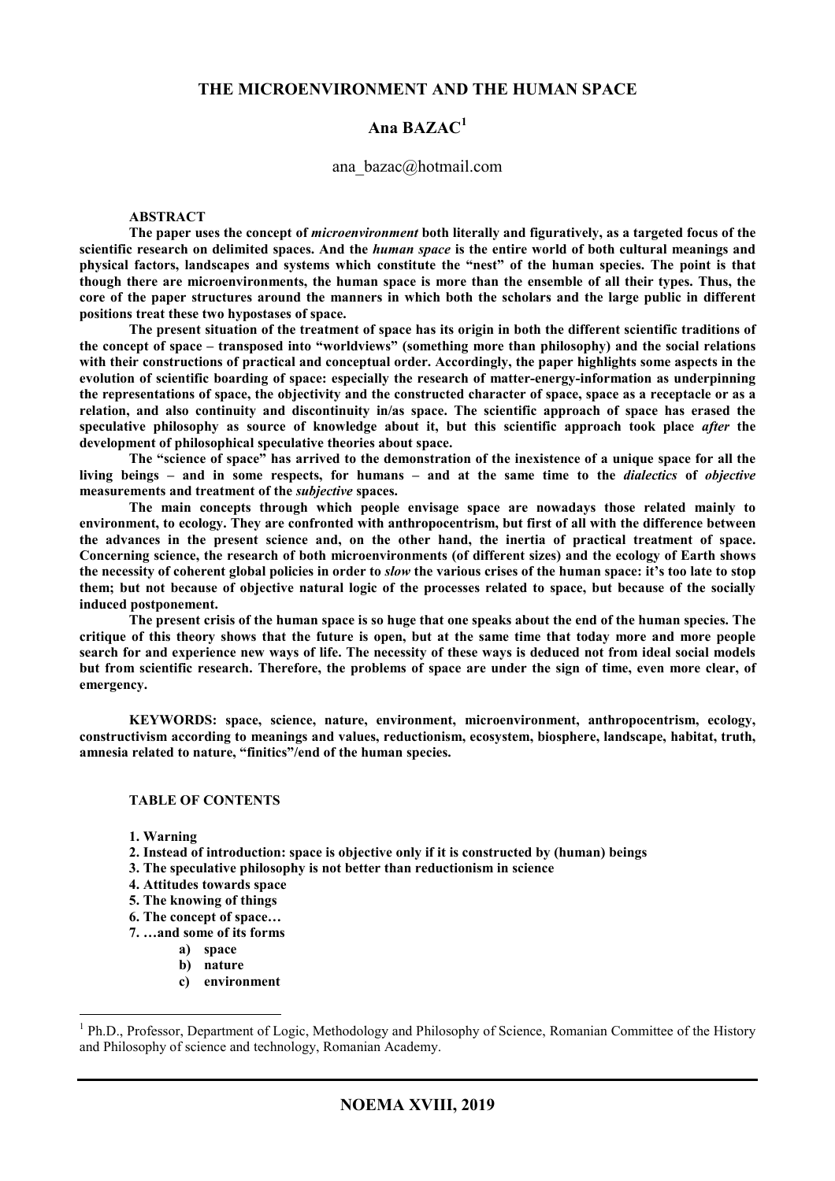# THE MICROENVIRONMENT AND THE HUMAN SPACE

## Ana BAZAC[1]

ana_bazac@hotmail.com

**ABSTRACT**

**The paper uses the concept of *microenvironment* both literally and figuratively, as a targeted focus of the scientific research on delimited spaces. And the *human space* is the entire world of both cultural meanings and physical factors, landscapes and systems which constitute the "nest" of the human species. The point is that though there are microenvironments, the human space is more than the ensemble of all their types. Thus, the core of the paper structures around the manners in which both the scholars and the large public in different positions treat these two hypostases of space.**

**The present situation of the treatment of space has its origin in both the different scientific traditions of the concept of space – transposed into "worldviews" (something more than philosophy) and the social relations with their constructions of practical and conceptual order. Accordingly, the paper highlights some aspects in the evolution of scientific boarding of space: especially the research of matter-energy-information as underpinning the representations of space, the objectivity and the constructed character of space, space as a receptacle or as a relation, and also continuity and discontinuity in/as space. The scientific approach of space has erased the speculative philosophy as source of knowledge about it, but this scientific approach took place *after* the development of philosophical speculative theories about space.**

**The "science of space" has arrived to the demonstration of the inexistence of a unique space for all the living beings – and in some respects, for humans – and at the same time to the *dialectics* of *objective* measurements and treatment of the *subjective* spaces.**

**The main concepts through which people envisage space are nowadays those related mainly to environment, to ecology. They are confronted with anthropocentrism, but first of all with the difference between the advances in the present science and, on the other hand, the inertia of practical treatment of space. Concerning science, the research of both microenvironments (of different sizes) and the ecology of Earth shows the necessity of coherent global policies in order to *slow* the various crises of the human space: it's too late to stop them; but not because of objective natural logic of the processes related to space, but because of the socially induced postponement.**

**The present crisis of the human space is so huge that one speaks about the end of the human species. The critique of this theory shows that the future is open, but at the same time that today more and more people search for and experience new ways of life. The necessity of these ways is deduced not from ideal social models but from scientific research. Therefore, the problems of space are under the sign of time, even more clear, of emergency.**

**KEYWORDS: space, science, nature, environment, microenvironment, anthropocentrism, ecology, constructivism according to meanings and values, reductionism, ecosystem, biosphere, landscape, habitat, truth, amnesia related to nature, "finitics"/end of the human species.**

**TABLE OF CONTENTS**

**1. Warning**
**2. Instead of introduction: space is objective only if it is constructed by (human) beings**
**3. The speculative philosophy is not better than reductionism in science**
**4. Attitudes towards space**
**5. The knowing of things**
**6. The concept of space…**
**7. …and some of its forms**
 **a) space**
 **b) nature**
 **c) environment**

[1] Ph.D., Professor, Department of Logic, Methodology and Philosophy of Science, Romanian Committee of the History and Philosophy of science and technology, Romanian Academy.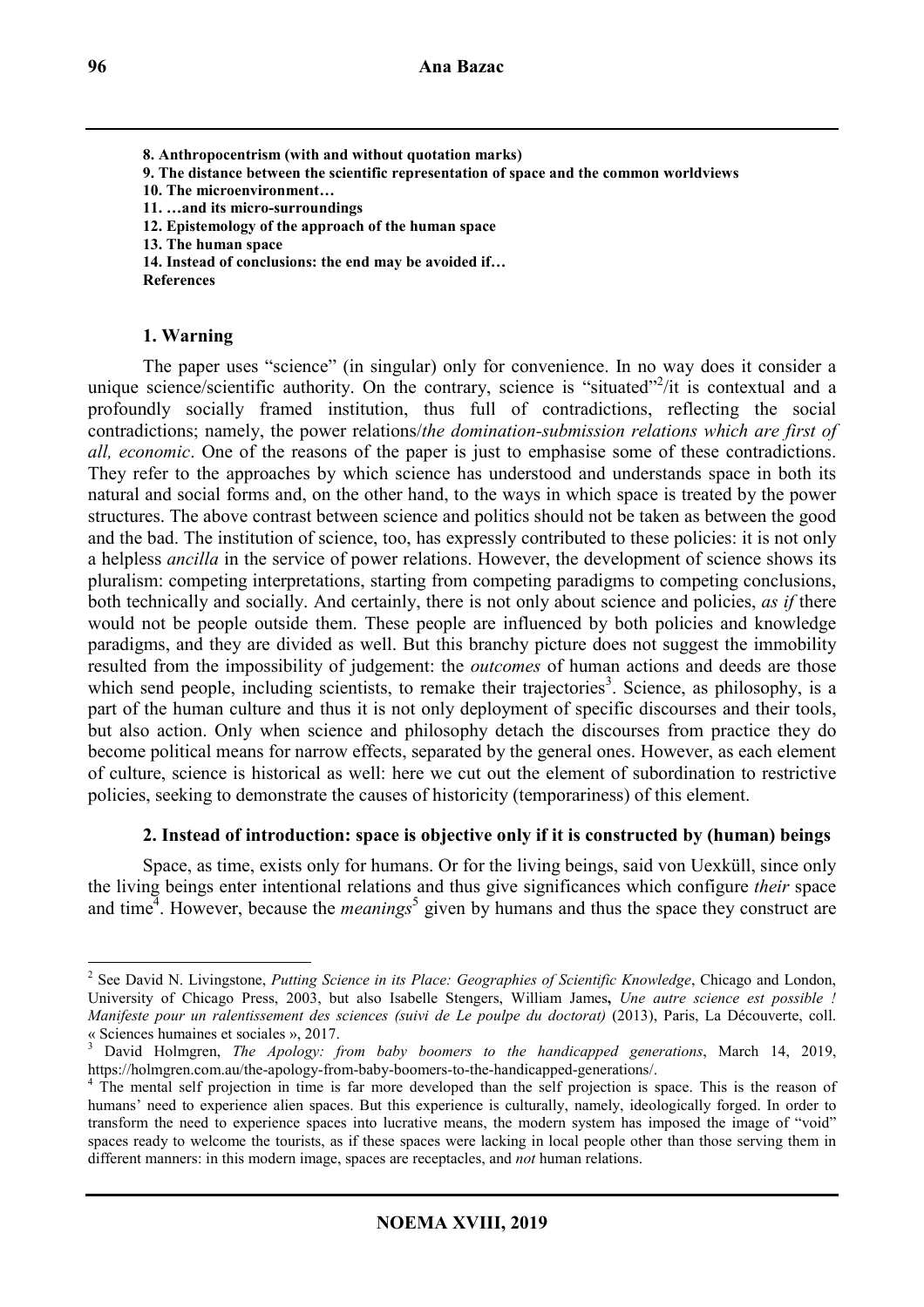**8. Anthropocentrism (with and without quotation marks)**
**9. The distance between the scientific representation of space and the common worldviews**
**10. The microenvironment…**
**11. …and its micro-surroundings**
**12. Epistemology of the approach of the human space**
**13. The human space**
**14. Instead of conclusions: the end may be avoided if…**
**References**

## 1. Warning

The paper uses "science" (in singular) only for convenience. In no way does it consider a unique science/scientific authority. On the contrary, science is "situated"[2]/it is contextual and a profoundly socially framed institution, thus full of contradictions, reflecting the social contradictions; namely, the power relations/*the domination-submission relations which are first of all, economic*. One of the reasons of the paper is just to emphasise some of these contradictions. They refer to the approaches by which science has understood and understands space in both its natural and social forms and, on the other hand, to the ways in which space is treated by the power structures. The above contrast between science and politics should not be taken as between the good and the bad. The institution of science, too, has expressly contributed to these policies: it is not only a helpless *ancilla* in the service of power relations. However, the development of science shows its pluralism: competing interpretations, starting from competing paradigms to competing conclusions, both technically and socially. And certainly, there is not only about science and policies, *as if* there would not be people outside them. These people are influenced by both policies and knowledge paradigms, and they are divided as well. But this branchy picture does not suggest the immobility resulted from the impossibility of judgement: the *outcomes* of human actions and deeds are those which send people, including scientists, to remake their trajectories[3]. Science, as philosophy, is a part of the human culture and thus it is not only deployment of specific discourses and their tools, but also action. Only when science and philosophy detach the discourses from practice they do become political means for narrow effects, separated by the general ones. However, as each element of culture, science is historical as well: here we cut out the element of subordination to restrictive policies, seeking to demonstrate the causes of historicity (temporariness) of this element.

## 2. Instead of introduction: space is objective only if it is constructed by (human) beings

Space, as time, exists only for humans. Or for the living beings, said von Uexküll, since only the living beings enter intentional relations and thus give significances which configure *their* space and time[4]. However, because the *meanings*[5] given by humans and thus the space they construct are

---

[2] See David N. Livingstone, *Putting Science in its Place: Geographies of Scientific Knowledge*, Chicago and London, University of Chicago Press, 2003, but also Isabelle Stengers, William James**,** *Une autre science est possible ! Manifeste pour un ralentissement des sciences (suivi de Le poulpe du doctorat)* (2013), Paris, La Découverte, coll. « Sciences humaines et sociales », 2017.

[3] David Holmgren, *The Apology: from baby boomers to the handicapped generations*, March 14, 2019, https://holmgren.com.au/the-apology-from-baby-boomers-to-the-handicapped-generations/.

[4] The mental self projection in time is far more developed than the self projection is space. This is the reason of humans' need to experience alien spaces. But this experience is culturally, namely, ideologically forged. In order to transform the need to experience spaces into lucrative means, the modern system has imposed the image of "void" spaces ready to welcome the tourists, as if these spaces were lacking in local people other than those serving them in different manners: in this modern image, spaces are receptacles, and *not* human relations.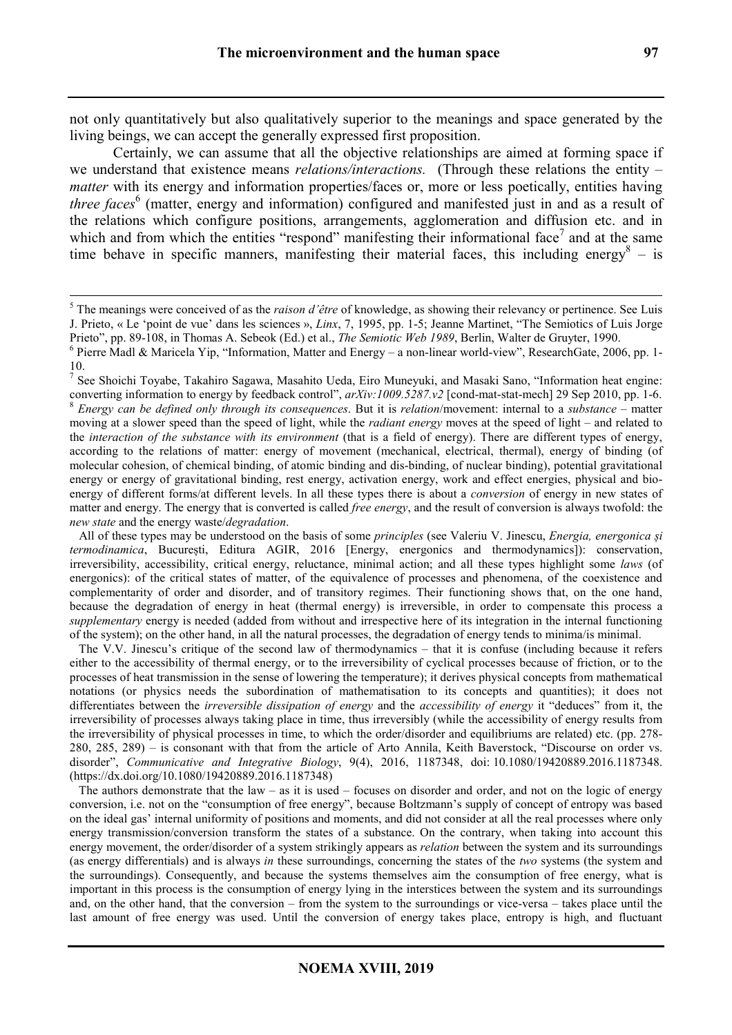not only quantitatively but also qualitatively superior to the meanings and space generated by the living beings, we can accept the generally expressed first proposition.

Certainly, we can assume that all the objective relationships are aimed at forming space if we understand that existence means *relations/interactions.* (Through these relations the entity – *matter* with its energy and information properties/faces or, more or less poetically, entities having *three faces*[6] (matter, energy and information) configured and manifested just in and as a result of the relations which configure positions, arrangements, agglomeration and diffusion etc. and in which and from which the entities "respond" manifesting their informational face[7] and at the same time behave in specific manners, manifesting their material faces, this including energy[8] – is

---

[5] The meanings were conceived of as the *raison d'être* of knowledge, as showing their relevancy or pertinence. See Luis J. Prieto, « Le 'point de vue' dans les sciences », *Linx*, 7, 1995, pp. 1-5; Jeanne Martinet, "The Semiotics of Luis Jorge Prieto", pp. 89-108, in Thomas A. Sebeok (Ed.) et al., *The Semiotic Web 1989*, Berlin, Walter de Gruyter, 1990.

[6] Pierre Madl & Maricela Yip, "Information, Matter and Energy – a non-linear world-view", ResearchGate, 2006, pp. 1-10.

[7] See Shoichi Toyabe, Takahiro Sagawa, Masahito Ueda, Eiro Muneyuki, and Masaki Sano, "Information heat engine: converting information to energy by feedback control", *arXiv:1009.5287.v2* [cond-mat-stat-mech] 29 Sep 2010, pp. 1-6.

[8] *Energy can be defined only through its consequences*. But it is *relation*/movement: internal to a *substance* – matter moving at a slower speed than the speed of light, while the *radiant energy* moves at the speed of light – and related to the *interaction of the substance with its environment* (that is a field of energy). There are different types of energy, according to the relations of matter: energy of movement (mechanical, electrical, thermal), energy of binding (of molecular cohesion, of chemical binding, of atomic binding and dis-binding, of nuclear binding), potential gravitational energy or energy of gravitational binding, rest energy, activation energy, work and effect energies, physical and bio-energy of different forms/at different levels. In all these types there is about a *conversion* of energy in new states of matter and energy. The energy that is converted is called *free energy*, and the result of conversion is always twofold: the *new state* and the energy waste/*degradation*.

All of these types may be understood on the basis of some *principles* (see Valeriu V. Jinescu, *Energia, energonica și termodinamica*, București, Editura AGIR, 2016 [Energy, energonics and thermodynamics]): conservation, irreversibility, accessibility, critical energy, reluctance, minimal action; and all these types highlight some *laws* (of energonics): of the critical states of matter, of the equivalence of processes and phenomena, of the coexistence and complementarity of order and disorder, and of transitory regimes. Their functioning shows that, on the one hand, because the degradation of energy in heat (thermal energy) is irreversible, in order to compensate this process a *supplementary* energy is needed (added from without and irrespective here of its integration in the internal functioning of the system); on the other hand, in all the natural processes, the degradation of energy tends to minima/is minimal.

The V.V. Jinescu's critique of the second law of thermodynamics – that it is confuse (including because it refers either to the accessibility of thermal energy, or to the irreversibility of cyclical processes because of friction, or to the processes of heat transmission in the sense of lowering the temperature); it derives physical concepts from mathematical notations (or physics needs the subordination of mathematisation to its concepts and quantities); it does not differentiates between the *irreversible dissipation of energy* and the *accessibility of energy* it "deduces" from it, the irreversibility of processes always taking place in time, thus irreversibly (while the accessibility of energy results from the irreversibility of physical processes in time, to which the order/disorder and equilibriums are related) etc. (pp. 278-280, 285, 289) – is consonant with that from the article of Arto Annila, Keith Baverstock, "Discourse on order vs. disorder", *Communicative and Integrative Biology*, 9(4), 2016, 1187348, doi: 10.1080/19420889.2016.1187348. (https://dx.doi.org/10.1080/19420889.2016.1187348)

The authors demonstrate that the law – as it is used – focuses on disorder and order, and not on the logic of energy conversion, i.e. not on the "consumption of free energy", because Boltzmann's supply of concept of entropy was based on the ideal gas' internal uniformity of positions and moments, and did not consider at all the real processes where only energy transmission/conversion transform the states of a substance. On the contrary, when taking into account this energy movement, the order/disorder of a system strikingly appears as *relation* between the system and its surroundings (as energy differentials) and is always *in* these surroundings, concerning the states of the *two* systems (the system and the surroundings). Consequently, and because the systems themselves aim the consumption of free energy, what is important in this process is the consumption of energy lying in the interstices between the system and its surroundings and, on the other hand, that the conversion – from the system to the surroundings or vice-versa – takes place until the last amount of free energy was used. Until the conversion of energy takes place, entropy is high, and fluctuant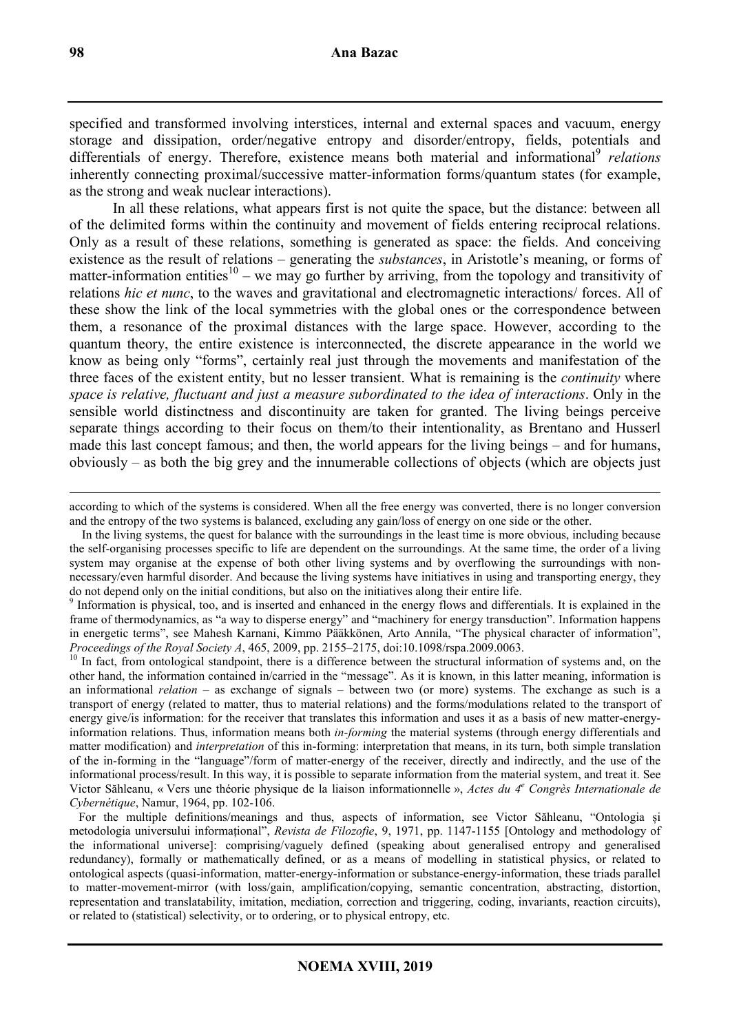specified and transformed involving interstices, internal and external spaces and vacuum, energy storage and dissipation, order/negative entropy and disorder/entropy, fields, potentials and differentials of energy. Therefore, existence means both material and informational[9] *relations* inherently connecting proximal/successive matter-information forms/quantum states (for example, as the strong and weak nuclear interactions).

In all these relations, what appears first is not quite the space, but the distance: between all of the delimited forms within the continuity and movement of fields entering reciprocal relations. Only as a result of these relations, something is generated as space: the fields. And conceiving existence as the result of relations – generating the *substances*, in Aristotle's meaning, or forms of matter-information entities[10] – we may go further by arriving, from the topology and transitivity of relations *hic et nunc*, to the waves and gravitational and electromagnetic interactions/ forces. All of these show the link of the local symmetries with the global ones or the correspondence between them, a resonance of the proximal distances with the large space. However, according to the quantum theory, the entire existence is interconnected, the discrete appearance in the world we know as being only "forms", certainly real just through the movements and manifestation of the three faces of the existent entity, but no lesser transient. What is remaining is the *continuity* where *space is relative, fluctuant and just a measure subordinated to the idea of interactions*. Only in the sensible world distinctness and discontinuity are taken for granted. The living beings perceive separate things according to their focus on them/to their intentionality, as Brentano and Husserl made this last concept famous; and then, the world appears for the living beings – and for humans, obviously – as both the big grey and the innumerable collections of objects (which are objects just

---

according to which of the systems is considered. When all the free energy was converted, there is no longer conversion and the entropy of the two systems is balanced, excluding any gain/loss of energy on one side or the other.

In the living systems, the quest for balance with the surroundings in the least time is more obvious, including because the self-organising processes specific to life are dependent on the surroundings. At the same time, the order of a living system may organise at the expense of both other living systems and by overflowing the surroundings with non-necessary/even harmful disorder. And because the living systems have initiatives in using and transporting energy, they do not depend only on the initial conditions, but also on the initiatives along their entire life.

[9] Information is physical, too, and is inserted and enhanced in the energy flows and differentials. It is explained in the frame of thermodynamics, as "a way to disperse energy" and "machinery for energy transduction". Information happens in energetic terms", see Mahesh Karnani, Kimmo Pääkkönen, Arto Annila, "The physical character of information", *Proceedings of the Royal Society A*, 465, 2009, pp. 2155–2175, doi:10.1098/rspa.2009.0063.

[10] In fact, from ontological standpoint, there is a difference between the structural information of systems and, on the other hand, the information contained in/carried in the "message". As it is known, in this latter meaning, information is an informational *relation* – as exchange of signals – between two (or more) systems. The exchange as such is a transport of energy (related to matter, thus to material relations) and the forms/modulations related to the transport of energy give/is information: for the receiver that translates this information and uses it as a basis of new matter-energy-information relations. Thus, information means both *in-forming* the material systems (through energy differentials and matter modification) and *interpretation* of this in-forming: interpretation that means, in its turn, both simple translation of the in-forming in the "language"/form of matter-energy of the receiver, directly and indirectly, and the use of the informational process/result. In this way, it is possible to separate information from the material system, and treat it. See Victor Săhleanu, « Vers une théorie physique de la liaison informationnelle », *Actes du 4[e] Congrès Internationale de Cybernétique*, Namur, 1964, pp. 102-106.

For the multiple definitions/meanings and thus, aspects of information, see Victor Săhleanu, "Ontologia și metodologia universului informațional", *Revista de Filozofie*, 9, 1971, pp. 1147-1155 [Ontology and methodology of the informational universe]: comprising/vaguely defined (speaking about generalised entropy and generalised redundancy), formally or mathematically defined, or as a means of modelling in statistical physics, or related to ontological aspects (quasi-information, matter-energy-information or substance-energy-information, these triads parallel to matter-movement-mirror (with loss/gain, amplification/copying, semantic concentration, abstracting, distortion, representation and translatability, imitation, mediation, correction and triggering, coding, invariants, reaction circuits), or related to (statistical) selectivity, or to ordering, or to physical entropy, etc.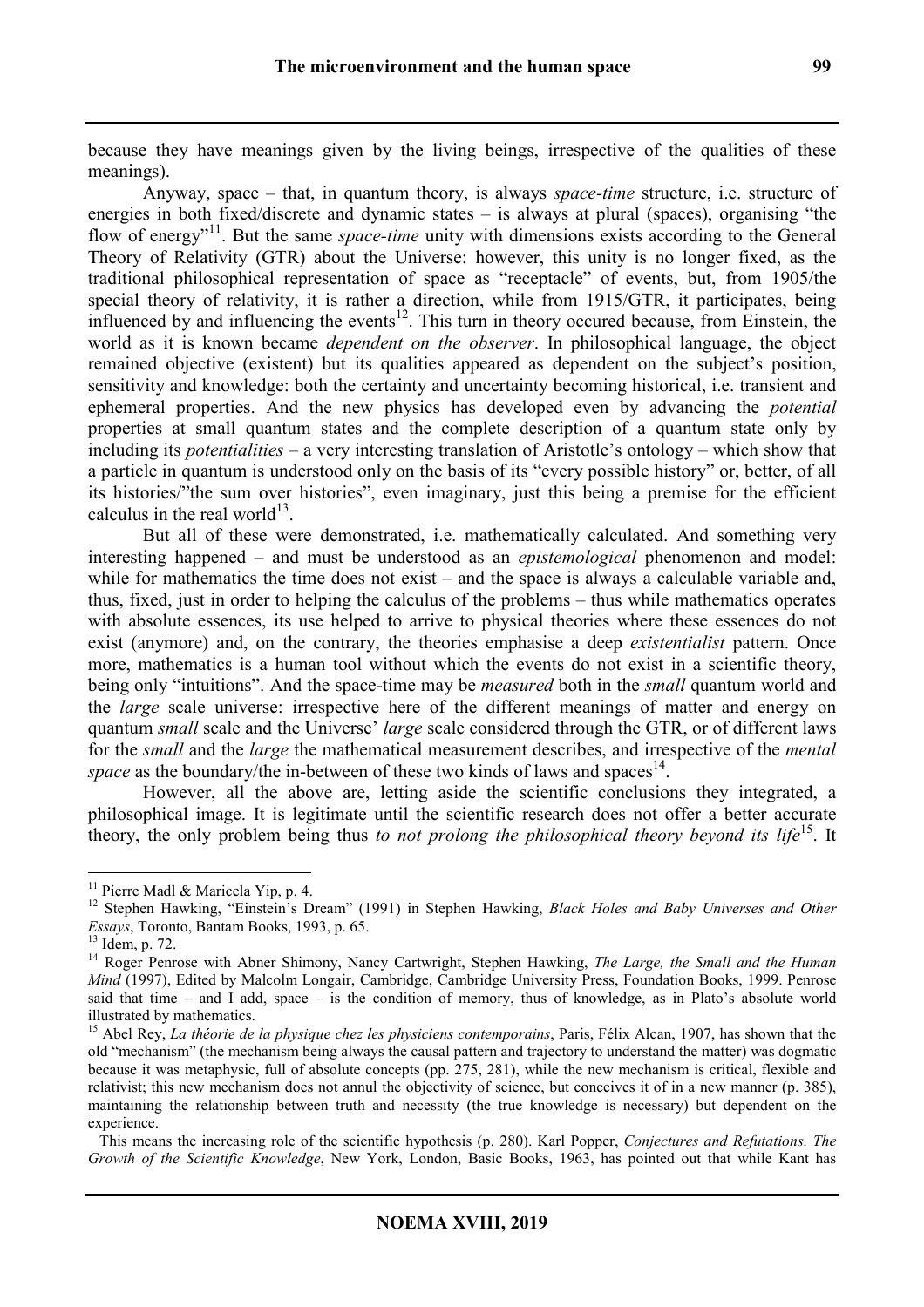because they have meanings given by the living beings, irrespective of the qualities of these meanings).

Anyway, space – that, in quantum theory, is always *space-time* structure, i.e. structure of energies in both fixed/discrete and dynamic states – is always at plural (spaces), organising "the flow of energy"[11]. But the same *space-time* unity with dimensions exists according to the General Theory of Relativity (GTR) about the Universe: however, this unity is no longer fixed, as the traditional philosophical representation of space as "receptacle" of events, but, from 1905/the special theory of relativity, it is rather a direction, while from 1915/GTR, it participates, being influenced by and influencing the events[12]. This turn in theory occured because, from Einstein, the world as it is known became *dependent on the observer*. In philosophical language, the object remained objective (existent) but its qualities appeared as dependent on the subject's position, sensitivity and knowledge: both the certainty and uncertainty becoming historical, i.e. transient and ephemeral properties. And the new physics has developed even by advancing the *potential* properties at small quantum states and the complete description of a quantum state only by including its *potentialities* – a very interesting translation of Aristotle's ontology – which show that a particle in quantum is understood only on the basis of its "every possible history" or, better, of all its histories/"the sum over histories", even imaginary, just this being a premise for the efficient calculus in the real world[13].

But all of these were demonstrated, i.e. mathematically calculated. And something very interesting happened – and must be understood as an *epistemological* phenomenon and model: while for mathematics the time does not exist – and the space is always a calculable variable and, thus, fixed, just in order to helping the calculus of the problems – thus while mathematics operates with absolute essences, its use helped to arrive to physical theories where these essences do not exist (anymore) and, on the contrary, the theories emphasise a deep *existentialist* pattern. Once more, mathematics is a human tool without which the events do not exist in a scientific theory, being only "intuitions". And the space-time may be *measured* both in the *small* quantum world and the *large* scale universe: irrespective here of the different meanings of matter and energy on quantum *small* scale and the Universe' *large* scale considered through the GTR, or of different laws for the *small* and the *large* the mathematical measurement describes, and irrespective of the *mental space* as the boundary/the in-between of these two kinds of laws and spaces[14].

However, all the above are, letting aside the scientific conclusions they integrated, a philosophical image. It is legitimate until the scientific research does not offer a better accurate theory, the only problem being thus *to not prolong the philosophical theory beyond its life*[15]. It

---

[11] Pierre Madl & Maricela Yip, p. 4.

[12] Stephen Hawking, "Einstein's Dream" (1991) in Stephen Hawking, *Black Holes and Baby Universes and Other Essays*, Toronto, Bantam Books, 1993, p. 65.

[13] Idem, p. 72.

[14] Roger Penrose with Abner Shimony, Nancy Cartwright, Stephen Hawking, *The Large, the Small and the Human Mind* (1997), Edited by Malcolm Longair, Cambridge, Cambridge University Press, Foundation Books, 1999. Penrose said that time – and I add, space – is the condition of memory, thus of knowledge, as in Plato's absolute world illustrated by mathematics.

[15] Abel Rey, *La théorie de la physique chez les physiciens contemporains*, Paris, Félix Alcan, 1907, has shown that the old "mechanism" (the mechanism being always the causal pattern and trajectory to understand the matter) was dogmatic because it was metaphysic, full of absolute concepts (pp. 275, 281), while the new mechanism is critical, flexible and relativist; this new mechanism does not annul the objectivity of science, but conceives it of in a new manner (p. 385), maintaining the relationship between truth and necessity (the true knowledge is necessary) but dependent on the experience.

This means the increasing role of the scientific hypothesis (p. 280). Karl Popper, *Conjectures and Refutations. The Growth of the Scientific Knowledge*, New York, London, Basic Books, 1963, has pointed out that while Kant has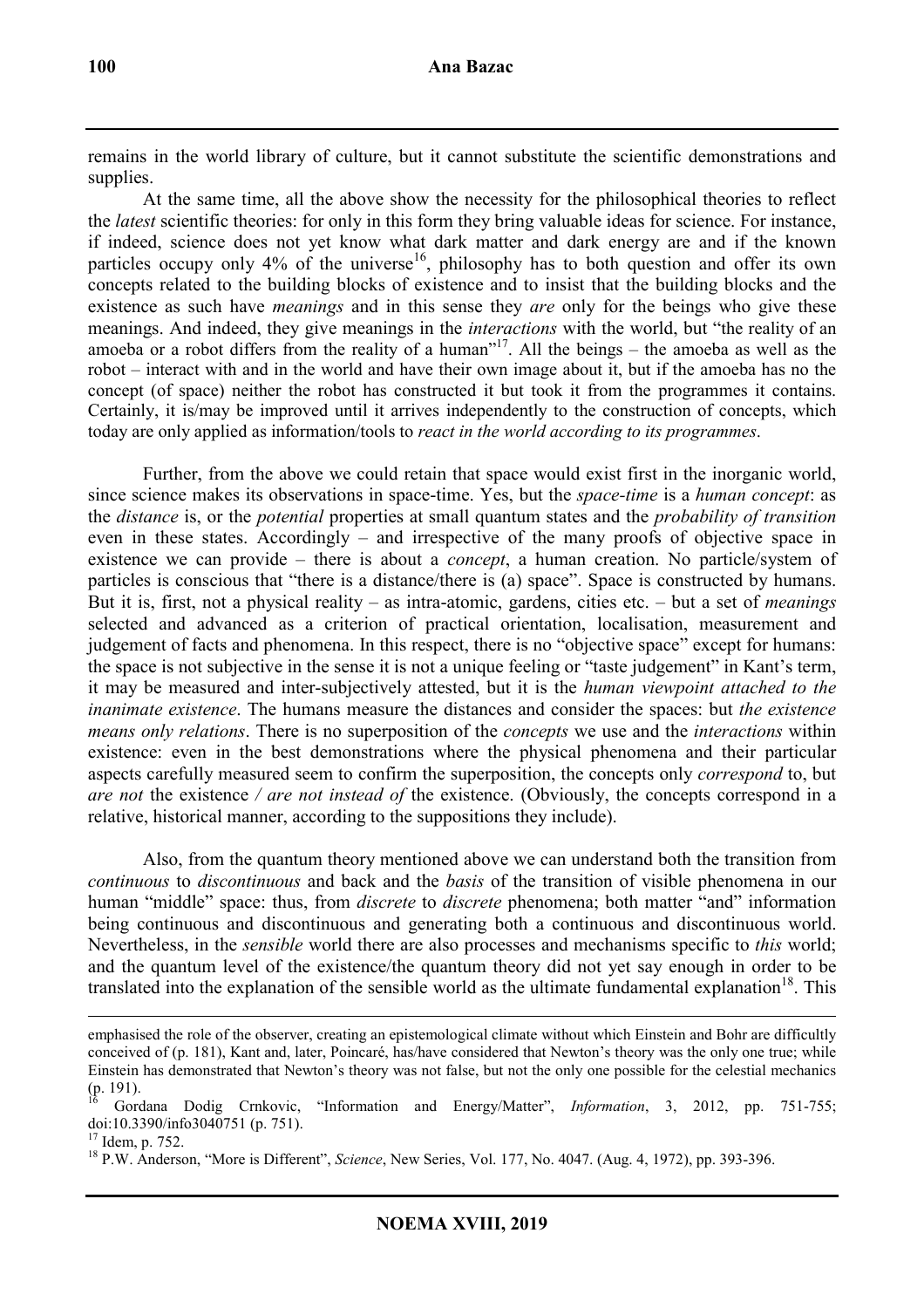remains in the world library of culture, but it cannot substitute the scientific demonstrations and supplies.

At the same time, all the above show the necessity for the philosophical theories to reflect the *latest* scientific theories: for only in this form they bring valuable ideas for science. For instance, if indeed, science does not yet know what dark matter and dark energy are and if the known particles occupy only 4% of the universe[16], philosophy has to both question and offer its own concepts related to the building blocks of existence and to insist that the building blocks and the existence as such have *meanings* and in this sense they *are* only for the beings who give these meanings. And indeed, they give meanings in the *interactions* with the world, but "the reality of an amoeba or a robot differs from the reality of a human"[17]. All the beings – the amoeba as well as the robot – interact with and in the world and have their own image about it, but if the amoeba has no the concept (of space) neither the robot has constructed it but took it from the programmes it contains. Certainly, it is/may be improved until it arrives independently to the construction of concepts, which today are only applied as information/tools to *react in the world according to its programmes*.

Further, from the above we could retain that space would exist first in the inorganic world, since science makes its observations in space-time. Yes, but the *space-time* is a *human concept*: as the *distance* is, or the *potential* properties at small quantum states and the *probability of transition* even in these states. Accordingly – and irrespective of the many proofs of objective space in existence we can provide – there is about a *concept*, a human creation. No particle/system of particles is conscious that "there is a distance/there is (a) space". Space is constructed by humans. But it is, first, not a physical reality – as intra-atomic, gardens, cities etc. – but a set of *meanings* selected and advanced as a criterion of practical orientation, localisation, measurement and judgement of facts and phenomena. In this respect, there is no "objective space" except for humans: the space is not subjective in the sense it is not a unique feeling or "taste judgement" in Kant's term, it may be measured and inter-subjectively attested, but it is the *human viewpoint attached to the inanimate existence*. The humans measure the distances and consider the spaces: but *the existence means only relations*. There is no superposition of the *concepts* we use and the *interactions* within existence: even in the best demonstrations where the physical phenomena and their particular aspects carefully measured seem to confirm the superposition, the concepts only *correspond* to, but *are not* the existence / *are not instead of* the existence. (Obviously, the concepts correspond in a relative, historical manner, according to the suppositions they include).

Also, from the quantum theory mentioned above we can understand both the transition from *continuous* to *discontinuous* and back and the *basis* of the transition of visible phenomena in our human "middle" space: thus, from *discrete* to *discrete* phenomena; both matter "and" information being continuous and discontinuous and generating both a continuous and discontinuous world. Nevertheless, in the *sensible* world there are also processes and mechanisms specific to *this* world; and the quantum level of the existence/the quantum theory did not yet say enough in order to be translated into the explanation of the sensible world as the ultimate fundamental explanation[18]. This

---

emphasised the role of the observer, creating an epistemological climate without which Einstein and Bohr are difficultly conceived of (p. 181), Kant and, later, Poincaré, has/have considered that Newton's theory was the only one true; while Einstein has demonstrated that Newton's theory was not false, but not the only one possible for the celestial mechanics (p. 191).

[16] Gordana Dodig Crnkovic, "Information and Energy/Matter", *Information*, 3, 2012, pp. 751-755; doi:10.3390/info3040751 (p. 751).

[17] Idem, p. 752.

[18] P.W. Anderson, "More is Different", *Science*, New Series, Vol. 177, No. 4047. (Aug. 4, 1972), pp. 393-396.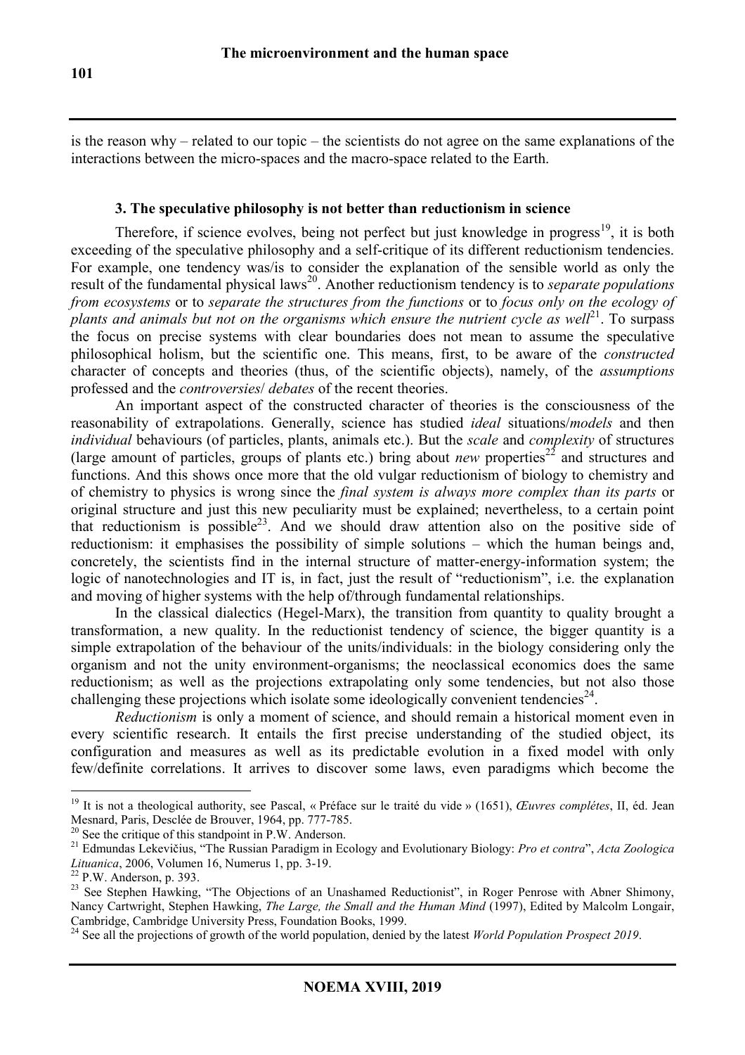is the reason why – related to our topic – the scientists do not agree on the same explanations of the interactions between the micro-spaces and the macro-space related to the Earth.

### 3. The speculative philosophy is not better than reductionism in science

Therefore, if science evolves, being not perfect but just knowledge in progress[19], it is both exceeding of the speculative philosophy and a self-critique of its different reductionism tendencies. For example, one tendency was/is to consider the explanation of the sensible world as only the result of the fundamental physical laws[20]. Another reductionism tendency is to *separate populations from ecosystems* or to *separate the structures from the functions* or to *focus only on the ecology of plants and animals but not on the organisms which ensure the nutrient cycle as well*[21]. To surpass the focus on precise systems with clear boundaries does not mean to assume the speculative philosophical holism, but the scientific one. This means, first, to be aware of the *constructed* character of concepts and theories (thus, of the scientific objects), namely, of the *assumptions* professed and the *controversies*/ *debates* of the recent theories.

An important aspect of the constructed character of theories is the consciousness of the reasonability of extrapolations. Generally, science has studied *ideal* situations/*models* and then *individual* behaviours (of particles, plants, animals etc.). But the *scale* and *complexity* of structures (large amount of particles, groups of plants etc.) bring about *new* properties[22] and structures and functions. And this shows once more that the old vulgar reductionism of biology to chemistry and of chemistry to physics is wrong since the *final system is always more complex than its parts* or original structure and just this new peculiarity must be explained; nevertheless, to a certain point that reductionism is possible[23]. And we should draw attention also on the positive side of reductionism: it emphasises the possibility of simple solutions – which the human beings and, concretely, the scientists find in the internal structure of matter-energy-information system; the logic of nanotechnologies and IT is, in fact, just the result of "reductionism", i.e. the explanation and moving of higher systems with the help of/through fundamental relationships.

In the classical dialectics (Hegel-Marx), the transition from quantity to quality brought a transformation, a new quality. In the reductionist tendency of science, the bigger quantity is a simple extrapolation of the behaviour of the units/individuals: in the biology considering only the organism and not the unity environment-organisms; the neoclassical economics does the same reductionism; as well as the projections extrapolating only some tendencies, but not also those challenging these projections which isolate some ideologically convenient tendencies[24].

*Reductionism* is only a moment of science, and should remain a historical moment even in every scientific research. It entails the first precise understanding of the studied object, its configuration and measures as well as its predictable evolution in a fixed model with only few/definite correlations. It arrives to discover some laws, even paradigms which become the

---

[19] It is not a theological authority, see Pascal, « Préface sur le traité du vide » (1651), *Œuvres complétes*, II, éd. Jean Mesnard, Paris, Desclée de Brouver, 1964, pp. 777-785.

[20] See the critique of this standpoint in P.W. Anderson.

[21] Edmundas Lekevičius, "The Russian Paradigm in Ecology and Evolutionary Biology: *Pro et contra*", *Acta Zoologica Lituanica*, 2006, Volumen 16, Numerus 1, pp. 3-19.

[22] P.W. Anderson, p. 393.

[23] See Stephen Hawking, "The Objections of an Unashamed Reductionist", in Roger Penrose with Abner Shimony, Nancy Cartwright, Stephen Hawking, *The Large, the Small and the Human Mind* (1997), Edited by Malcolm Longair, Cambridge, Cambridge University Press, Foundation Books, 1999.

[24] See all the projections of growth of the world population, denied by the latest *World Population Prospect 2019*.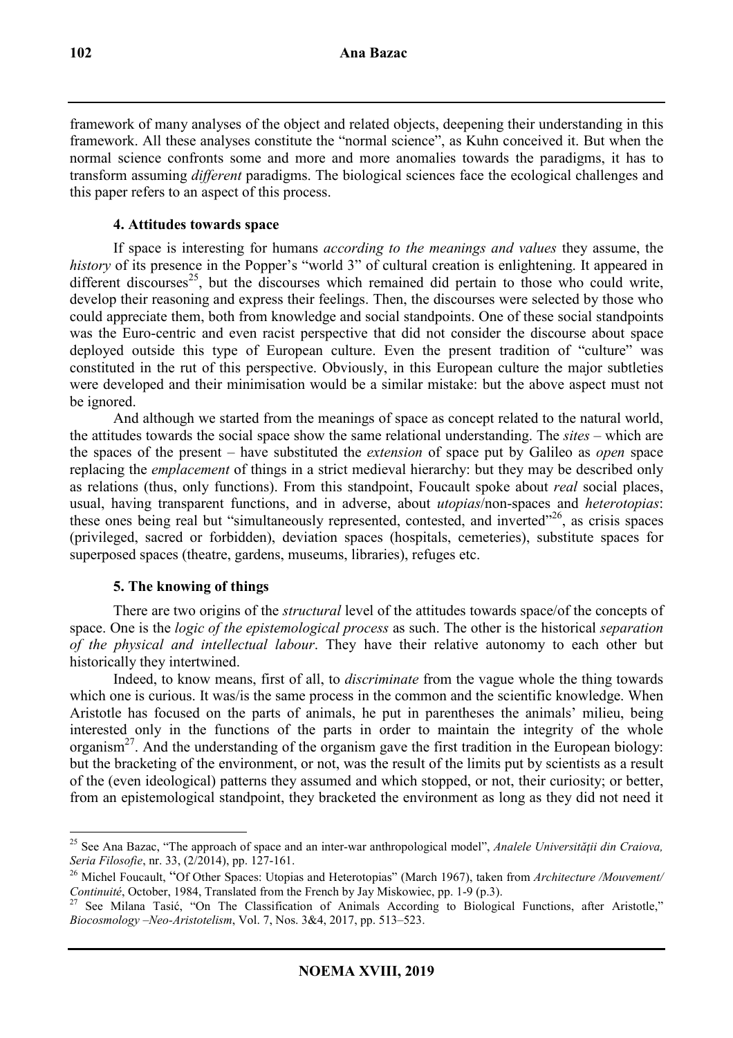framework of many analyses of the object and related objects, deepening their understanding in this framework. All these analyses constitute the "normal science", as Kuhn conceived it. But when the normal science confronts some and more and more anomalies towards the paradigms, it has to transform assuming *different* paradigms. The biological sciences face the ecological challenges and this paper refers to an aspect of this process.

## 4. Attitudes towards space

If space is interesting for humans *according to the meanings and values* they assume, the *history* of its presence in the Popper's "world 3" of cultural creation is enlightening. It appeared in different discourses[25], but the discourses which remained did pertain to those who could write, develop their reasoning and express their feelings. Then, the discourses were selected by those who could appreciate them, both from knowledge and social standpoints. One of these social standpoints was the Euro-centric and even racist perspective that did not consider the discourse about space deployed outside this type of European culture. Even the present tradition of "culture" was constituted in the rut of this perspective. Obviously, in this European culture the major subtleties were developed and their minimisation would be a similar mistake: but the above aspect must not be ignored.

And although we started from the meanings of space as concept related to the natural world, the attitudes towards the social space show the same relational understanding. The *sites* – which are the spaces of the present – have substituted the *extension* of space put by Galileo as *open* space replacing the *emplacement* of things in a strict medieval hierarchy: but they may be described only as relations (thus, only functions). From this standpoint, Foucault spoke about *real* social places, usual, having transparent functions, and in adverse, about *utopias*/non-spaces and *heterotopias*: these ones being real but "simultaneously represented, contested, and inverted"[26], as crisis spaces (privileged, sacred or forbidden), deviation spaces (hospitals, cemeteries), substitute spaces for superposed spaces (theatre, gardens, museums, libraries), refuges etc.

## 5. The knowing of things

There are two origins of the *structural* level of the attitudes towards space/of the concepts of space. One is the *logic of the epistemological process* as such. The other is the historical *separation of the physical and intellectual labour*. They have their relative autonomy to each other but historically they intertwined.

Indeed, to know means, first of all, to *discriminate* from the vague whole the thing towards which one is curious. It was/is the same process in the common and the scientific knowledge. When Aristotle has focused on the parts of animals, he put in parentheses the animals' milieu, being interested only in the functions of the parts in order to maintain the integrity of the whole organism[27]. And the understanding of the organism gave the first tradition in the European biology: but the bracketing of the environment, or not, was the result of the limits put by scientists as a result of the (even ideological) patterns they assumed and which stopped, or not, their curiosity; or better, from an epistemological standpoint, they bracketed the environment as long as they did not need it

---

[25] See Ana Bazac, "The approach of space and an inter-war anthropological model", *Analele Universităţii din Craiova, Seria Filosofie*, nr. 33, (2/2014), pp. 127-161.

[26] Michel Foucault, "Of Other Spaces: Utopias and Heterotopias" (March 1967), taken from *Architecture /Mouvement/ Continuité*, October, 1984, Translated from the French by Jay Miskowiec, pp. 1-9 (p.3).

[27] See Milana Tasić, "On The Classification of Animals According to Biological Functions, after Aristotle," *Biocosmology –Neo-Aristotelism*, Vol. 7, Nos. 3&4, 2017, pp. 513–523.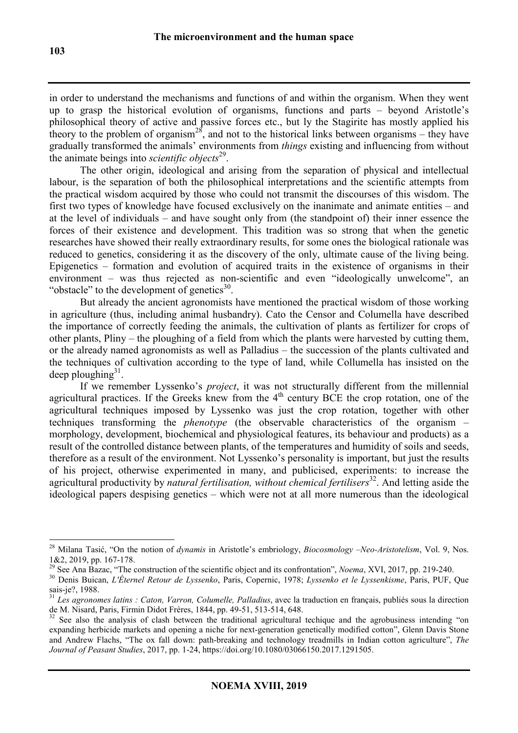in order to understand the mechanisms and functions of and within the organism. When they went up to grasp the historical evolution of organisms, functions and parts – beyond Aristotle's philosophical theory of active and passive forces etc., but ly the Stagirite has mostly applied his theory to the problem of organism[28], and not to the historical links between organisms – they have gradually transformed the animals' environments from *things* existing and influencing from without the animate beings into *scientific objects*[29].

The other origin, ideological and arising from the separation of physical and intellectual labour, is the separation of both the philosophical interpretations and the scientific attempts from the practical wisdom acquired by those who could not transmit the discourses of this wisdom. The first two types of knowledge have focused exclusively on the inanimate and animate entities – and at the level of individuals – and have sought only from (the standpoint of) their inner essence the forces of their existence and development. This tradition was so strong that when the genetic researches have showed their really extraordinary results, for some ones the biological rationale was reduced to genetics, considering it as the discovery of the only, ultimate cause of the living being. Epigenetics – formation and evolution of acquired traits in the existence of organisms in their environment – was thus rejected as non-scientific and even "ideologically unwelcome", an "obstacle" to the development of genetics[30].

But already the ancient agronomists have mentioned the practical wisdom of those working in agriculture (thus, including animal husbandry). Cato the Censor and Columella have described the importance of correctly feeding the animals, the cultivation of plants as fertilizer for crops of other plants, Pliny – the ploughing of a field from which the plants were harvested by cutting them, or the already named agronomists as well as Palladius – the succession of the plants cultivated and the techniques of cultivation according to the type of land, while Collumella has insisted on the deep ploughing[31].

If we remember Lyssenko's *project*, it was not structurally different from the millennial agricultural practices. If the Greeks knew from the 4th century BCE the crop rotation, one of the agricultural techniques imposed by Lyssenko was just the crop rotation, together with other techniques transforming the *phenotype* (the observable characteristics of the organism – morphology, development, biochemical and physiological features, its behaviour and products) as a result of the controlled distance between plants, of the temperatures and humidity of soils and seeds, therefore as a result of the environment. Not Lyssenko's personality is important, but just the results of his project, otherwise experimented in many, and publicised, experiments: to increase the agricultural productivity by *natural fertilisation, without chemical fertilisers*[32]. And letting aside the ideological papers despising genetics – which were not at all more numerous than the ideological

---

[28] Milana Tasić, "On the notion of *dynamis* in Aristotle's embriology, *Biocosmology –Neo-Aristotelism*, Vol. 9, Nos. 1&2, 2019, pp. 167-178.

[29] See Ana Bazac, "The construction of the scientific object and its confrontation", *Noema*, XVI, 2017, pp. 219-240.

[30] Denis Buican, *L'Éternel Retour de Lyssenko*, Paris, Copernic, 1978; *Lyssenko et le Lyssenkisme*, Paris, PUF, Que sais-je?, 1988.

[31] *Les agronomes latins : Caton, Varron, Columelle, Palladius*, avec la traduction en français, publiés sous la direction de M. Nisard, Paris, Firmin Didot Frères, 1844, pp. 49-51, 513-514, 648.

[32] See also the analysis of clash between the traditional agricultural techique and the agrobusiness intending "on expanding herbicide markets and opening a niche for next-generation genetically modified cotton", Glenn Davis Stone and Andrew Flachs, "The ox fall down: path-breaking and technology treadmills in Indian cotton agriculture", *The Journal of Peasant Studies*, 2017, pp. 1-24, https://doi.org/10.1080/03066150.2017.1291505.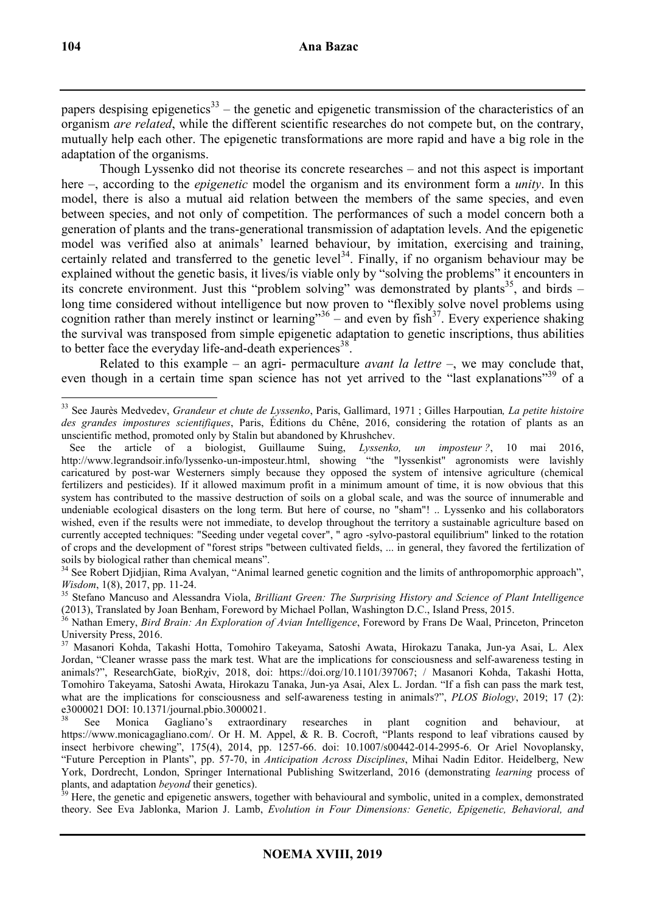papers despising epigenetics[33] – the genetic and epigenetic transmission of the characteristics of an organism *are related*, while the different scientific researches do not compete but, on the contrary, mutually help each other. The epigenetic transformations are more rapid and have a big role in the adaptation of the organisms.

Though Lyssenko did not theorise its concrete researches – and not this aspect is important here –, according to the *epigenetic* model the organism and its environment form a *unity*. In this model, there is also a mutual aid relation between the members of the same species, and even between species, and not only of competition. The performances of such a model concern both a generation of plants and the trans-generational transmission of adaptation levels. And the epigenetic model was verified also at animals' learned behaviour, by imitation, exercising and training, certainly related and transferred to the genetic level[34]. Finally, if no organism behaviour may be explained without the genetic basis, it lives/is viable only by "solving the problems" it encounters in its concrete environment. Just this "problem solving" was demonstrated by plants[35], and birds – long time considered without intelligence but now proven to "flexibly solve novel problems using cognition rather than merely instinct or learning"[36] – and even by fish[37]. Every experience shaking the survival was transposed from simple epigenetic adaptation to genetic inscriptions, thus abilities to better face the everyday life-and-death experiences[38].

Related to this example – an agri- permaculture *avant la lettre* –, we may conclude that, even though in a certain time span science has not yet arrived to the "last explanations"[39] of a

---

[33] See Jaurès Medvedev, *Grandeur et chute de Lyssenko*, Paris, Gallimard, 1971 ; Gilles Harpoutian*, La petite histoire des grandes impostures scientifiques*, Paris, Éditions du Chêne, 2016, considering the rotation of plants as an unscientific method, promoted only by Stalin but abandoned by Khrushchev.

See the article of a biologist, Guillaume Suing, *Lyssenko, un imposteur ?*, 10 mai 2016, http://www.legrandsoir.info/lyssenko-un-imposteur.html, showing "the "lyssenkist" agronomists were lavishly caricatured by post-war Westerners simply because they opposed the system of intensive agriculture (chemical fertilizers and pesticides). If it allowed maximum profit in a minimum amount of time, it is now obvious that this system has contributed to the massive destruction of soils on a global scale, and was the source of innumerable and undeniable ecological disasters on the long term. But here of course, no "sham"! .. Lyssenko and his collaborators wished, even if the results were not immediate, to develop throughout the territory a sustainable agriculture based on currently accepted techniques: "Seeding under vegetal cover", " agro -sylvo-pastoral equilibrium" linked to the rotation of crops and the development of "forest strips "between cultivated fields, ... in general, they favored the fertilization of soils by biological rather than chemical means".

[34] See Robert Djidjian, Rima Avalyan, "Animal learned genetic cognition and the limits of anthropomorphic approach", *Wisdom*, 1(8), 2017, pp. 11-24.

[35] Stefano Mancuso and Alessandra Viola, *Brilliant Green: The Surprising History and Science of Plant Intelligence* (2013), Translated by Joan Benham, Foreword by Michael Pollan, Washington D.C., Island Press, 2015.

[36] Nathan Emery, *Bird Brain: An Exploration of Avian Intelligence*, Foreword by Frans De Waal, Princeton, Princeton University Press, 2016.

[37] Masanori Kohda, Takashi Hotta, Tomohiro Takeyama, Satoshi Awata, Hirokazu Tanaka, Jun-ya Asai, L. Alex Jordan, "Cleaner wrasse pass the mark test. What are the implications for consciousness and self-awareness testing in animals?", ResearchGate, bioRχiv, 2018, doi: https://doi.org/10.1101/397067; / Masanori Kohda, Takashi Hotta, Tomohiro Takeyama, Satoshi Awata, Hirokazu Tanaka, Jun-ya Asai, Alex L. Jordan. "If a fish can pass the mark test, what are the implications for consciousness and self-awareness testing in animals?", *PLOS Biology*, 2019; 17 (2): e3000021 DOI: 10.1371/journal.pbio.3000021.

[38] See Monica Gagliano's extraordinary researches in plant cognition and behaviour, at https://www.monicagagliano.com/. Or H. M. Appel, & R. B. Cocroft, "Plants respond to leaf vibrations caused by insect herbivore chewing", 175(4), 2014, pp. 1257-66. doi: 10.1007/s00442-014-2995-6. Or Ariel Novoplansky, "Future Perception in Plants", pp. 57-70, in *Anticipation Across Disciplines*, Mihai Nadin Editor. Heidelberg, New York, Dordrecht, London, Springer International Publishing Switzerland, 2016 (demonstrating *learning* process of plants, and adaptation *beyond* their genetics).

[39] Here, the genetic and epigenetic answers, together with behavioural and symbolic, united in a complex, demonstrated theory. See Eva Jablonka, Marion J. Lamb, *Evolution in Four Dimensions: Genetic, Epigenetic, Behavioral, and*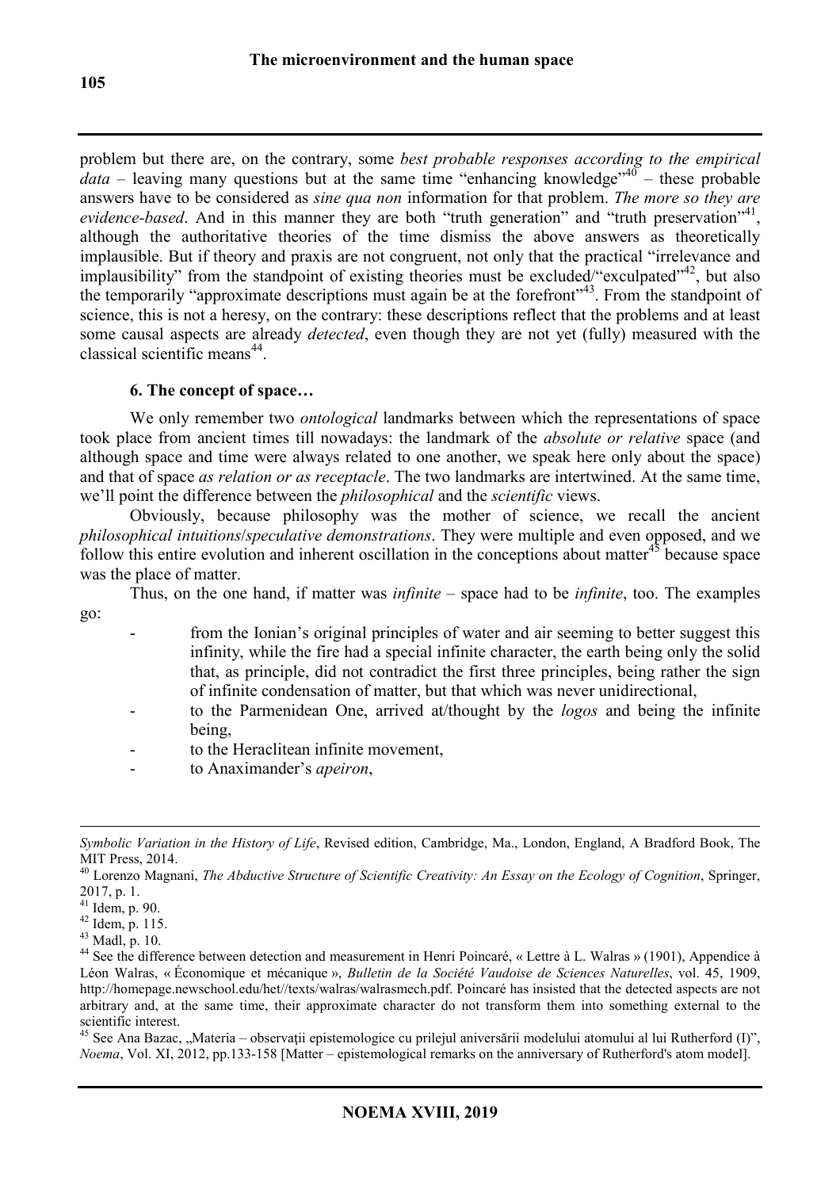problem but there are, on the contrary, some *best probable responses according to the empirical data* – leaving many questions but at the same time "enhancing knowledge"[40] – these probable answers have to be considered as *sine qua non* information for that problem. *The more so they are evidence-based*. And in this manner they are both "truth generation" and "truth preservation"[41], although the authoritative theories of the time dismiss the above answers as theoretically implausible. But if theory and praxis are not congruent, not only that the practical "irrelevance and implausibility" from the standpoint of existing theories must be excluded/"exculpated"[42], but also the temporarily "approximate descriptions must again be at the forefront"[43]. From the standpoint of science, this is not a heresy, on the contrary: these descriptions reflect that the problems and at least some causal aspects are already *detected*, even though they are not yet (fully) measured with the classical scientific means[44].

### 6. The concept of space…

We only remember two *ontological* landmarks between which the representations of space took place from ancient times till nowadays: the landmark of the *absolute or relative* space (and although space and time were always related to one another, we speak here only about the space) and that of space *as relation or as receptacle*. The two landmarks are intertwined. At the same time, we'll point the difference between the *philosophical* and the *scientific* views.

Obviously, because philosophy was the mother of science, we recall the ancient *philosophical intuitions*/*speculative demonstrations*. They were multiple and even opposed, and we follow this entire evolution and inherent oscillation in the conceptions about matter[45] because space was the place of matter.

Thus, on the one hand, if matter was *infinite* – space had to be *infinite*, too. The examples go:

- from the Ionian's original principles of water and air seeming to better suggest this infinity, while the fire had a special infinite character, the earth being only the solid that, as principle, did not contradict the first three principles, being rather the sign of infinite condensation of matter, but that which was never unidirectional,
- to the Parmenidean One, arrived at/thought by the *logos* and being the infinite being,
- to the Heraclitean infinite movement,
- to Anaximander's *apeiron*,

---

*Symbolic Variation in the History of Life*, Revised edition, Cambridge, Ma., London, England, A Bradford Book, The MIT Press, 2014.

[40] Lorenzo Magnani, *The Abductive Structure of Scientific Creativity: An Essay on the Ecology of Cognition*, Springer, 2017, p. 1.

[41] Idem, p. 90.

[42] Idem, p. 115.

[43] Madl, p. 10.

[44] See the difference between detection and measurement in Henri Poincaré, « Lettre à L. Walras » (1901), Appendice à Léon Walras, « Économique et mécanique », *Bulletin de la Société Vaudoise de Sciences Naturelles*, vol. 45, 1909, http://homepage.newschool.edu/het//texts/walras/walrasmech.pdf. Poincaré has insisted that the detected aspects are not arbitrary and, at the same time, their approximate character do not transform them into something external to the scientific interest.

[45] See Ana Bazac, „Materia – observații epistemologice cu prilejul aniversării modelului atomului al lui Rutherford (I)", *Noema*, Vol. XI, 2012, pp.133-158 [Matter – epistemological remarks on the anniversary of Rutherford's atom model].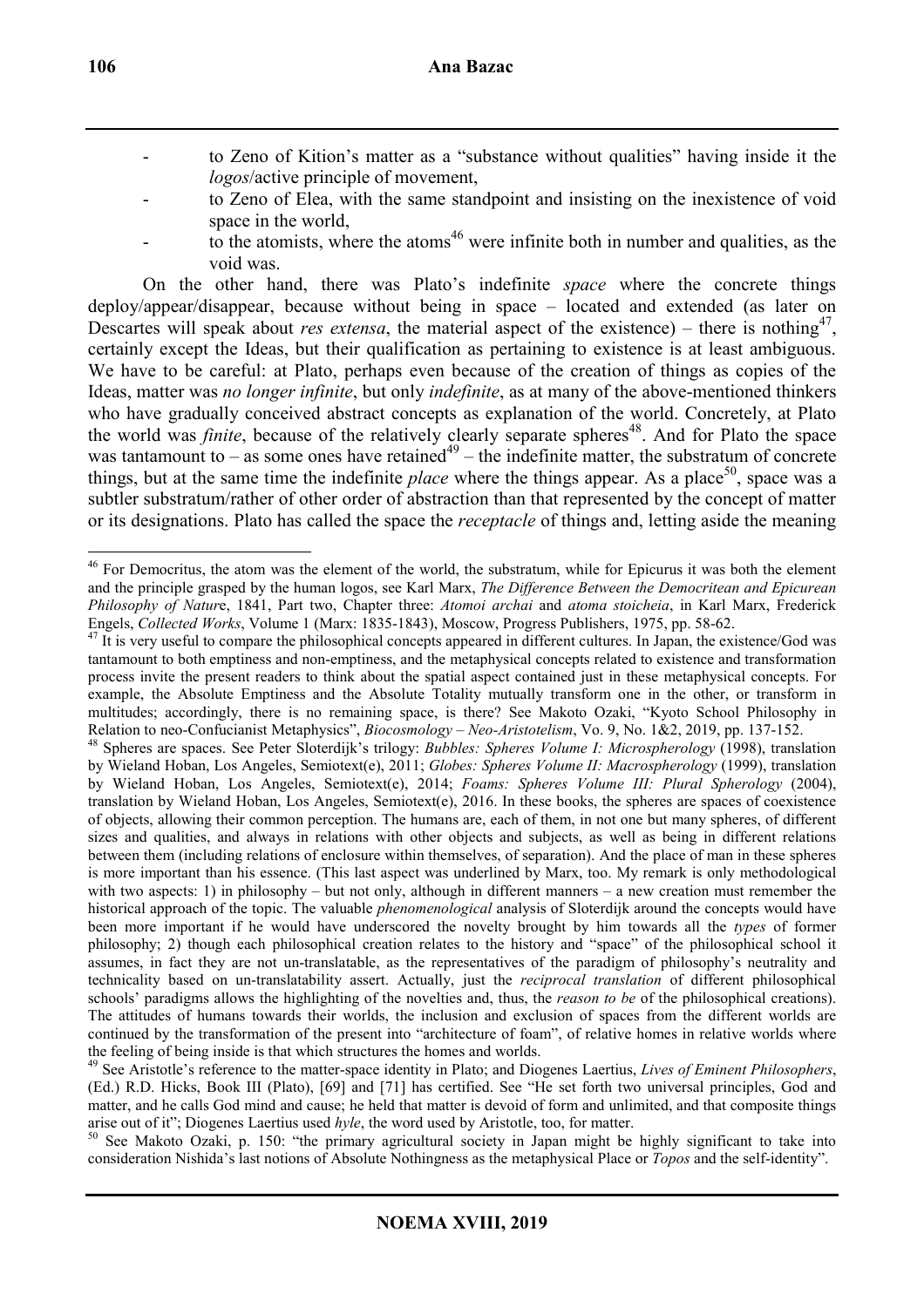- to Zeno of Kition's matter as a "substance without qualities" having inside it the *logos*/active principle of movement,
- to Zeno of Elea, with the same standpoint and insisting on the inexistence of void space in the world,
- to the atomists, where the atoms[46] were infinite both in number and qualities, as the void was.

On the other hand, there was Plato's indefinite *space* where the concrete things deploy/appear/disappear, because without being in space – located and extended (as later on Descartes will speak about *res extensa*, the material aspect of the existence) – there is nothing[47], certainly except the Ideas, but their qualification as pertaining to existence is at least ambiguous. We have to be careful: at Plato, perhaps even because of the creation of things as copies of the Ideas, matter was *no longer infinite*, but only *indefinite*, as at many of the above-mentioned thinkers who have gradually conceived abstract concepts as explanation of the world. Concretely, at Plato the world was *finite*, because of the relatively clearly separate spheres[48]. And for Plato the space was tantamount to – as some ones have retained[49] – the indefinite matter, the substratum of concrete things, but at the same time the indefinite *place* where the things appear. As a place[50], space was a subtler substratum/rather of other order of abstraction than that represented by the concept of matter or its designations. Plato has called the space the *receptacle* of things and, letting aside the meaning

---

[46] For Democritus, the atom was the element of the world, the substratum, while for Epicurus it was both the element and the principle grasped by the human logos, see Karl Marx, *The Difference Between the Democritean and Epicurean Philosophy of Natur*e, 1841, Part two, Chapter three: *Atomoi archai* and *atoma stoicheia*, in Karl Marx, Frederick Engels, *Collected Works*, Volume 1 (Marx: 1835-1843), Moscow, Progress Publishers, 1975, pp. 58-62.

[47] It is very useful to compare the philosophical concepts appeared in different cultures. In Japan, the existence/God was tantamount to both emptiness and non-emptiness, and the metaphysical concepts related to existence and transformation process invite the present readers to think about the spatial aspect contained just in these metaphysical concepts. For example, the Absolute Emptiness and the Absolute Totality mutually transform one in the other, or transform in multitudes; accordingly, there is no remaining space, is there? See Makoto Ozaki, "Kyoto School Philosophy in Relation to neo-Confucianist Metaphysics", *Biocosmology – Neo-Aristotelism*, Vo. 9, No. 1&2, 2019, pp. 137-152.

[48] Spheres are spaces. See Peter Sloterdijk's trilogy: *Bubbles: Spheres Volume I: Microspherology* (1998), translation by Wieland Hoban, Los Angeles, Semiotext(e), 2011; *Globes: Spheres Volume II: Macrospherology* (1999), translation by Wieland Hoban, Los Angeles, Semiotext(e), 2014; *Foams: Spheres Volume III: Plural Spherology* (2004), translation by Wieland Hoban, Los Angeles, Semiotext(e), 2016. In these books, the spheres are spaces of coexistence of objects, allowing their common perception. The humans are, each of them, in not one but many spheres, of different sizes and qualities, and always in relations with other objects and subjects, as well as being in different relations between them (including relations of enclosure within themselves, of separation). And the place of man in these spheres is more important than his essence. (This last aspect was underlined by Marx, too. My remark is only methodological with two aspects: 1) in philosophy – but not only, although in different manners – a new creation must remember the historical approach of the topic. The valuable *phenomenological* analysis of Sloterdijk around the concepts would have been more important if he would have underscored the novelty brought by him towards all the *types* of former philosophy; 2) though each philosophical creation relates to the history and "space" of the philosophical school it assumes, in fact they are not un-translatable, as the representatives of the paradigm of philosophy's neutrality and technicality based on un-translatability assert. Actually, just the *reciprocal translation* of different philosophical schools' paradigms allows the highlighting of the novelties and, thus, the *reason to be* of the philosophical creations). The attitudes of humans towards their worlds, the inclusion and exclusion of spaces from the different worlds are continued by the transformation of the present into "architecture of foam", of relative homes in relative worlds where the feeling of being inside is that which structures the homes and worlds.

[49] See Aristotle's reference to the matter-space identity in Plato; and Diogenes Laertius, *Lives of Eminent Philosophers*, (Ed.) R.D. Hicks, Book III (Plato), [69] and [71] has certified. See "He set forth two universal principles, God and matter, and he calls God mind and cause; he held that matter is devoid of form and unlimited, and that composite things arise out of it"; Diogenes Laertius used *hyle*, the word used by Aristotle, too, for matter.

[50] See Makoto Ozaki, p. 150: "the primary agricultural society in Japan might be highly significant to take into consideration Nishida's last notions of Absolute Nothingness as the metaphysical Place or *Topos* and the self-identity".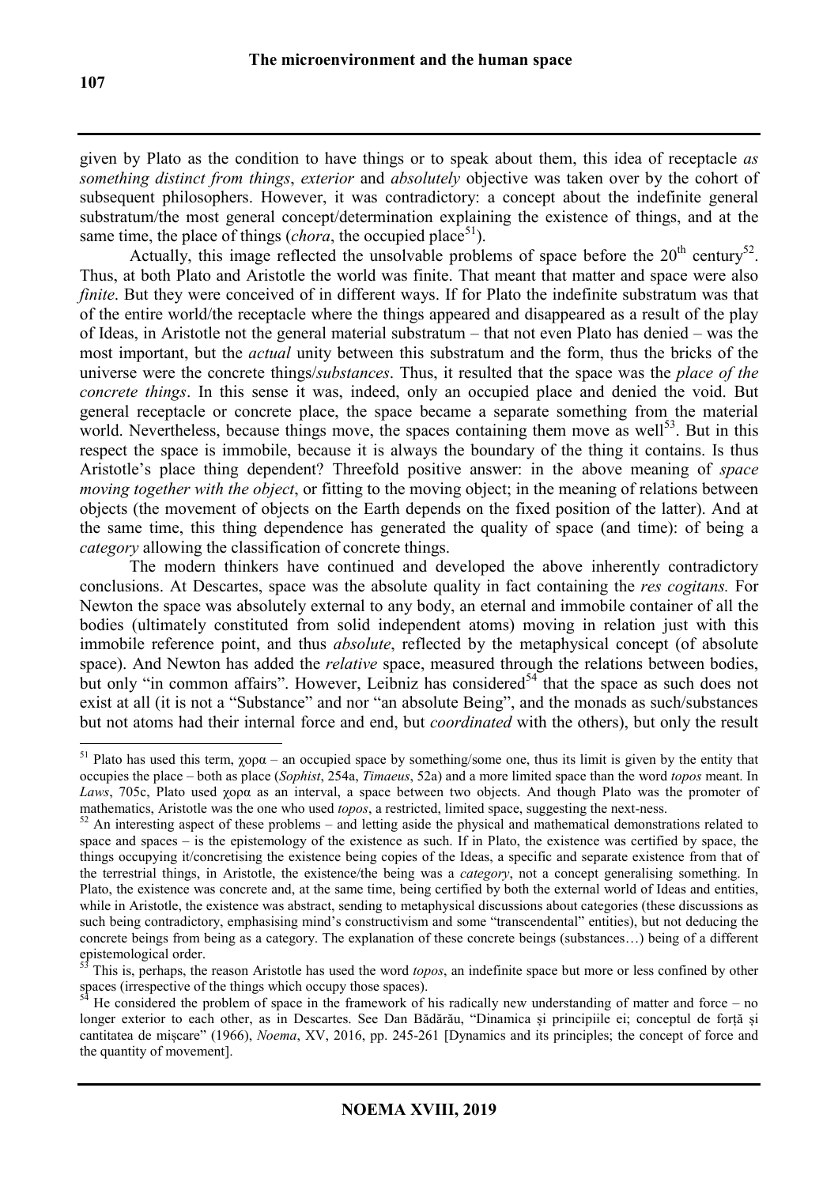given by Plato as the condition to have things or to speak about them, this idea of receptacle *as something distinct from things*, *exterior* and *absolutely* objective was taken over by the cohort of subsequent philosophers. However, it was contradictory: a concept about the indefinite general substratum/the most general concept/determination explaining the existence of things, and at the same time, the place of things (*chora*, the occupied place[51]).

Actually, this image reflected the unsolvable problems of space before the 20th century[52]. Thus, at both Plato and Aristotle the world was finite. That meant that matter and space were also *finite*. But they were conceived of in different ways. If for Plato the indefinite substratum was that of the entire world/the receptacle where the things appeared and disappeared as a result of the play of Ideas, in Aristotle not the general material substratum – that not even Plato has denied – was the most important, but the *actual* unity between this substratum and the form, thus the bricks of the universe were the concrete things/*substances*. Thus, it resulted that the space was the *place of the concrete things*. In this sense it was, indeed, only an occupied place and denied the void. But general receptacle or concrete place, the space became a separate something from the material world. Nevertheless, because things move, the spaces containing them move as well[53]. But in this respect the space is immobile, because it is always the boundary of the thing it contains. Is thus Aristotle's place thing dependent? Threefold positive answer: in the above meaning of *space moving together with the object*, or fitting to the moving object; in the meaning of relations between objects (the movement of objects on the Earth depends on the fixed position of the latter). And at the same time, this thing dependence has generated the quality of space (and time): of being a *category* allowing the classification of concrete things.

The modern thinkers have continued and developed the above inherently contradictory conclusions. At Descartes, space was the absolute quality in fact containing the *res cogitans.* For Newton the space was absolutely external to any body, an eternal and immobile container of all the bodies (ultimately constituted from solid independent atoms) moving in relation just with this immobile reference point, and thus *absolute*, reflected by the metaphysical concept (of absolute space). And Newton has added the *relative* space, measured through the relations between bodies, but only "in common affairs". However, Leibniz has considered[54] that the space as such does not exist at all (it is not a "Substance" and nor "an absolute Being", and the monads as such/substances but not atoms had their internal force and end, but *coordinated* with the others), but only the result

---

[51] Plato has used this term, χορα – an occupied space by something/some one, thus its limit is given by the entity that occupies the place – both as place (*Sophist*, 254a, *Timaeus*, 52a) and a more limited space than the word *topos* meant. In *Laws*, 705c, Plato used χορα as an interval, a space between two objects. And though Plato was the promoter of mathematics, Aristotle was the one who used *topos*, a restricted, limited space, suggesting the next-ness.

[52] An interesting aspect of these problems – and letting aside the physical and mathematical demonstrations related to space and spaces – is the epistemology of the existence as such. If in Plato, the existence was certified by space, the things occupying it/concretising the existence being copies of the Ideas, a specific and separate existence from that of the terrestrial things, in Aristotle, the existence/the being was a *category*, not a concept generalising something. In Plato, the existence was concrete and, at the same time, being certified by both the external world of Ideas and entities, while in Aristotle, the existence was abstract, sending to metaphysical discussions about categories (these discussions as such being contradictory, emphasising mind's constructivism and some "transcendental" entities), but not deducing the concrete beings from being as a category. The explanation of these concrete beings (substances…) being of a different epistemological order.

[53] This is, perhaps, the reason Aristotle has used the word *topos*, an indefinite space but more or less confined by other spaces (irrespective of the things which occupy those spaces).

[54] He considered the problem of space in the framework of his radically new understanding of matter and force – no longer exterior to each other, as in Descartes. See Dan Bădărău, "Dinamica și principiile ei; conceptul de forță și cantitatea de mișcare" (1966), *Noema*, XV, 2016, pp. 245-261 [Dynamics and its principles; the concept of force and the quantity of movement].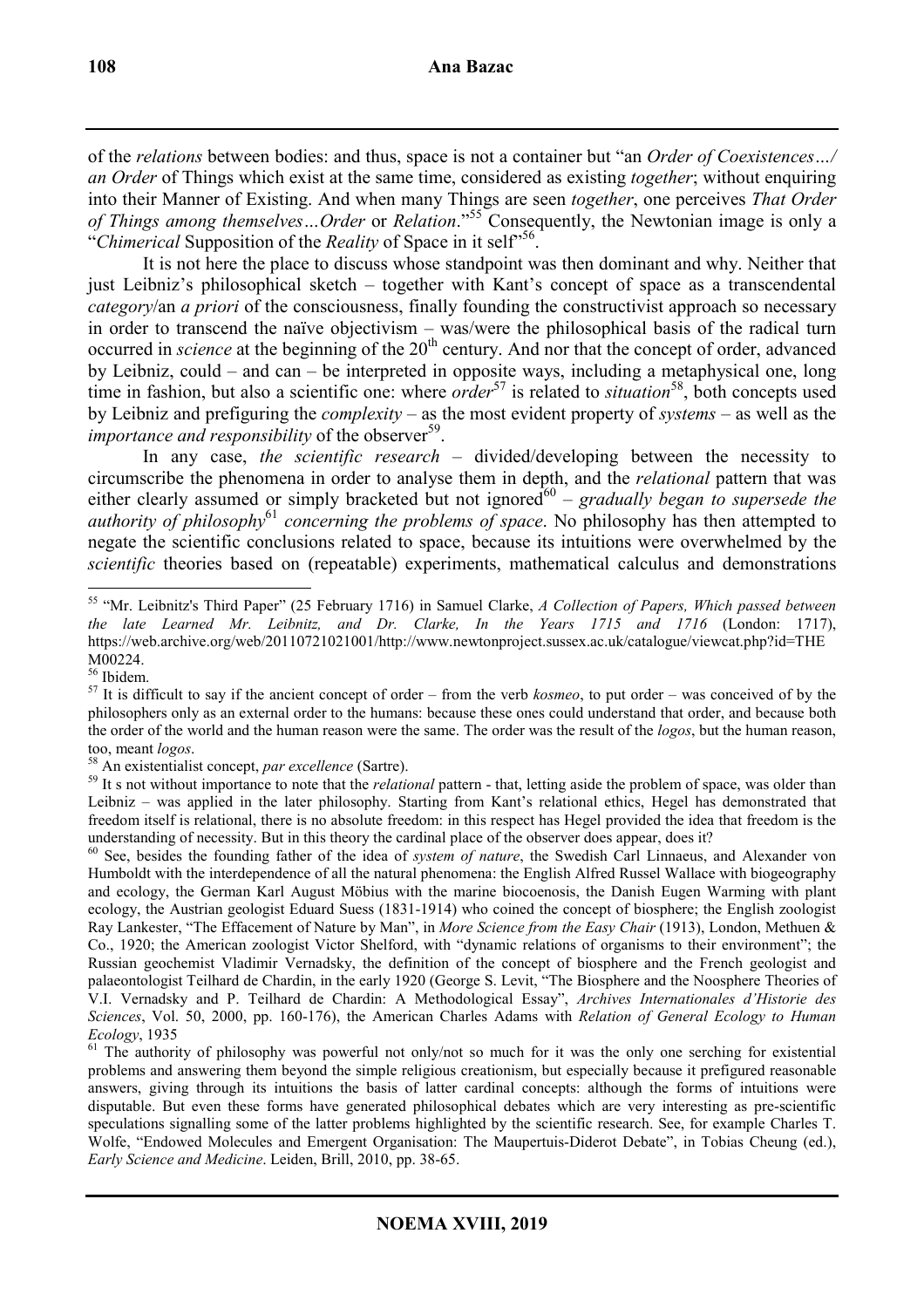of the *relations* between bodies: and thus, space is not a container but "an *Order of Coexistences…/ an Order* of Things which exist at the same time, considered as existing *together*; without enquiring into their Manner of Existing. And when many Things are seen *together*, one perceives *That Order of Things among themselves…Order* or *Relation*."[55] Consequently, the Newtonian image is only a "*Chimerical* Supposition of the *Reality* of Space in it self"[56].

It is not here the place to discuss whose standpoint was then dominant and why. Neither that just Leibniz's philosophical sketch – together with Kant's concept of space as a transcendental *category*/an *a priori* of the consciousness, finally founding the constructivist approach so necessary in order to transcend the naïve objectivism – was/were the philosophical basis of the radical turn occurred in *science* at the beginning of the 20th century. And nor that the concept of order, advanced by Leibniz, could – and can – be interpreted in opposite ways, including a metaphysical one, long time in fashion, but also a scientific one: where *order*[57] is related to *situation*[58], both concepts used by Leibniz and prefiguring the *complexity* – as the most evident property of *systems* – as well as the *importance and responsibility* of the observer[59].

In any case, *the scientific research* – divided/developing between the necessity to circumscribe the phenomena in order to analyse them in depth, and the *relational* pattern that was either clearly assumed or simply bracketed but not ignored[60] – *gradually began to supersede the authority of philosophy*[61] *concerning the problems of space*. No philosophy has then attempted to negate the scientific conclusions related to space, because its intuitions were overwhelmed by the *scientific* theories based on (repeatable) experiments, mathematical calculus and demonstrations

---

[55] "Mr. Leibnitz's Third Paper" (25 February 1716) in Samuel Clarke, *A Collection of Papers, Which passed between the late Learned Mr. Leibnitz, and Dr. Clarke, In the Years 1715 and 1716* (London: 1717), https://web.archive.org/web/20110721021001/http://www.newtonproject.sussex.ac.uk/catalogue/viewcat.php?id=THEM00224.

[56] Ibidem.

[57] It is difficult to say if the ancient concept of order – from the verb *kosmeo*, to put order – was conceived of by the philosophers only as an external order to the humans: because these ones could understand that order, and because both the order of the world and the human reason were the same. The order was the result of the *logos*, but the human reason, too, meant *logos*.

[58] An existentialist concept, *par excellence* (Sartre).

[59] It s not without importance to note that the *relational* pattern - that, letting aside the problem of space, was older than Leibniz – was applied in the later philosophy. Starting from Kant's relational ethics, Hegel has demonstrated that freedom itself is relational, there is no absolute freedom: in this respect has Hegel provided the idea that freedom is the understanding of necessity. But in this theory the cardinal place of the observer does appear, does it?

[60] See, besides the founding father of the idea of *system of nature*, the Swedish Carl Linnaeus, and Alexander von Humboldt with the interdependence of all the natural phenomena: the English Alfred Russel Wallace with biogeography and ecology, the German Karl August Möbius with the marine biocoenosis, the Danish Eugen Warming with plant ecology, the Austrian geologist Eduard Suess (1831-1914) who coined the concept of biosphere; the English zoologist Ray Lankester, "The Effacement of Nature by Man", in *More Science from the Easy Chair* (1913), London, Methuen & Co., 1920; the American zoologist Victor Shelford, with "dynamic relations of organisms to their environment"; the Russian geochemist Vladimir Vernadsky, the definition of the concept of biosphere and the French geologist and palaeontologist Teilhard de Chardin, in the early 1920 (George S. Levit, "The Biosphere and the Noosphere Theories of V.I. Vernadsky and P. Teilhard de Chardin: A Methodological Essay", *Archives Internationales d'Historie des Sciences*, Vol. 50, 2000, pp. 160-176), the American Charles Adams with *Relation of General Ecology to Human Ecology*, 1935

[61] The authority of philosophy was powerful not only/not so much for it was the only one serching for existential problems and answering them beyond the simple religious creationism, but especially because it prefigured reasonable answers, giving through its intuitions the basis of latter cardinal concepts: although the forms of intuitions were disputable. But even these forms have generated philosophical debates which are very interesting as pre-scientific speculations signalling some of the latter problems highlighted by the scientific research. See, for example Charles T. Wolfe, "Endowed Molecules and Emergent Organisation: The Maupertuis-Diderot Debate", in Tobias Cheung (ed.), *Early Science and Medicine*. Leiden, Brill, 2010, pp. 38-65.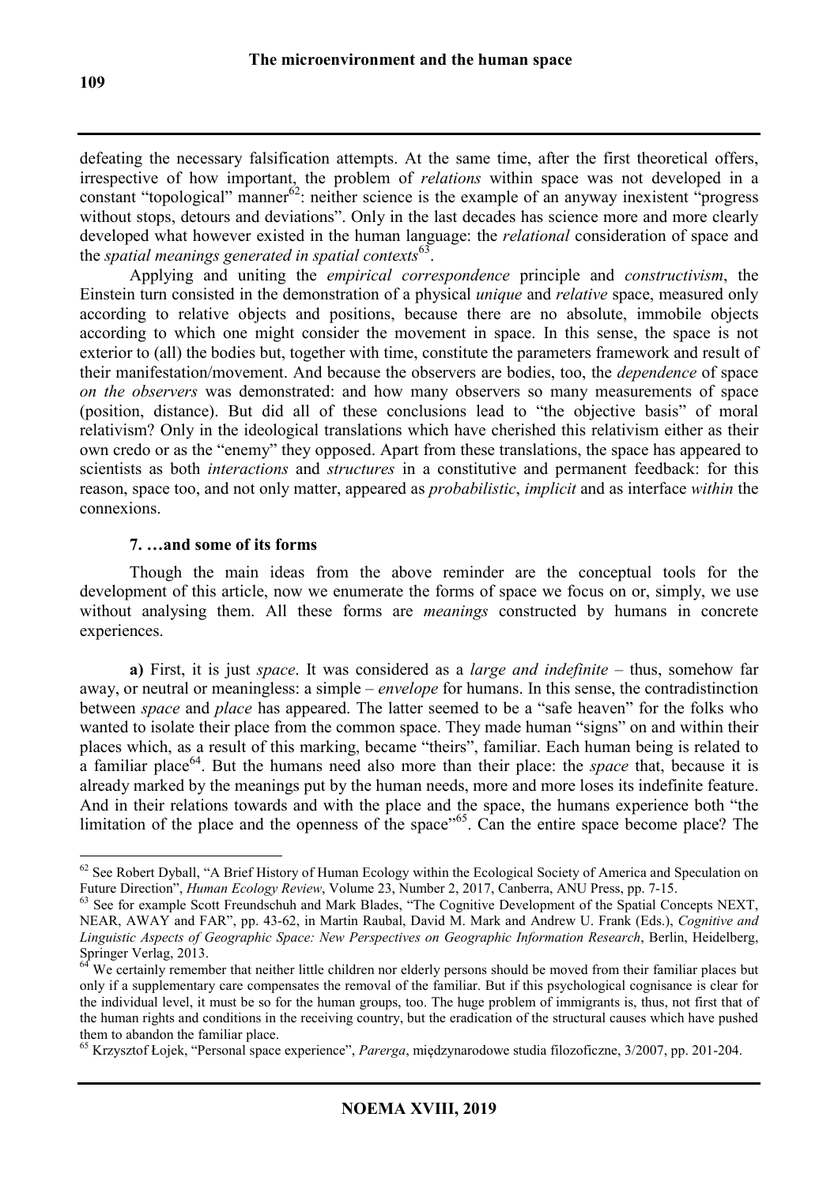defeating the necessary falsification attempts. At the same time, after the first theoretical offers, irrespective of how important, the problem of *relations* within space was not developed in a constant "topological" manner[62]: neither science is the example of an anyway inexistent "progress without stops, detours and deviations". Only in the last decades has science more and more clearly developed what however existed in the human language: the *relational* consideration of space and the *spatial meanings generated in spatial contexts*[63].

Applying and uniting the *empirical correspondence* principle and *constructivism*, the Einstein turn consisted in the demonstration of a physical *unique* and *relative* space, measured only according to relative objects and positions, because there are no absolute, immobile objects according to which one might consider the movement in space. In this sense, the space is not exterior to (all) the bodies but, together with time, constitute the parameters framework and result of their manifestation/movement. And because the observers are bodies, too, the *dependence* of space *on the observers* was demonstrated: and how many observers so many measurements of space (position, distance). But did all of these conclusions lead to "the objective basis" of moral relativism? Only in the ideological translations which have cherished this relativism either as their own credo or as the "enemy" they opposed. Apart from these translations, the space has appeared to scientists as both *interactions* and *structures* in a constitutive and permanent feedback: for this reason, space too, and not only matter, appeared as *probabilistic*, *implicit* and as interface *within* the connexions.

### 7. …and some of its forms

Though the main ideas from the above reminder are the conceptual tools for the development of this article, now we enumerate the forms of space we focus on or, simply, we use without analysing them. All these forms are *meanings* constructed by humans in concrete experiences.

**a)** First, it is just *space*. It was considered as a *large and indefinite* – thus, somehow far away, or neutral or meaningless: a simple – *envelope* for humans. In this sense, the contradistinction between *space* and *place* has appeared. The latter seemed to be a "safe heaven" for the folks who wanted to isolate their place from the common space. They made human "signs" on and within their places which, as a result of this marking, became "theirs", familiar. Each human being is related to a familiar place[64]. But the humans need also more than their place: the *space* that, because it is already marked by the meanings put by the human needs, more and more loses its indefinite feature. And in their relations towards and with the place and the space, the humans experience both "the limitation of the place and the openness of the space"[65]. Can the entire space become place? The

---

[62] See Robert Dyball, "A Brief History of Human Ecology within the Ecological Society of America and Speculation on Future Direction", *Human Ecology Review*, Volume 23, Number 2, 2017, Canberra, ANU Press, pp. 7-15.

[63] See for example Scott Freundschuh and Mark Blades, "The Cognitive Development of the Spatial Concepts NEXT, NEAR, AWAY and FAR", pp. 43-62, in Martin Raubal, David M. Mark and Andrew U. Frank (Eds.), *Cognitive and Linguistic Aspects of Geographic Space: New Perspectives on Geographic Information Research*, Berlin, Heidelberg, Springer Verlag, 2013.

[64] We certainly remember that neither little children nor elderly persons should be moved from their familiar places but only if a supplementary care compensates the removal of the familiar. But if this psychological cognisance is clear for the individual level, it must be so for the human groups, too. The huge problem of immigrants is, thus, not first that of the human rights and conditions in the receiving country, but the eradication of the structural causes which have pushed them to abandon the familiar place.

[65] Krzysztof Łojek, "Personal space experience", *Parerga*, międzynarodowe studia filozoficzne, 3/2007, pp. 201-204.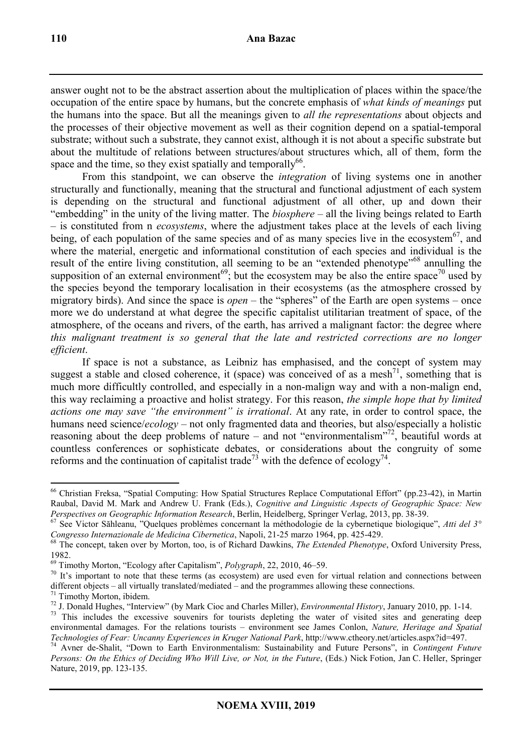answer ought not to be the abstract assertion about the multiplication of places within the space/the occupation of the entire space by humans, but the concrete emphasis of *what kinds of meanings* put the humans into the space. But all the meanings given to *all the representations* about objects and the processes of their objective movement as well as their cognition depend on a spatial-temporal substrate; without such a substrate, they cannot exist, although it is not about a specific substrate but about the multitude of relations between structures/about structures which, all of them, form the space and the time, so they exist spatially and temporally[66].

From this standpoint, we can observe the *integration* of living systems one in another structurally and functionally, meaning that the structural and functional adjustment of each system is depending on the structural and functional adjustment of all other, up and down their "embedding" in the unity of the living matter. The *biosphere* – all the living beings related to Earth – is constituted from n *ecosystems*, where the adjustment takes place at the levels of each living being, of each population of the same species and of as many species live in the ecosystem[67], and where the material, energetic and informational constitution of each species and individual is the result of the entire living constitution, all seeming to be an "extended phenotype"[68] annulling the supposition of an external environment[69]; but the ecosystem may be also the entire space[70] used by the species beyond the temporary localisation in their ecosystems (as the atmosphere crossed by migratory birds). And since the space is *open* – the "spheres" of the Earth are open systems – once more we do understand at what degree the specific capitalist utilitarian treatment of space, of the atmosphere, of the oceans and rivers, of the earth, has arrived a malignant factor: the degree where *this malignant treatment is so general that the late and restricted corrections are no longer efficient*.

If space is not a substance, as Leibniz has emphasised, and the concept of system may suggest a stable and closed coherence, it (space) was conceived of as a mesh[71], something that is much more difficultly controlled, and especially in a non-malign way and with a non-malign end, this way reclaiming a proactive and holist strategy. For this reason, *the simple hope that by limited actions one may save "the environment" is irrational*. At any rate, in order to control space, the humans need science/*ecology* – not only fragmented data and theories, but also/especially a holistic reasoning about the deep problems of nature – and not "environmentalism"[72], beautiful words at countless conferences or sophisticate debates, or considerations about the congruity of some reforms and the continuation of capitalist trade[73] with the defence of ecology[74].

---

[66] Christian Freksa, "Spatial Computing: How Spatial Structures Replace Computational Effort" (pp.23-42), in Martin Raubal, David M. Mark and Andrew U. Frank (Eds.), *Cognitive and Linguistic Aspects of Geographic Space: New Perspectives on Geographic Information Research*, Berlin, Heidelberg, Springer Verlag, 2013, pp. 38-39.

[67] See Victor Săhleanu, "Quelques problèmes concernant la méthodologie de la cybernetique biologique", *Atti del 3° Congresso Internazionale de Medicina Cibernetica*, Napoli, 21-25 marzo 1964, pp. 425-429.

[68] The concept, taken over by Morton, too, is of Richard Dawkins, *The Extended Phenotype*, Oxford University Press, 1982.

[69] Timothy Morton, "Ecology after Capitalism", *Polygraph*, 22, 2010, 46–59.

[70] It's important to note that these terms (as ecosystem) are used even for virtual relation and connections between different objects – all virtually translated/mediated – and the programmes allowing these connections.

[71] Timothy Morton, ibidem.

[72] J. Donald Hughes, "Interview" (by Mark Cioc and Charles Miller), *Environmental History*, January 2010, pp. 1-14.

[73] This includes the excessive souvenirs for tourists depleting the water of visited sites and generating deep environmental damages. For the relations tourists – environment see James Conlon, *Nature, Heritage and Spatial Technologies of Fear: Uncanny Experiences in Kruger National Park*, http://www.ctheory.net/articles.aspx?id=497.

[74] Avner de-Shalit, "Down to Earth Environmentalism: Sustainability and Future Persons", in *Contingent Future Persons: On the Ethics of Deciding Who Will Live, or Not, in the Future*, (Eds.) Nick Fotion, Jan C. Heller, Springer Nature, 2019, pp. 123-135.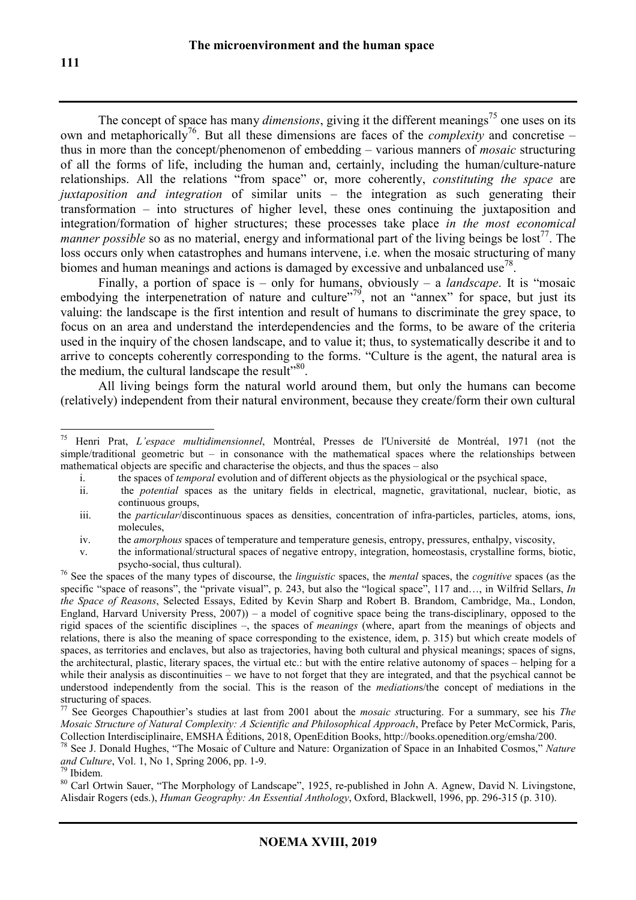The concept of space has many *dimensions*, giving it the different meanings[75] one uses on its own and metaphorically[76]. But all these dimensions are faces of the *complexity* and concretise – thus in more than the concept/phenomenon of embedding – various manners of *mosaic* structuring of all the forms of life, including the human and, certainly, including the human/culture-nature relationships. All the relations "from space" or, more coherently, *constituting the space* are *juxtaposition and integration* of similar units – the integration as such generating their transformation – into structures of higher level, these ones continuing the juxtaposition and integration/formation of higher structures; these processes take place *in the most economical manner possible* so as no material, energy and informational part of the living beings be lost[77]. The loss occurs only when catastrophes and humans intervene, i.e. when the mosaic structuring of many biomes and human meanings and actions is damaged by excessive and unbalanced use[78].

Finally, a portion of space is – only for humans, obviously – a *landscape*. It is "mosaic embodying the interpenetration of nature and culture"[79], not an "annex" for space, but just its valuing: the landscape is the first intention and result of humans to discriminate the grey space, to focus on an area and understand the interdependencies and the forms, to be aware of the criteria used in the inquiry of the chosen landscape, and to value it; thus, to systematically describe it and to arrive to concepts coherently corresponding to the forms. "Culture is the agent, the natural area is the medium, the cultural landscape the result"[80].

All living beings form the natural world around them, but only the humans can become (relatively) independent from their natural environment, because they create/form their own cultural

---

[75] Henri Prat, *L'espace multidimensionnel*, Montréal, Presses de l'Université de Montréal, 1971 (not the simple/traditional geometric but – in consonance with the mathematical spaces where the relationships between mathematical objects are specific and characterise the objects, and thus the spaces – also

i. the spaces of *temporal* evolution and of different objects as the physiological or the psychical space,
ii. the *potential* spaces as the unitary fields in electrical, magnetic, gravitational, nuclear, biotic, as continuous groups,
iii. the *particular*/discontinuous spaces as densities, concentration of infra-particles, particles, atoms, ions, molecules,
iv. the *amorphous* spaces of temperature and temperature genesis, entropy, pressures, enthalpy, viscosity,
v. the informational/structural spaces of negative entropy, integration, homeostasis, crystalline forms, biotic, psycho-social, thus cultural).

[76] See the spaces of the many types of discourse, the *linguistic* spaces, the *mental* spaces, the *cognitive* spaces (as the specific "space of reasons", the "private visual", p. 243, but also the "logical space", 117 and…, in Wilfrid Sellars, *In the Space of Reasons*, Selected Essays, Edited by Kevin Sharp and Robert B. Brandom, Cambridge, Ma., London, England, Harvard University Press, 2007)) – a model of cognitive space being the trans-disciplinary, opposed to the rigid spaces of the scientific disciplines –, the spaces of *meanings* (where, apart from the meanings of objects and relations, there is also the meaning of space corresponding to the existence, idem, p. 315) but which create models of spaces, as territories and enclaves, but also as trajectories, having both cultural and physical meanings; spaces of signs, the architectural, plastic, literary spaces, the virtual etc.: but with the entire relative autonomy of spaces – helping for a while their analysis as discontinuities – we have to not forget that they are integrated, and that the psychical cannot be understood independently from the social. This is the reason of the *mediations*/the concept of mediations in the structuring of spaces.

[77] See Georges Chapouthier's studies at last from 2001 about the *mosaic s*tructuring. For a summary, see his *The Mosaic Structure of Natural Complexity: A Scientific and Philosophical Approach*, Preface by Peter McCormick, Paris, Collection Interdisciplinaire, EMSHA Éditions, 2018, OpenEdition Books, http://books.openedition.org/emsha/200.

[78] See J. Donald Hughes, "The Mosaic of Culture and Nature: Organization of Space in an Inhabited Cosmos," *Nature and Culture*, Vol. 1, No 1, Spring 2006, pp. 1-9.

[79] Ibidem.

[80] Carl Ortwin Sauer, "The Morphology of Landscape", 1925, re-published in John A. Agnew, David N. Livingstone, Alisdair Rogers (eds.), *Human Geography: An Essential Anthology*, Oxford, Blackwell, 1996, pp. 296-315 (p. 310).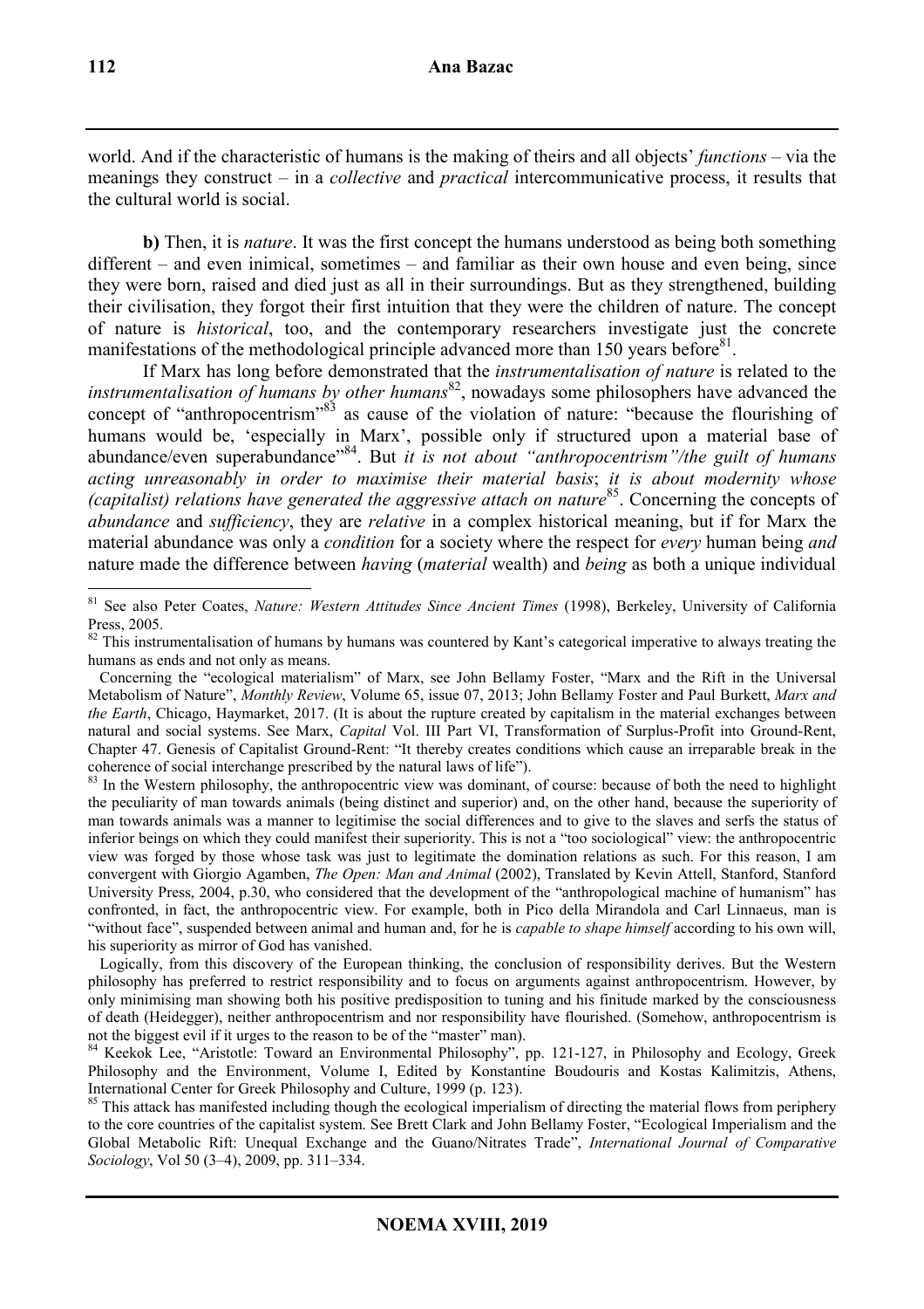world. And if the characteristic of humans is the making of theirs and all objects' *functions* – via the meanings they construct – in a *collective* and *practical* intercommunicative process, it results that the cultural world is social.

**b)** Then, it is *nature*. It was the first concept the humans understood as being both something different – and even inimical, sometimes – and familiar as their own house and even being, since they were born, raised and died just as all in their surroundings. But as they strengthened, building their civilisation, they forgot their first intuition that they were the children of nature. The concept of nature is *historical*, too, and the contemporary researchers investigate just the concrete manifestations of the methodological principle advanced more than 150 years before[81].

If Marx has long before demonstrated that the *instrumentalisation of nature* is related to the *instrumentalisation of humans by other humans*[82], nowadays some philosophers have advanced the concept of "anthropocentrism"[83] as cause of the violation of nature: "because the flourishing of humans would be, 'especially in Marx', possible only if structured upon a material base of abundance/even superabundance"[84]. But *it is not about "anthropocentrism"/the guilt of humans acting unreasonably in order to maximise their material basis*; *it is about modernity whose (capitalist) relations have generated the aggressive attach on nature*[85]. Concerning the concepts of *abundance* and *sufficiency*, they are *relative* in a complex historical meaning, but if for Marx the material abundance was only a *condition* for a society where the respect for *every* human being *and* nature made the difference between *having* (*material* wealth) and *being* as both a unique individual

---

[81] See also Peter Coates, *Nature: Western Attitudes Since Ancient Times* (1998), Berkeley, University of California Press, 2005.

[82] This instrumentalisation of humans by humans was countered by Kant's categorical imperative to always treating the humans as ends and not only as means.

Concerning the "ecological materialism" of Marx, see John Bellamy Foster, "Marx and the Rift in the Universal Metabolism of Nature", *Monthly Review*, Volume 65, issue 07, 2013; John Bellamy Foster and Paul Burkett, *Marx and the Earth*, Chicago, Haymarket, 2017. (It is about the rupture created by capitalism in the material exchanges between natural and social systems. See Marx, *Capital* Vol. III Part VI, Transformation of Surplus-Profit into Ground-Rent, Chapter 47. Genesis of Capitalist Ground-Rent: "It thereby creates conditions which cause an irreparable break in the coherence of social interchange prescribed by the natural laws of life").

[83] In the Western philosophy, the anthropocentric view was dominant, of course: because of both the need to highlight the peculiarity of man towards animals (being distinct and superior) and, on the other hand, because the superiority of man towards animals was a manner to legitimise the social differences and to give to the slaves and serfs the status of inferior beings on which they could manifest their superiority. This is not a "too sociological" view: the anthropocentric view was forged by those whose task was just to legitimate the domination relations as such. For this reason, I am convergent with Giorgio Agamben, *The Open: Man and Animal* (2002), Translated by Kevin Attell, Stanford, Stanford University Press, 2004, p.30, who considered that the development of the "anthropological machine of humanism" has confronted, in fact, the anthropocentric view. For example, both in Pico della Mirandola and Carl Linnaeus, man is "without face", suspended between animal and human and, for he is *capable to shape himself* according to his own will, his superiority as mirror of God has vanished.

Logically, from this discovery of the European thinking, the conclusion of responsibility derives. But the Western philosophy has preferred to restrict responsibility and to focus on arguments against anthropocentrism. However, by only minimising man showing both his positive predisposition to tuning and his finitude marked by the consciousness of death (Heidegger), neither anthropocentrism and nor responsibility have flourished. (Somehow, anthropocentrism is not the biggest evil if it urges to the reason to be of the "master" man).

[84] Keekok Lee, "Aristotle: Toward an Environmental Philosophy", pp. 121-127, in Philosophy and Ecology, Greek Philosophy and the Environment, Volume I, Edited by Konstantine Boudouris and Kostas Kalimitzis, Athens, International Center for Greek Philosophy and Culture, 1999 (p. 123).

[85] This attack has manifested including though the ecological imperialism of directing the material flows from periphery to the core countries of the capitalist system. See Brett Clark and John Bellamy Foster, "Ecological Imperialism and the Global Metabolic Rift: Unequal Exchange and the Guano/Nitrates Trade", *International Journal of Comparative Sociology*, Vol 50 (3–4), 2009, pp. 311–334.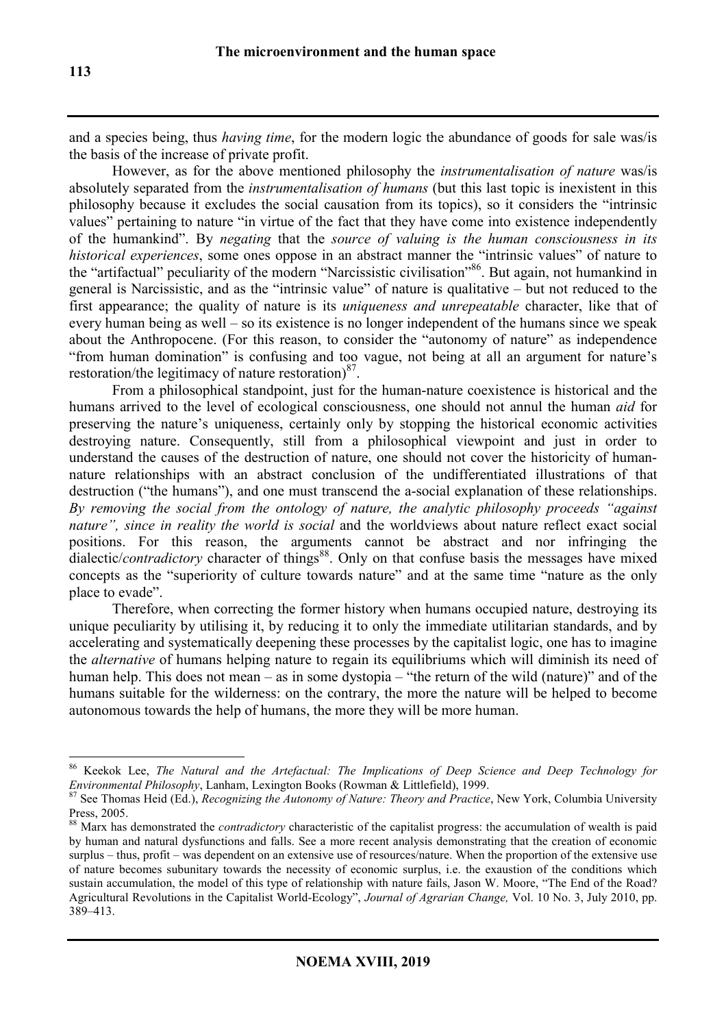and a species being, thus *having time*, for the modern logic the abundance of goods for sale was/is the basis of the increase of private profit.

However, as for the above mentioned philosophy the *instrumentalisation of nature* was/is absolutely separated from the *instrumentalisation of humans* (but this last topic is inexistent in this philosophy because it excludes the social causation from its topics), so it considers the "intrinsic values" pertaining to nature "in virtue of the fact that they have come into existence independently of the humankind". By *negating* that the *source of valuing is the human consciousness in its historical experiences*, some ones oppose in an abstract manner the "intrinsic values" of nature to the "artifactual" peculiarity of the modern "Narcissistic civilisation"[86]. But again, not humankind in general is Narcissistic, and as the "intrinsic value" of nature is qualitative – but not reduced to the first appearance; the quality of nature is its *uniqueness and unrepeatable* character, like that of every human being as well – so its existence is no longer independent of the humans since we speak about the Anthropocene. (For this reason, to consider the "autonomy of nature" as independence "from human domination" is confusing and too vague, not being at all an argument for nature's restoration/the legitimacy of nature restoration)[87].

From a philosophical standpoint, just for the human-nature coexistence is historical and the humans arrived to the level of ecological consciousness, one should not annul the human *aid* for preserving the nature's uniqueness, certainly only by stopping the historical economic activities destroying nature. Consequently, still from a philosophical viewpoint and just in order to understand the causes of the destruction of nature, one should not cover the historicity of human-nature relationships with an abstract conclusion of the undifferentiated illustrations of that destruction ("the humans"), and one must transcend the a-social explanation of these relationships. *By removing the social from the ontology of nature, the analytic philosophy proceeds "against nature", since in reality the world is social* and the worldviews about nature reflect exact social positions. For this reason, the arguments cannot be abstract and nor infringing the dialectic/*contradictory* character of things[88]. Only on that confuse basis the messages have mixed concepts as the "superiority of culture towards nature" and at the same time "nature as the only place to evade".

Therefore, when correcting the former history when humans occupied nature, destroying its unique peculiarity by utilising it, by reducing it to only the immediate utilitarian standards, and by accelerating and systematically deepening these processes by the capitalist logic, one has to imagine the *alternative* of humans helping nature to regain its equilibriums which will diminish its need of human help. This does not mean – as in some dystopia – "the return of the wild (nature)" and of the humans suitable for the wilderness: on the contrary, the more the nature will be helped to become autonomous towards the help of humans, the more they will be more human.

---

[86] Keekok Lee, *The Natural and the Artefactual: The Implications of Deep Science and Deep Technology for Environmental Philosophy*, Lanham, Lexington Books (Rowman & Littlefield), 1999.

[87] See Thomas Heid (Ed.), *Recognizing the Autonomy of Nature: Theory and Practice*, New York, Columbia University Press, 2005.

[88] Marx has demonstrated the *contradictory* characteristic of the capitalist progress: the accumulation of wealth is paid by human and natural dysfunctions and falls. See a more recent analysis demonstrating that the creation of economic surplus – thus, profit – was dependent on an extensive use of resources/nature. When the proportion of the extensive use of nature becomes subunitary towards the necessity of economic surplus, i.e. the exaustion of the conditions which sustain accumulation, the model of this type of relationship with nature fails, Jason W. Moore, "The End of the Road? Agricultural Revolutions in the Capitalist World-Ecology", *Journal of Agrarian Change,* Vol. 10 No. 3, July 2010, pp. 389–413.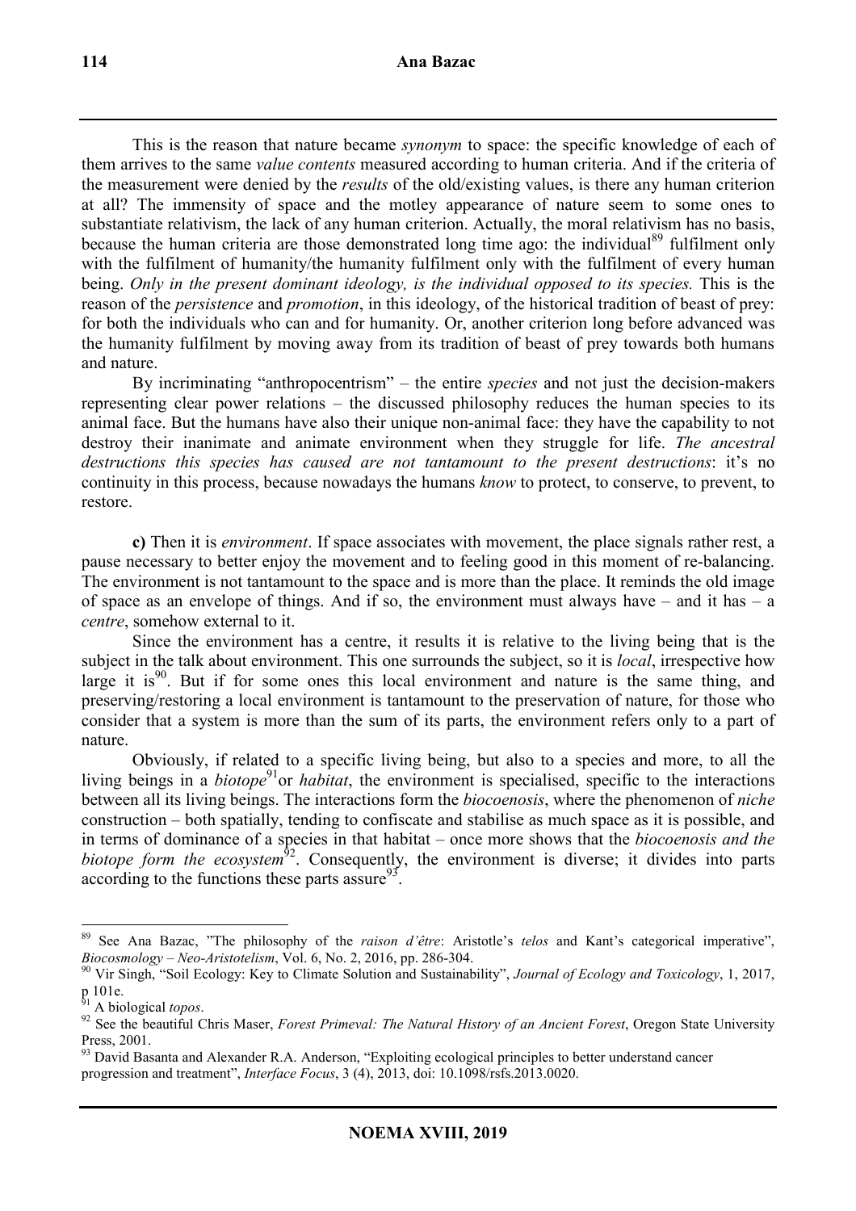This is the reason that nature became *synonym* to space: the specific knowledge of each of them arrives to the same *value contents* measured according to human criteria. And if the criteria of the measurement were denied by the *results* of the old/existing values, is there any human criterion at all? The immensity of space and the motley appearance of nature seem to some ones to substantiate relativism, the lack of any human criterion. Actually, the moral relativism has no basis, because the human criteria are those demonstrated long time ago: the individual[89] fulfilment only with the fulfilment of humanity/the humanity fulfilment only with the fulfilment of every human being. *Only in the present dominant ideology, is the individual opposed to its species.* This is the reason of the *persistence* and *promotion*, in this ideology, of the historical tradition of beast of prey: for both the individuals who can and for humanity. Or, another criterion long before advanced was the humanity fulfilment by moving away from its tradition of beast of prey towards both humans and nature.

By incriminating "anthropocentrism" – the entire *species* and not just the decision-makers representing clear power relations – the discussed philosophy reduces the human species to its animal face. But the humans have also their unique non-animal face: they have the capability to not destroy their inanimate and animate environment when they struggle for life. *The ancestral destructions this species has caused are not tantamount to the present destructions*: it's no continuity in this process, because nowadays the humans *know* to protect, to conserve, to prevent, to restore.

**c)** Then it is *environment*. If space associates with movement, the place signals rather rest, a pause necessary to better enjoy the movement and to feeling good in this moment of re-balancing. The environment is not tantamount to the space and is more than the place. It reminds the old image of space as an envelope of things. And if so, the environment must always have – and it has – a *centre*, somehow external to it.

Since the environment has a centre, it results it is relative to the living being that is the subject in the talk about environment. This one surrounds the subject, so it is *local*, irrespective how large it is[90]. But if for some ones this local environment and nature is the same thing, and preserving/restoring a local environment is tantamount to the preservation of nature, for those who consider that a system is more than the sum of its parts, the environment refers only to a part of nature.

Obviously, if related to a specific living being, but also to a species and more, to all the living beings in a *biotope*[91] or *habitat*, the environment is specialised, specific to the interactions between all its living beings. The interactions form the *biocoenosis*, where the phenomenon of *niche* construction – both spatially, tending to confiscate and stabilise as much space as it is possible, and in terms of dominance of a species in that habitat – once more shows that the *biocoenosis and the biotope form the ecosystem*[92]. Consequently, the environment is diverse; it divides into parts according to the functions these parts assure[93].

---

[89] See Ana Bazac, "The philosophy of the *raison d'être*: Aristotle's *telos* and Kant's categorical imperative", *Biocosmology – Neo-Aristotelism*, Vol. 6, No. 2, 2016, pp. 286-304.

[90] Vir Singh, "Soil Ecology: Key to Climate Solution and Sustainability", *Journal of Ecology and Toxicology*, 1, 2017, p 101e.

[91] A biological *topos*.

[92] See the beautiful Chris Maser, *Forest Primeval: The Natural History of an Ancient Forest*, Oregon State University Press, 2001.

[93] David Basanta and Alexander R.A. Anderson, "Exploiting ecological principles to better understand cancer progression and treatment", *Interface Focus*, 3 (4), 2013, doi: 10.1098/rsfs.2013.0020.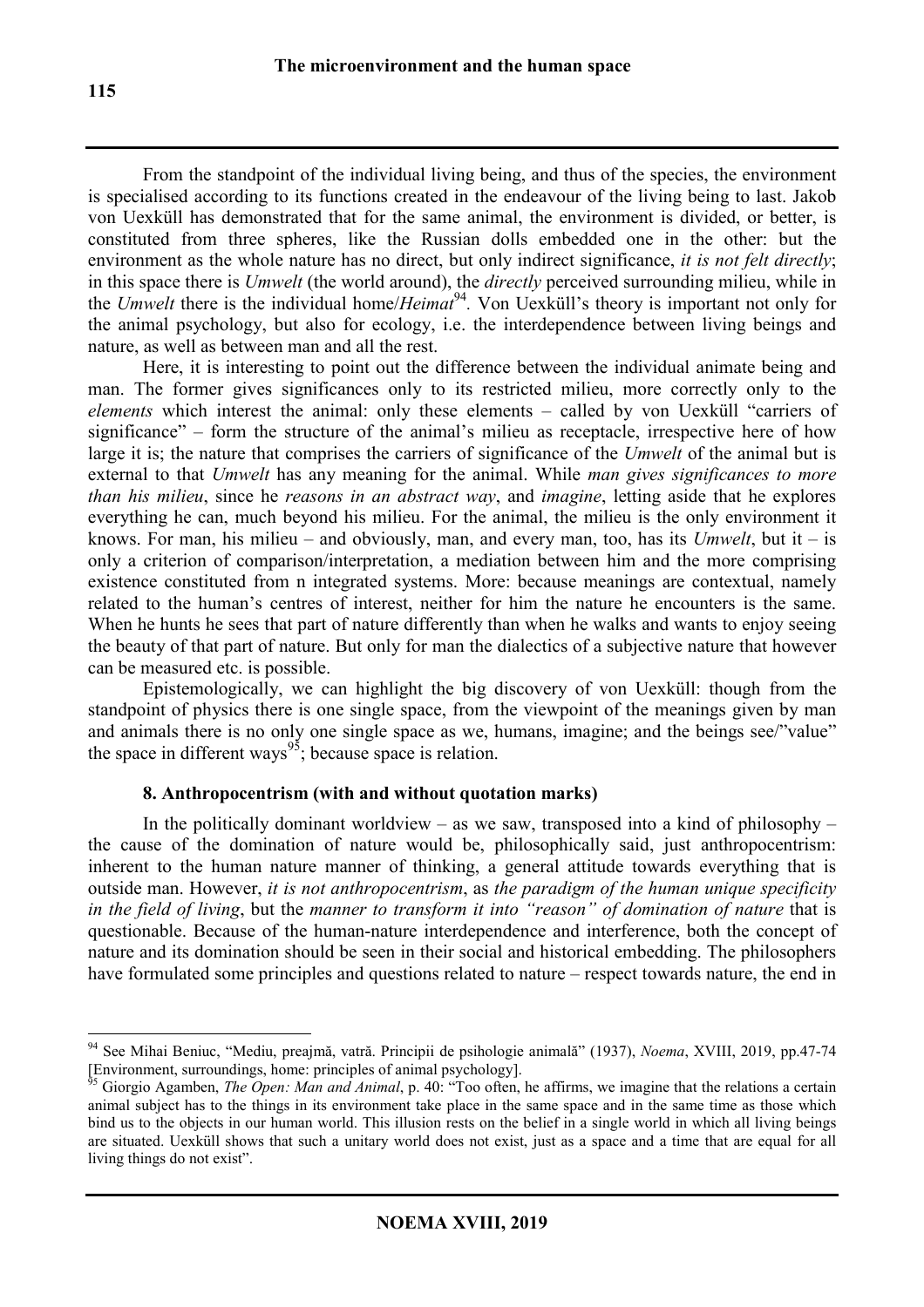From the standpoint of the individual living being, and thus of the species, the environment is specialised according to its functions created in the endeavour of the living being to last. Jakob von Uexküll has demonstrated that for the same animal, the environment is divided, or better, is constituted from three spheres, like the Russian dolls embedded one in the other: but the environment as the whole nature has no direct, but only indirect significance, *it is not felt directly*; in this space there is *Umwelt* (the world around), the *directly* perceived surrounding milieu, while in the *Umwelt* there is the individual home/*Heimat*[94]. Von Uexküll's theory is important not only for the animal psychology, but also for ecology, i.e. the interdependence between living beings and nature, as well as between man and all the rest.

Here, it is interesting to point out the difference between the individual animate being and man. The former gives significances only to its restricted milieu, more correctly only to the *elements* which interest the animal: only these elements – called by von Uexküll "carriers of significance" – form the structure of the animal's milieu as receptacle, irrespective here of how large it is; the nature that comprises the carriers of significance of the *Umwelt* of the animal but is external to that *Umwelt* has any meaning for the animal. While *man gives significances to more than his milieu*, since he *reasons in an abstract way*, and *imagine*, letting aside that he explores everything he can, much beyond his milieu. For the animal, the milieu is the only environment it knows. For man, his milieu – and obviously, man, and every man, too, has its *Umwelt*, but it – is only a criterion of comparison/interpretation, a mediation between him and the more comprising existence constituted from n integrated systems. More: because meanings are contextual, namely related to the human's centres of interest, neither for him the nature he encounters is the same. When he hunts he sees that part of nature differently than when he walks and wants to enjoy seeing the beauty of that part of nature. But only for man the dialectics of a subjective nature that however can be measured etc. is possible.

Epistemologically, we can highlight the big discovery of von Uexküll: though from the standpoint of physics there is one single space, from the viewpoint of the meanings given by man and animals there is no only one single space as we, humans, imagine; and the beings see/"value" the space in different ways[95]; because space is relation.

## 8. Anthropocentrism (with and without quotation marks)

In the politically dominant worldview – as we saw, transposed into a kind of philosophy – the cause of the domination of nature would be, philosophically said, just anthropocentrism: inherent to the human nature manner of thinking, a general attitude towards everything that is outside man. However, *it is not anthropocentrism*, as *the paradigm of the human unique specificity in the field of living*, but the *manner to transform it into "reason" of domination of nature* that is questionable. Because of the human-nature interdependence and interference, both the concept of nature and its domination should be seen in their social and historical embedding. The philosophers have formulated some principles and questions related to nature – respect towards nature, the end in

---

[94] See Mihai Beniuc, "Mediu, preajmă, vatră. Principii de psihologie animală" (1937), *Noema*, XVIII, 2019, pp.47-74 [Environment, surroundings, home: principles of animal psychology].

[95] Giorgio Agamben, *The Open: Man and Animal*, p. 40: "Too often, he affirms, we imagine that the relations a certain animal subject has to the things in its environment take place in the same space and in the same time as those which bind us to the objects in our human world. This illusion rests on the belief in a single world in which all living beings are situated. Uexküll shows that such a unitary world does not exist, just as a space and a time that are equal for all living things do not exist".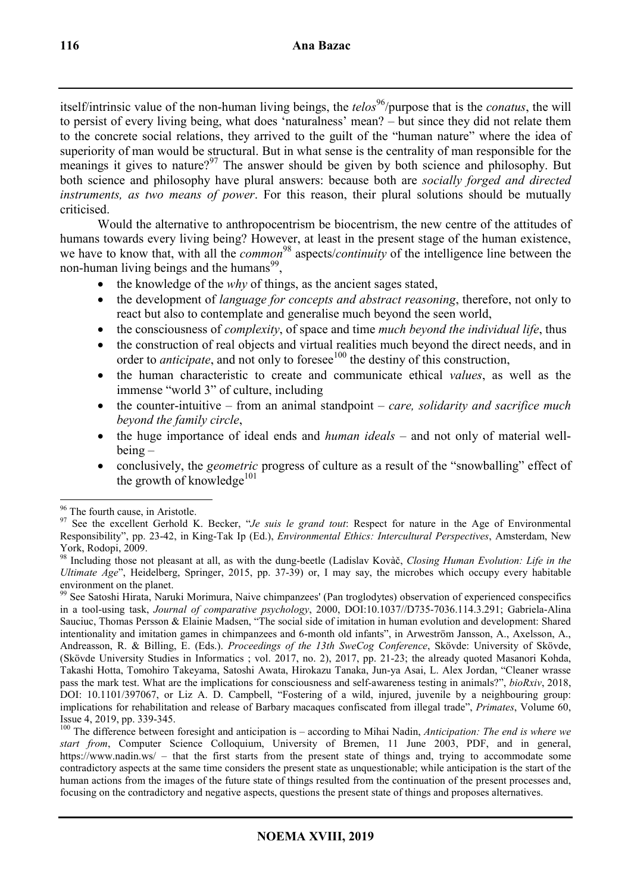itself/intrinsic value of the non-human living beings, the *telos*[96]/purpose that is the *conatus*, the will to persist of every living being, what does 'naturalness' mean? – but since they did not relate them to the concrete social relations, they arrived to the guilt of the "human nature" where the idea of superiority of man would be structural. But in what sense is the centrality of man responsible for the meanings it gives to nature?[97] The answer should be given by both science and philosophy. But both science and philosophy have plural answers: because both are *socially forged and directed instruments, as two means of power*. For this reason, their plural solutions should be mutually criticised.

Would the alternative to anthropocentrism be biocentrism, the new centre of the attitudes of humans towards every living being? However, at least in the present stage of the human existence, we have to know that, with all the *common*[98] aspects/*continuity* of the intelligence line between the non-human living beings and the humans[99],

- the knowledge of the *why* of things, as the ancient sages stated,
- the development of *language for concepts and abstract reasoning*, therefore, not only to react but also to contemplate and generalise much beyond the seen world,
- the consciousness of *complexity*, of space and time *much beyond the individual life*, thus
- the construction of real objects and virtual realities much beyond the direct needs, and in order to *anticipate*, and not only to foresee[100] the destiny of this construction,
- the human characteristic to create and communicate ethical *values*, as well as the immense "world 3" of culture, including
- the counter-intuitive – from an animal standpoint – *care, solidarity and sacrifice much beyond the family circle*,
- the huge importance of ideal ends and *human ideals* – and not only of material well-being –
- conclusively, the *geometric* progress of culture as a result of the "snowballing" effect of the growth of knowledge[101]

---

[96] The fourth cause, in Aristotle.

[97] See the excellent Gerhold K. Becker, "*Je suis le grand tout*: Respect for nature in the Age of Environmental Responsibility", pp. 23-42, in King-Tak Ip (Ed.), *Environmental Ethics: Intercultural Perspectives*, Amsterdam, New York, Rodopi, 2009.

[98] Including those not pleasant at all, as with the dung-beetle (Ladislav Kovàč, *Closing Human Evolution: Life in the Ultimate Age*", Heidelberg, Springer, 2015, pp. 37-39) or, I may say, the microbes which occupy every habitable environment on the planet.

[99] See Satoshi Hirata, Naruki Morimura, Naive chimpanzees' (Pan troglodytes) observation of experienced conspecifics in a tool-using task, *Journal of comparative psychology*, 2000, DOI:10.1037//D735-7036.114.3.291; Gabriela-Alina Sauciuc, Thomas Persson & Elainie Madsen, "The social side of imitation in human evolution and development: Shared intentionality and imitation games in chimpanzees and 6-month old infants", in Arweström Jansson, A., Axelsson, A., Andreasson, R. & Billing, E. (Eds.). *Proceedings of the 13th SweCog Conference*, Skövde: University of Skövde, (Skövde University Studies in Informatics ; vol. 2017, no. 2), 2017, pp. 21-23; the already quoted Masanori Kohda, Takashi Hotta, Tomohiro Takeyama, Satoshi Awata, Hirokazu Tanaka, Jun-ya Asai, L. Alex Jordan, "Cleaner wrasse pass the mark test. What are the implications for consciousness and self-awareness testing in animals?", *bioRxiv*, 2018, DOI: 10.1101/397067, or Liz A. D. Campbell, "Fostering of a wild, injured, juvenile by a neighbouring group: implications for rehabilitation and release of Barbary macaques confiscated from illegal trade", *Primates*, Volume 60, Issue 4, 2019, pp. 339-345.

[100] The difference between foresight and anticipation is – according to Mihai Nadin, *Anticipation: The end is where we start from*, Computer Science Colloquium, University of Bremen, 11 June 2003, PDF, and in general, https://www.nadin.ws/ – that the first starts from the present state of things and, trying to accommodate some contradictory aspects at the same time considers the present state as unquestionable; while anticipation is the start of the human actions from the images of the future state of things resulted from the continuation of the present processes and, focusing on the contradictory and negative aspects, questions the present state of things and proposes alternatives.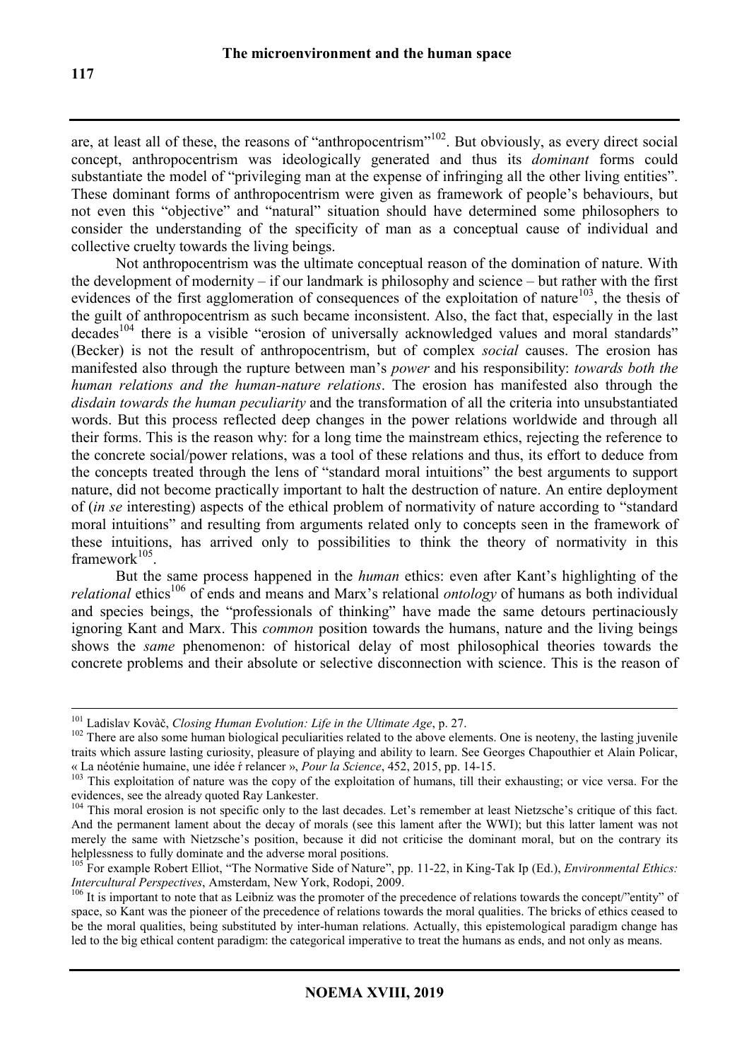are, at least all of these, the reasons of "anthropocentrism"[102]. But obviously, as every direct social concept, anthropocentrism was ideologically generated and thus its *dominant* forms could substantiate the model of "privileging man at the expense of infringing all the other living entities". These dominant forms of anthropocentrism were given as framework of people's behaviours, but not even this "objective" and "natural" situation should have determined some philosophers to consider the understanding of the specificity of man as a conceptual cause of individual and collective cruelty towards the living beings.

Not anthropocentrism was the ultimate conceptual reason of the domination of nature. With the development of modernity – if our landmark is philosophy and science – but rather with the first evidences of the first agglomeration of consequences of the exploitation of nature[103], the thesis of the guilt of anthropocentrism as such became inconsistent. Also, the fact that, especially in the last decades[104] there is a visible "erosion of universally acknowledged values and moral standards" (Becker) is not the result of anthropocentrism, but of complex *social* causes. The erosion has manifested also through the rupture between man's *power* and his responsibility: *towards both the human relations and the human-nature relations*. The erosion has manifested also through the *disdain towards the human peculiarity* and the transformation of all the criteria into unsubstantiated words. But this process reflected deep changes in the power relations worldwide and through all their forms. This is the reason why: for a long time the mainstream ethics, rejecting the reference to the concrete social/power relations, was a tool of these relations and thus, its effort to deduce from the concepts treated through the lens of "standard moral intuitions" the best arguments to support nature, did not become practically important to halt the destruction of nature. An entire deployment of (*in se* interesting) aspects of the ethical problem of normativity of nature according to "standard moral intuitions" and resulting from arguments related only to concepts seen in the framework of these intuitions, has arrived only to possibilities to think the theory of normativity in this framework[105].

But the same process happened in the *human* ethics: even after Kant's highlighting of the *relational* ethics[106] of ends and means and Marx's relational *ontology* of humans as both individual and species beings, the "professionals of thinking" have made the same detours pertinaciously ignoring Kant and Marx. This *common* position towards the humans, nature and the living beings shows the *same* phenomenon: of historical delay of most philosophical theories towards the concrete problems and their absolute or selective disconnection with science. This is the reason of

---

[101] Ladislav Kovàč, *Closing Human Evolution: Life in the Ultimate Age*, p. 27.

[102] There are also some human biological peculiarities related to the above elements. One is neoteny, the lasting juvenile traits which assure lasting curiosity, pleasure of playing and ability to learn. See Georges Chapouthier et Alain Policar, « La néoténie humaine, une idée ŕ relancer », *Pour la Science*, 452, 2015, pp. 14-15.

[103] This exploitation of nature was the copy of the exploitation of humans, till their exhausting; or vice versa. For the evidences, see the already quoted Ray Lankester.

[104] This moral erosion is not specific only to the last decades. Let's remember at least Nietzsche's critique of this fact. And the permanent lament about the decay of morals (see this lament after the WWI); but this latter lament was not merely the same with Nietzsche's position, because it did not criticise the dominant moral, but on the contrary its helplessness to fully dominate and the adverse moral positions.

[105] For example Robert Elliot, "The Normative Side of Nature", pp. 11-22, in King-Tak Ip (Ed.), *Environmental Ethics: Intercultural Perspectives*, Amsterdam, New York, Rodopi, 2009.

[106] It is important to note that as Leibniz was the promoter of the precedence of relations towards the concept/"entity" of space, so Kant was the pioneer of the precedence of relations towards the moral qualities. The bricks of ethics ceased to be the moral qualities, being substituted by inter-human relations. Actually, this epistemological paradigm change has led to the big ethical content paradigm: the categorical imperative to treat the humans as ends, and not only as means.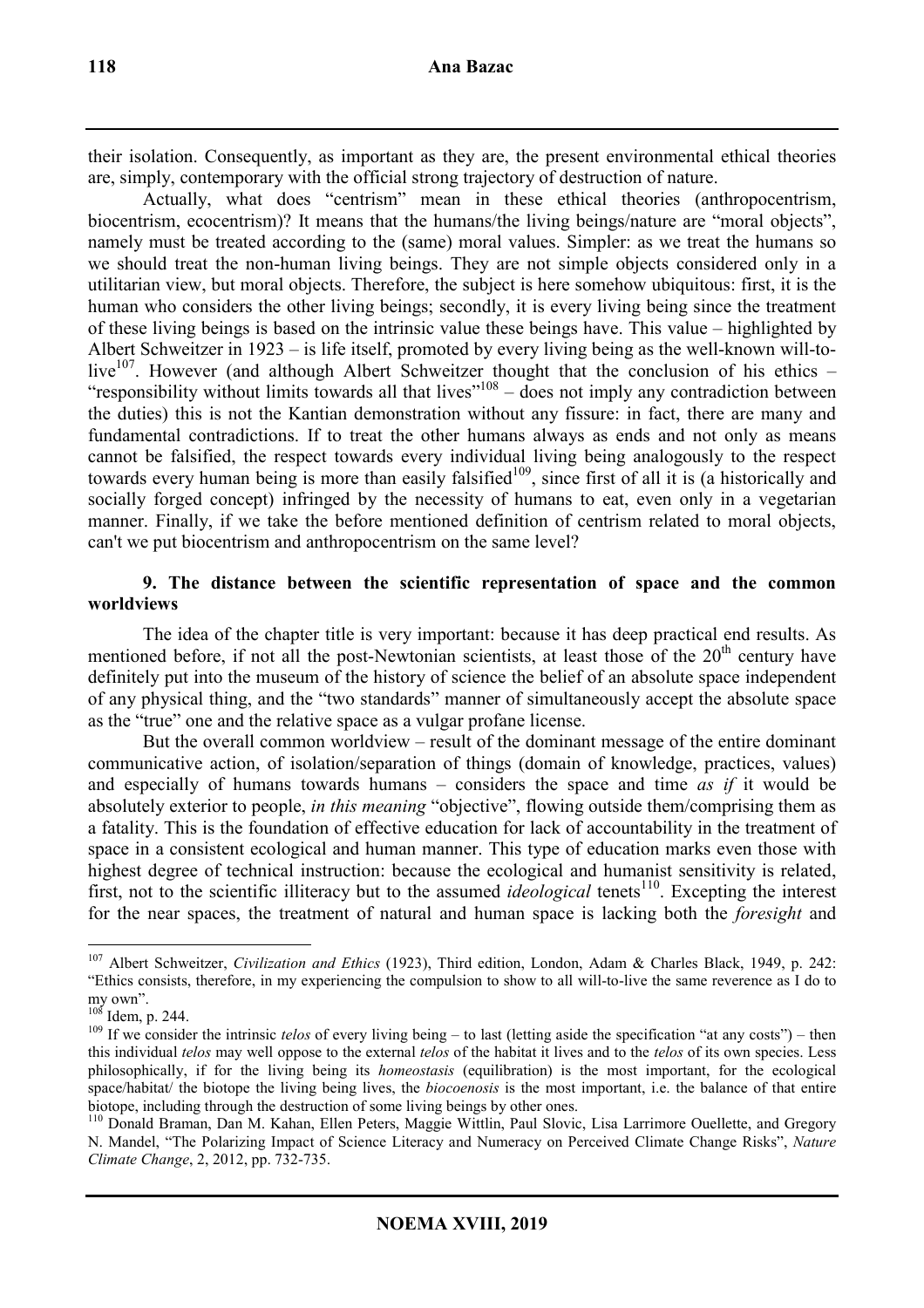their isolation. Consequently, as important as they are, the present environmental ethical theories are, simply, contemporary with the official strong trajectory of destruction of nature.

Actually, what does "centrism" mean in these ethical theories (anthropocentrism, biocentrism, ecocentrism)? It means that the humans/the living beings/nature are "moral objects", namely must be treated according to the (same) moral values. Simpler: as we treat the humans so we should treat the non-human living beings. They are not simple objects considered only in a utilitarian view, but moral objects. Therefore, the subject is here somehow ubiquitous: first, it is the human who considers the other living beings; secondly, it is every living being since the treatment of these living beings is based on the intrinsic value these beings have. This value – highlighted by Albert Schweitzer in 1923 – is life itself, promoted by every living being as the well-known will-to-live[107]. However (and although Albert Schweitzer thought that the conclusion of his ethics – "responsibility without limits towards all that lives"[108] – does not imply any contradiction between the duties) this is not the Kantian demonstration without any fissure: in fact, there are many and fundamental contradictions. If to treat the other humans always as ends and not only as means cannot be falsified, the respect towards every individual living being analogously to the respect towards every human being is more than easily falsified[109], since first of all it is (a historically and socially forged concept) infringed by the necessity of humans to eat, even only in a vegetarian manner. Finally, if we take the before mentioned definition of centrism related to moral objects, can't we put biocentrism and anthropocentrism on the same level?

### 9. The distance between the scientific representation of space and the common worldviews

The idea of the chapter title is very important: because it has deep practical end results. As mentioned before, if not all the post-Newtonian scientists, at least those of the 20th century have definitely put into the museum of the history of science the belief of an absolute space independent of any physical thing, and the "two standards" manner of simultaneously accept the absolute space as the "true" one and the relative space as a vulgar profane license.

But the overall common worldview – result of the dominant message of the entire dominant communicative action, of isolation/separation of things (domain of knowledge, practices, values) and especially of humans towards humans – considers the space and time *as if* it would be absolutely exterior to people, *in this meaning* "objective", flowing outside them/comprising them as a fatality. This is the foundation of effective education for lack of accountability in the treatment of space in a consistent ecological and human manner. This type of education marks even those with highest degree of technical instruction: because the ecological and humanist sensitivity is related, first, not to the scientific illiteracy but to the assumed *ideological* tenets[110]. Excepting the interest for the near spaces, the treatment of natural and human space is lacking both the *foresight* and

---

[107] Albert Schweitzer, *Civilization and Ethics* (1923), Third edition, London, Adam & Charles Black, 1949, p. 242: "Ethics consists, therefore, in my experiencing the compulsion to show to all will-to-live the same reverence as I do to my own".

[108] Idem, p. 244.

[109] If we consider the intrinsic *telos* of every living being – to last (letting aside the specification "at any costs") – then this individual *telos* may well oppose to the external *telos* of the habitat it lives and to the *telos* of its own species. Less philosophically, if for the living being its *homeostasis* (equilibration) is the most important, for the ecological space/habitat/ the biotope the living being lives, the *biocoenosis* is the most important, i.e. the balance of that entire biotope, including through the destruction of some living beings by other ones.

[110] Donald Braman, Dan M. Kahan, Ellen Peters, Maggie Wittlin, Paul Slovic, Lisa Larrimore Ouellette, and Gregory N. Mandel, "The Polarizing Impact of Science Literacy and Numeracy on Perceived Climate Change Risks", *Nature Climate Change*, 2, 2012, pp. 732-735.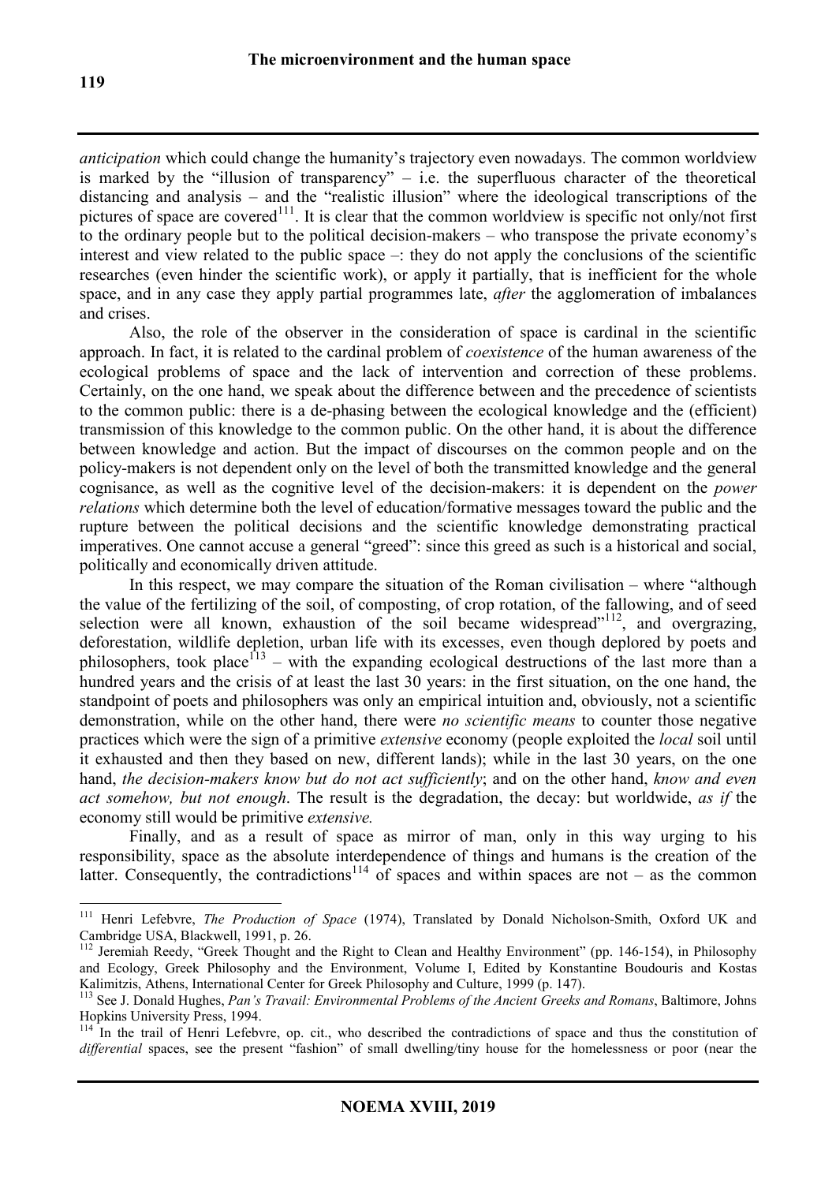*anticipation* which could change the humanity's trajectory even nowadays. The common worldview is marked by the "illusion of transparency" – i.e. the superfluous character of the theoretical distancing and analysis – and the "realistic illusion" where the ideological transcriptions of the pictures of space are covered[111]. It is clear that the common worldview is specific not only/not first to the ordinary people but to the political decision-makers – who transpose the private economy's interest and view related to the public space –: they do not apply the conclusions of the scientific researches (even hinder the scientific work), or apply it partially, that is inefficient for the whole space, and in any case they apply partial programmes late, *after* the agglomeration of imbalances and crises.

Also, the role of the observer in the consideration of space is cardinal in the scientific approach. In fact, it is related to the cardinal problem of *coexistence* of the human awareness of the ecological problems of space and the lack of intervention and correction of these problems. Certainly, on the one hand, we speak about the difference between and the precedence of scientists to the common public: there is a de-phasing between the ecological knowledge and the (efficient) transmission of this knowledge to the common public. On the other hand, it is about the difference between knowledge and action. But the impact of discourses on the common people and on the policy-makers is not dependent only on the level of both the transmitted knowledge and the general cognisance, as well as the cognitive level of the decision-makers: it is dependent on the *power relations* which determine both the level of education/formative messages toward the public and the rupture between the political decisions and the scientific knowledge demonstrating practical imperatives. One cannot accuse a general "greed": since this greed as such is a historical and social, politically and economically driven attitude.

In this respect, we may compare the situation of the Roman civilisation – where "although the value of the fertilizing of the soil, of composting, of crop rotation, of the fallowing, and of seed selection were all known, exhaustion of the soil became widespread"[112], and overgrazing, deforestation, wildlife depletion, urban life with its excesses, even though deplored by poets and philosophers, took place[113] – with the expanding ecological destructions of the last more than a hundred years and the crisis of at least the last 30 years: in the first situation, on the one hand, the standpoint of poets and philosophers was only an empirical intuition and, obviously, not a scientific demonstration, while on the other hand, there were *no scientific means* to counter those negative practices which were the sign of a primitive *extensive* economy (people exploited the *local* soil until it exhausted and then they based on new, different lands); while in the last 30 years, on the one hand, *the decision-makers know but do not act sufficiently*; and on the other hand, *know and even act somehow, but not enough*. The result is the degradation, the decay: but worldwide, *as if* the economy still would be primitive *extensive.*

Finally, and as a result of space as mirror of man, only in this way urging to his responsibility, space as the absolute interdependence of things and humans is the creation of the latter. Consequently, the contradictions[114] of spaces and within spaces are not – as the common

---

[111] Henri Lefebvre, *The Production of Space* (1974), Translated by Donald Nicholson-Smith, Oxford UK and Cambridge USA, Blackwell, 1991, p. 26.

[112] Jeremiah Reedy, "Greek Thought and the Right to Clean and Healthy Environment" (pp. 146-154), in Philosophy and Ecology, Greek Philosophy and the Environment, Volume I, Edited by Konstantine Boudouris and Kostas Kalimitzis, Athens, International Center for Greek Philosophy and Culture, 1999 (p. 147).

[113] See J. Donald Hughes, *Pan's Travail: Environmental Problems of the Ancient Greeks and Romans*, Baltimore, Johns Hopkins University Press, 1994.

[114] In the trail of Henri Lefebvre, op. cit., who described the contradictions of space and thus the constitution of *differential* spaces, see the present "fashion" of small dwelling/tiny house for the homelessness or poor (near the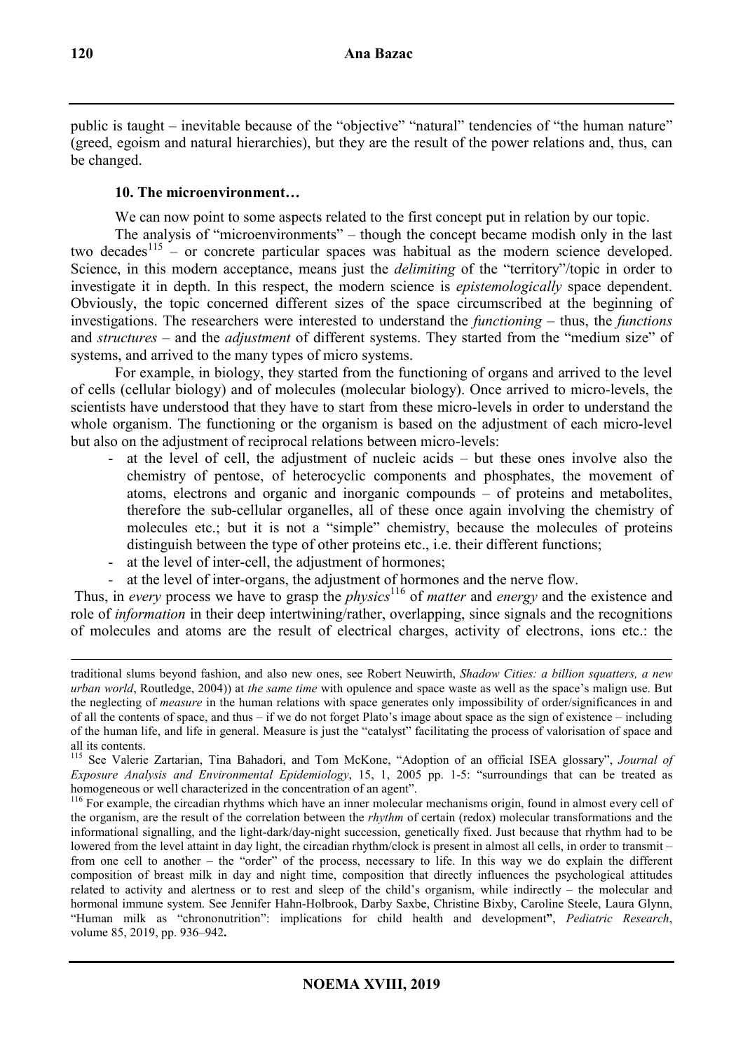public is taught – inevitable because of the "objective" "natural" tendencies of "the human nature" (greed, egoism and natural hierarchies), but they are the result of the power relations and, thus, can be changed.

### 10. The microenvironment…

We can now point to some aspects related to the first concept put in relation by our topic.

The analysis of "microenvironments" – though the concept became modish only in the last two decades[115] – or concrete particular spaces was habitual as the modern science developed. Science, in this modern acceptance, means just the *delimiting* of the "territory"/topic in order to investigate it in depth. In this respect, the modern science is *epistemologically* space dependent. Obviously, the topic concerned different sizes of the space circumscribed at the beginning of investigations. The researchers were interested to understand the *functioning* – thus, the *functions* and *structures* – and the *adjustment* of different systems. They started from the "medium size" of systems, and arrived to the many types of micro systems.

For example, in biology, they started from the functioning of organs and arrived to the level of cells (cellular biology) and of molecules (molecular biology). Once arrived to micro-levels, the scientists have understood that they have to start from these micro-levels in order to understand the whole organism. The functioning or the organism is based on the adjustment of each micro-level but also on the adjustment of reciprocal relations between micro-levels:

- at the level of cell, the adjustment of nucleic acids – but these ones involve also the chemistry of pentose, of heterocyclic components and phosphates, the movement of atoms, electrons and organic and inorganic compounds – of proteins and metabolites, therefore the sub-cellular organelles, all of these once again involving the chemistry of molecules etc.; but it is not a "simple" chemistry, because the molecules of proteins distinguish between the type of other proteins etc., i.e. their different functions;
- at the level of inter-cell, the adjustment of hormones;
- at the level of inter-organs, the adjustment of hormones and the nerve flow.

Thus, in *every* process we have to grasp the *physics*[116] of *matter* and *energy* and the existence and role of *information* in their deep intertwining/rather, overlapping, since signals and the recognitions of molecules and atoms are the result of electrical charges, activity of electrons, ions etc.: the

---

traditional slums beyond fashion, and also new ones, see Robert Neuwirth, *Shadow Cities: a billion squatters, a new urban world*, Routledge, 2004)) at *the same time* with opulence and space waste as well as the space's malign use. But the neglecting of *measure* in the human relations with space generates only impossibility of order/significances in and of all the contents of space, and thus – if we do not forget Plato's image about space as the sign of existence – including of the human life, and life in general. Measure is just the "catalyst" facilitating the process of valorisation of space and all its contents.

[115] See Valerie Zartarian, Tina Bahadori, and Tom McKone, "Adoption of an official ISEA glossary", *Journal of Exposure Analysis and Environmental Epidemiology*, 15, 1, 2005 pp. 1-5: "surroundings that can be treated as homogeneous or well characterized in the concentration of an agent".

[116] For example, the circadian rhythms which have an inner molecular mechanisms origin, found in almost every cell of the organism, are the result of the correlation between the *rhythm* of certain (redox) molecular transformations and the informational signalling, and the light-dark/day-night succession, genetically fixed. Just because that rhythm had to be lowered from the level attaint in day light, the circadian rhythm/clock is present in almost all cells, in order to transmit – from one cell to another – the "order" of the process, necessary to life. In this way we do explain the different composition of breast milk in day and night time, composition that directly influences the psychological attitudes related to activity and alertness or to rest and sleep of the child's organism, while indirectly – the molecular and hormonal immune system. See Jennifer Hahn-Holbrook, Darby Saxbe, Christine Bixby, Caroline Steele, Laura Glynn, "Human milk as "chrononutrition": implications for child health and development**"**, *Pediatric Research*, volume 85, 2019, pp. 936–942**.**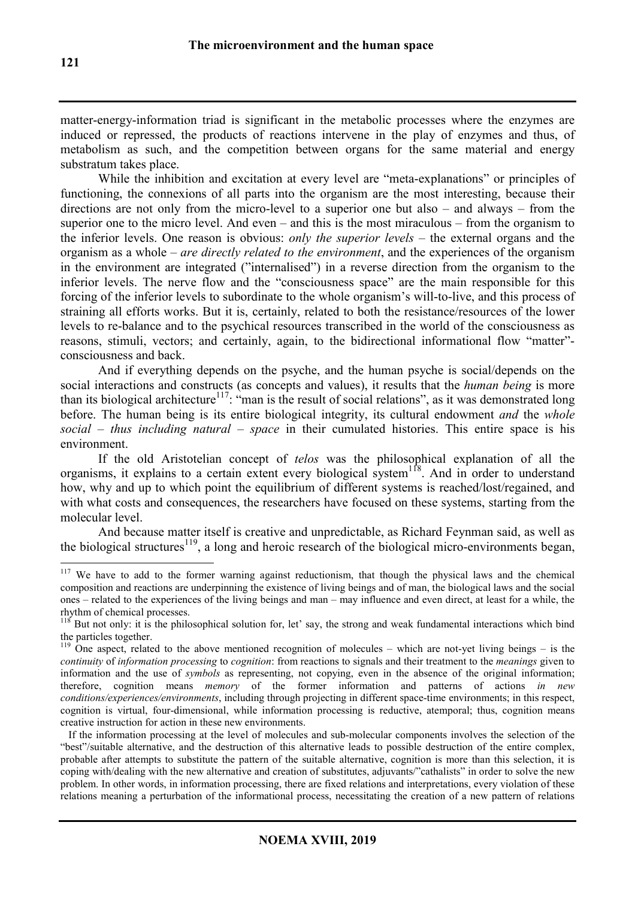matter-energy-information triad is significant in the metabolic processes where the enzymes are induced or repressed, the products of reactions intervene in the play of enzymes and thus, of metabolism as such, and the competition between organs for the same material and energy substratum takes place.

While the inhibition and excitation at every level are "meta-explanations" or principles of functioning, the connexions of all parts into the organism are the most interesting, because their directions are not only from the micro-level to a superior one but also – and always – from the superior one to the micro level. And even – and this is the most miraculous – from the organism to the inferior levels. One reason is obvious: *only the superior levels* – the external organs and the organism as a whole – *are directly related to the environment*, and the experiences of the organism in the environment are integrated ("internalised") in a reverse direction from the organism to the inferior levels. The nerve flow and the "consciousness space" are the main responsible for this forcing of the inferior levels to subordinate to the whole organism's will-to-live, and this process of straining all efforts works. But it is, certainly, related to both the resistance/resources of the lower levels to re-balance and to the psychical resources transcribed in the world of the consciousness as reasons, stimuli, vectors; and certainly, again, to the bidirectional informational flow "matter"-consciousness and back.

And if everything depends on the psyche, and the human psyche is social/depends on the social interactions and constructs (as concepts and values), it results that the *human being* is more than its biological architecture[117]: "man is the result of social relations", as it was demonstrated long before. The human being is its entire biological integrity, its cultural endowment *and* the *whole social – thus including natural – space* in their cumulated histories. This entire space is his environment.

If the old Aristotelian concept of *telos* was the philosophical explanation of all the organisms, it explains to a certain extent every biological system[118]. And in order to understand how, why and up to which point the equilibrium of different systems is reached/lost/regained, and with what costs and consequences, the researchers have focused on these systems, starting from the molecular level.

And because matter itself is creative and unpredictable, as Richard Feynman said, as well as the biological structures[119], a long and heroic research of the biological micro-environments began,

---

[117] We have to add to the former warning against reductionism, that though the physical laws and the chemical composition and reactions are underpinning the existence of living beings and of man, the biological laws and the social ones – related to the experiences of the living beings and man – may influence and even direct, at least for a while, the rhythm of chemical processes.

[118] But not only: it is the philosophical solution for, let' say, the strong and weak fundamental interactions which bind the particles together.

[119] One aspect, related to the above mentioned recognition of molecules – which are not-yet living beings – is the *continuity* of *information processing* to *cognition*: from reactions to signals and their treatment to the *meanings* given to information and the use of *symbols* as representing, not copying, even in the absence of the original information; therefore, cognition means *memory* of the former information and patterns of actions *in new conditions/experiences/environments*, including through projecting in different space-time environments; in this respect, cognition is virtual, four-dimensional, while information processing is reductive, atemporal; thus, cognition means creative instruction for action in these new environments.

If the information processing at the level of molecules and sub-molecular components involves the selection of the "best"/suitable alternative, and the destruction of this alternative leads to possible destruction of the entire complex, probable after attempts to substitute the pattern of the suitable alternative, cognition is more than this selection, it is coping with/dealing with the new alternative and creation of substitutes, adjuvants/"cathalists" in order to solve the new problem. In other words, in information processing, there are fixed relations and interpretations, every violation of these relations meaning a perturbation of the informational process, necessitating the creation of a new pattern of relations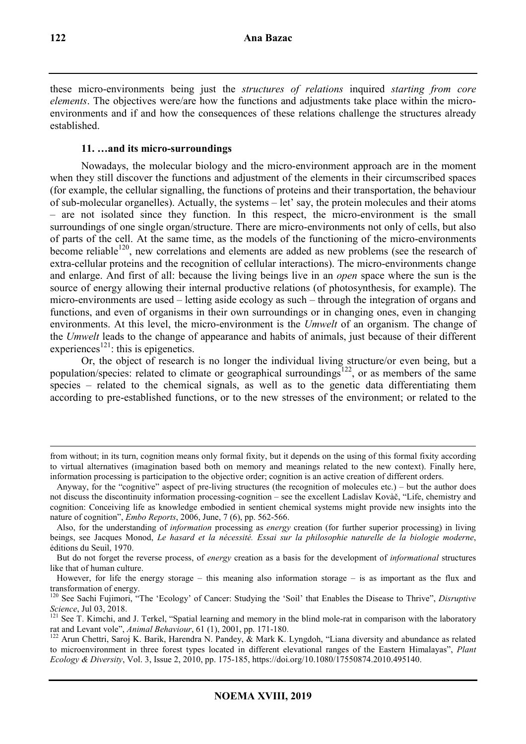these micro-environments being just the *structures of relations* inquired *starting from core elements*. The objectives were/are how the functions and adjustments take place within the micro-environments and if and how the consequences of these relations challenge the structures already established.

### 11. …and its micro-surroundings

Nowadays, the molecular biology and the micro-environment approach are in the moment when they still discover the functions and adjustment of the elements in their circumscribed spaces (for example, the cellular signalling, the functions of proteins and their transportation, the behaviour of sub-molecular organelles). Actually, the systems – let' say, the protein molecules and their atoms – are not isolated since they function. In this respect, the micro-environment is the small surroundings of one single organ/structure. There are micro-environments not only of cells, but also of parts of the cell. At the same time, as the models of the functioning of the micro-environments become reliable[120], new correlations and elements are added as new problems (see the research of extra-cellular proteins and the recognition of cellular interactions). The micro-environments change and enlarge. And first of all: because the living beings live in an *open* space where the sun is the source of energy allowing their internal productive relations (of photosynthesis, for example). The micro-environments are used – letting aside ecology as such – through the integration of organs and functions, and even of organisms in their own surroundings or in changing ones, even in changing environments. At this level, the micro-environment is the *Umwelt* of an organism. The change of the *Umwelt* leads to the change of appearance and habits of animals, just because of their different experiences[121]: this is epigenetics.

Or, the object of research is no longer the individual living structure/or even being, but a population/species: related to climate or geographical surroundings[122], or as members of the same species – related to the chemical signals, as well as to the genetic data differentiating them according to pre-established functions, or to the new stresses of the environment; or related to the

---

from without; in its turn, cognition means only formal fixity, but it depends on the using of this formal fixity according to virtual alternatives (imagination based both on memory and meanings related to the new context). Finally here, information processing is participation to the objective order; cognition is an active creation of different orders.

Anyway, for the "cognitive" aspect of pre-living structures (the recognition of molecules etc.) – but the author does not discuss the discontinuity information processing-cognition – see the excellent Ladislav Kovàč, "Life, chemistry and cognition: Conceiving life as knowledge embodied in sentient chemical systems might provide new insights into the nature of cognition", *Embo Reports*, 2006, June, 7 (6), pp. 562-566.

Also, for the understanding of *information* processing as *energy* creation (for further superior processing) in living beings, see Jacques Monod, *Le hasard et la nécessité. Essai sur la philosophie naturelle de la biologie moderne*, éditions du Seuil, 1970.

But do not forget the reverse process, of *energy* creation as a basis for the development of *informational* structures like that of human culture.

However, for life the energy storage – this meaning also information storage – is as important as the flux and transformation of energy.

[120] See Sachi Fujimori, "The 'Ecology' of Cancer: Studying the 'Soil' that Enables the Disease to Thrive", *Disruptive Science*, Jul 03, 2018.

[121] See T. Kimchi, and J. Terkel, "Spatial learning and memory in the blind mole-rat in comparison with the laboratory rat and Levant vole", *Animal Behaviour*, 61 (1), 2001, pp. 171-180.

[122] Arun Chettri, Saroj K. Barik, Harendra N. Pandey, & Mark K. Lyngdoh, "Liana diversity and abundance as related to microenvironment in three forest types located in different elevational ranges of the Eastern Himalayas", *Plant Ecology & Diversity*, Vol. 3, Issue 2, 2010, pp. 175-185, https://doi.org/10.1080/17550874.2010.495140.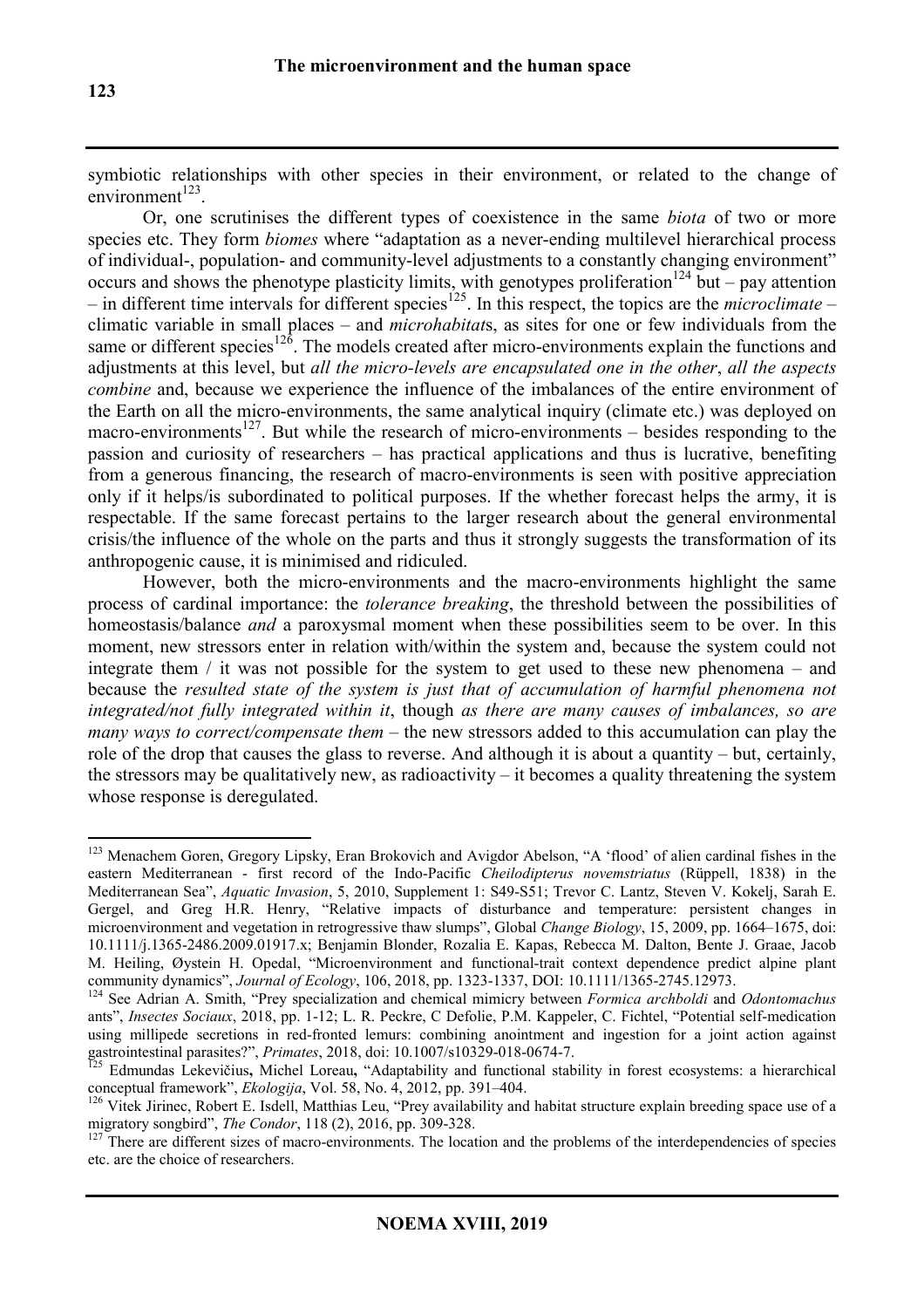symbiotic relationships with other species in their environment, or related to the change of environment[123].

Or, one scrutinises the different types of coexistence in the same *biota* of two or more species etc. They form *biomes* where "adaptation as a never-ending multilevel hierarchical process of individual-, population- and community-level adjustments to a constantly changing environment" occurs and shows the phenotype plasticity limits, with genotypes proliferation[124] but – pay attention – in different time intervals for different species[125]. In this respect, the topics are the *microclimate* – climatic variable in small places – and *microhabitat*s, as sites for one or few individuals from the same or different species[126]. The models created after micro-environments explain the functions and adjustments at this level, but *all the micro-levels are encapsulated one in the other*, *all the aspects combine* and, because we experience the influence of the imbalances of the entire environment of the Earth on all the micro-environments, the same analytical inquiry (climate etc.) was deployed on macro-environments[127]. But while the research of micro-environments – besides responding to the passion and curiosity of researchers – has practical applications and thus is lucrative, benefiting from a generous financing, the research of macro-environments is seen with positive appreciation only if it helps/is subordinated to political purposes. If the whether forecast helps the army, it is respectable. If the same forecast pertains to the larger research about the general environmental crisis/the influence of the whole on the parts and thus it strongly suggests the transformation of its anthropogenic cause, it is minimised and ridiculed.

However, both the micro-environments and the macro-environments highlight the same process of cardinal importance: the *tolerance breaking*, the threshold between the possibilities of homeostasis/balance *and* a paroxysmal moment when these possibilities seem to be over. In this moment, new stressors enter in relation with/within the system and, because the system could not integrate them / it was not possible for the system to get used to these new phenomena – and because the *resulted state of the system is just that of accumulation of harmful phenomena not integrated/not fully integrated within it*, though *as there are many causes of imbalances, so are many ways to correct/compensate them* – the new stressors added to this accumulation can play the role of the drop that causes the glass to reverse. And although it is about a quantity – but, certainly, the stressors may be qualitatively new, as radioactivity – it becomes a quality threatening the system whose response is deregulated.

---

[123] Menachem Goren, Gregory Lipsky, Eran Brokovich and Avigdor Abelson, "A 'flood' of alien cardinal fishes in the eastern Mediterranean - first record of the Indo-Pacific *Cheilodipterus novemstriatus* (Rüppell, 1838) in the Mediterranean Sea", *Aquatic Invasion*, 5, 2010, Supplement 1: S49-S51; Trevor C. Lantz, Steven V. Kokelj, Sarah E. Gergel, and Greg H.R. Henry, "Relative impacts of disturbance and temperature: persistent changes in microenvironment and vegetation in retrogressive thaw slumps", Global *Change Biology*, 15, 2009, pp. 1664–1675, doi: 10.1111/j.1365-2486.2009.01917.x; Benjamin Blonder, Rozalia E. Kapas, Rebecca M. Dalton, Bente J. Graae, Jacob M. Heiling, Øystein H. Opedal, "Microenvironment and functional-trait context dependence predict alpine plant community dynamics", *Journal of Ecology*, 106, 2018, pp. 1323-1337, DOI: 10.1111/1365-2745.12973.

[124] See Adrian A. Smith, "Prey specialization and chemical mimicry between *Formica archboldi* and *Odontomachus* ants", *Insectes Sociaux*, 2018, pp. 1-12; L. R. Peckre, C Defolie, P.M. Kappeler, C. Fichtel, "Potential self-medication using millipede secretions in red-fronted lemurs: combining anointment and ingestion for a joint action against gastrointestinal parasites?", *Primates*, 2018, doi: 10.1007/s10329-018-0674-7.

[125] Edmundas Lekevičius**,** Michel Loreau**,** "Adaptability and functional stability in forest ecosystems: a hierarchical conceptual framework", *Ekologija*, Vol. 58, No. 4, 2012, pp. 391–404.

[126] Vitek Jirinec, Robert E. Isdell, Matthias Leu, "Prey availability and habitat structure explain breeding space use of a migratory songbird", *The Condor*, 118 (2), 2016, pp. 309-328.

[127] There are different sizes of macro-environments. The location and the problems of the interdependencies of species etc. are the choice of researchers.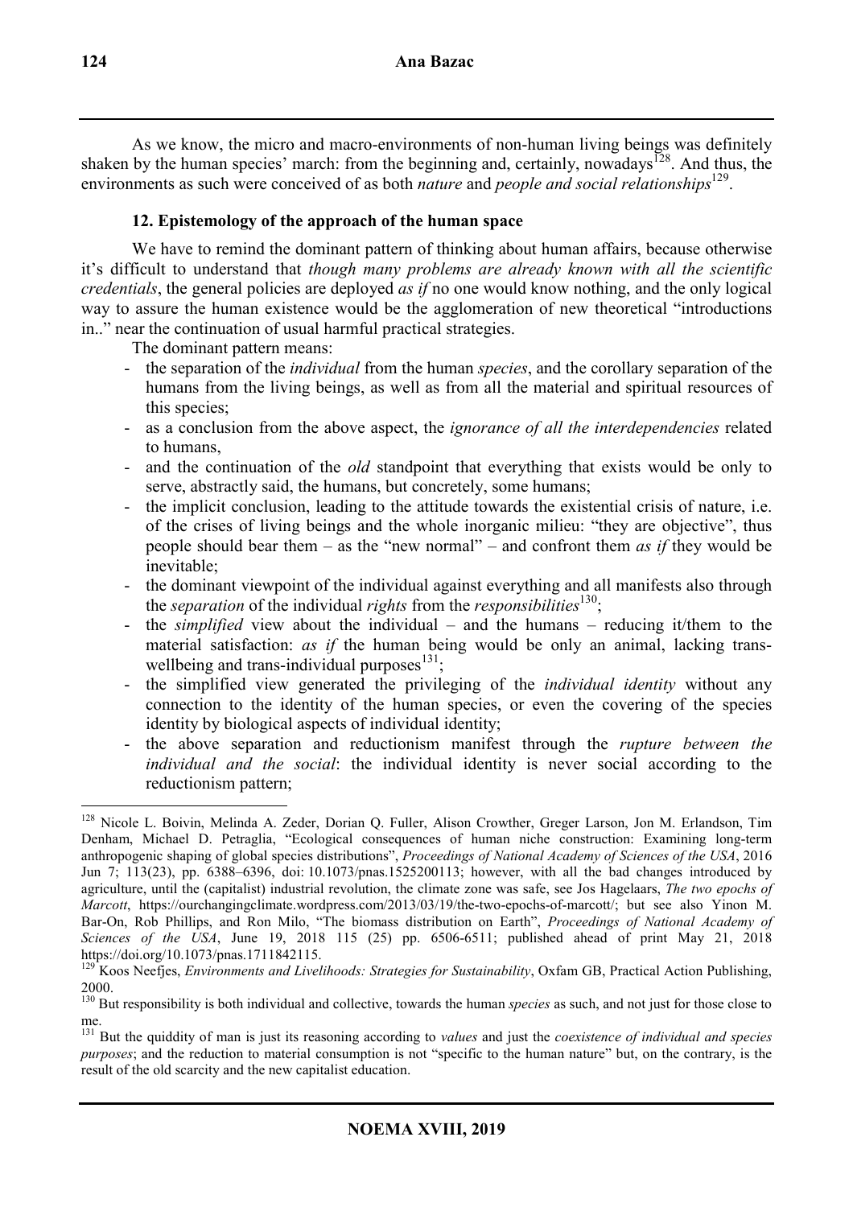As we know, the micro and macro-environments of non-human living beings was definitely shaken by the human species' march: from the beginning and, certainly, nowadays[128]. And thus, the environments as such were conceived of as both *nature* and *people and social relationships*[129].

### 12. Epistemology of the approach of the human space

We have to remind the dominant pattern of thinking about human affairs, because otherwise it's difficult to understand that *though many problems are already known with all the scientific credentials*, the general policies are deployed *as if* no one would know nothing, and the only logical way to assure the human existence would be the agglomeration of new theoretical "introductions in.." near the continuation of usual harmful practical strategies.

The dominant pattern means:

- the separation of the *individual* from the human *species*, and the corollary separation of the humans from the living beings, as well as from all the material and spiritual resources of this species;
- as a conclusion from the above aspect, the *ignorance of all the interdependencies* related to humans,
- and the continuation of the *old* standpoint that everything that exists would be only to serve, abstractly said, the humans, but concretely, some humans;
- the implicit conclusion, leading to the attitude towards the existential crisis of nature, i.e. of the crises of living beings and the whole inorganic milieu: "they are objective", thus people should bear them – as the "new normal" – and confront them *as if* they would be inevitable;
- the dominant viewpoint of the individual against everything and all manifests also through the *separation* of the individual *rights* from the *responsibilities*[130];
- the *simplified* view about the individual – and the humans – reducing it/them to the material satisfaction: *as if* the human being would be only an animal, lacking trans-wellbeing and trans-individual purposes[131];
- the simplified view generated the privileging of the *individual identity* without any connection to the identity of the human species, or even the covering of the species identity by biological aspects of individual identity;
- the above separation and reductionism manifest through the *rupture between the individual and the social*: the individual identity is never social according to the reductionism pattern;

---

[128] Nicole L. Boivin, Melinda A. Zeder, Dorian Q. Fuller, Alison Crowther, Greger Larson, Jon M. Erlandson, Tim Denham, Michael D. Petraglia, "Ecological consequences of human niche construction: Examining long-term anthropogenic shaping of global species distributions", *Proceedings of National Academy of Sciences of the USA*, 2016 Jun 7; 113(23), pp. 6388–6396, doi: 10.1073/pnas.1525200113; however, with all the bad changes introduced by agriculture, until the (capitalist) industrial revolution, the climate zone was safe, see Jos Hagelaars, *The two epochs of Marcott*, https://ourchangingclimate.wordpress.com/2013/03/19/the-two-epochs-of-marcott/; but see also Yinon M. Bar-On, Rob Phillips, and Ron Milo, "The biomass distribution on Earth", *Proceedings of National Academy of Sciences of the USA*, June 19, 2018 115 (25) pp. 6506-6511; published ahead of print May 21, 2018 https://doi.org/10.1073/pnas.1711842115.

[129] Koos Neefjes, *Environments and Livelihoods: Strategies for Sustainability*, Oxfam GB, Practical Action Publishing, 2000.

[130] But responsibility is both individual and collective, towards the human *species* as such, and not just for those close to me.

[131] But the quiddity of man is just its reasoning according to *values* and just the *coexistence of individual and species purposes*; and the reduction to material consumption is not "specific to the human nature" but, on the contrary, is the result of the old scarcity and the new capitalist education.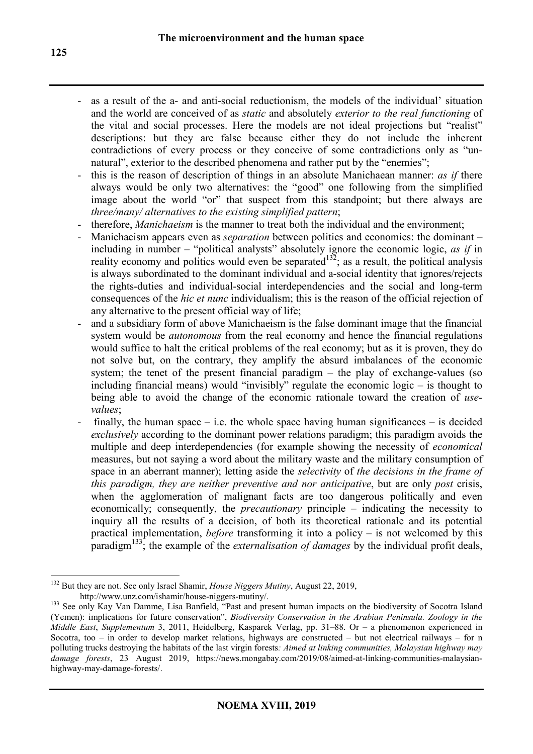- as a result of the a- and anti-social reductionism, the models of the individual' situation and the world are conceived of as *static* and absolutely *exterior to the real functioning* of the vital and social processes. Here the models are not ideal projections but "realist" descriptions: but they are false because either they do not include the inherent contradictions of every process or they conceive of some contradictions only as "un-natural", exterior to the described phenomena and rather put by the "enemies";
- this is the reason of description of things in an absolute Manichaean manner: *as if* there always would be only two alternatives: the "good" one following from the simplified image about the world "or" that suspect from this standpoint; but there always are *three/many/ alternatives to the existing simplified pattern*;
- therefore, *Manichaeism* is the manner to treat both the individual and the environment;
- Manichaeism appears even as *separation* between politics and economics: the dominant – including in number – "political analysts" absolutely ignore the economic logic, *as if* in reality economy and politics would even be separated[132]; as a result, the political analysis is always subordinated to the dominant individual and a-social identity that ignores/rejects the rights-duties and individual-social interdependencies and the social and long-term consequences of the *hic et nunc* individualism; this is the reason of the official rejection of any alternative to the present official way of life;
- and a subsidiary form of above Manichaeism is the false dominant image that the financial system would be *autonomous* from the real economy and hence the financial regulations would suffice to halt the critical problems of the real economy; but as it is proven, they do not solve but, on the contrary, they amplify the absurd imbalances of the economic system; the tenet of the present financial paradigm – the play of exchange-values (so including financial means) would "invisibly" regulate the economic logic – is thought to being able to avoid the change of the economic rationale toward the creation of *use-values*;
- finally, the human space – i.e. the whole space having human significances – is decided *exclusively* according to the dominant power relations paradigm; this paradigm avoids the multiple and deep interdependencies (for example showing the necessity of *economical* measures, but not saying a word about the military waste and the military consumption of space in an aberrant manner); letting aside the *selectivity* of *the decisions in the frame of this paradigm, they are neither preventive and nor anticipative*, but are only *post* crisis, when the agglomeration of malignant facts are too dangerous politically and even economically; consequently, the *precautionary* principle – indicating the necessity to inquiry all the results of a decision, of both its theoretical rationale and its potential practical implementation, *before* transforming it into a policy – is not welcomed by this paradigm[133]; the example of the *externalisation of damages* by the individual profit deals,

---

[132] But they are not. See only Israel Shamir, *House Niggers Mutiny*, August 22, 2019, http://www.unz.com/ishamir/house-niggers-mutiny/.

[133] See only Kay Van Damme, Lisa Banfield, "Past and present human impacts on the biodiversity of Socotra Island (Yemen): implications for future conservation", *Biodiversity Conservation in the Arabian Peninsula. Zoology in the Middle East*, *Supplementum* 3, 2011, Heidelberg, Kasparek Verlag, pp. 31–88. Or – a phenomenon experienced in Socotra, too – in order to develop market relations, highways are constructed – but not electrical railways – for n polluting trucks destroying the habitats of the last virgin forests*: Aimed at linking communities, Malaysian highway may damage forests*, 23 August 2019, https://news.mongabay.com/2019/08/aimed-at-linking-communities-malaysian-highway-may-damage-forests/.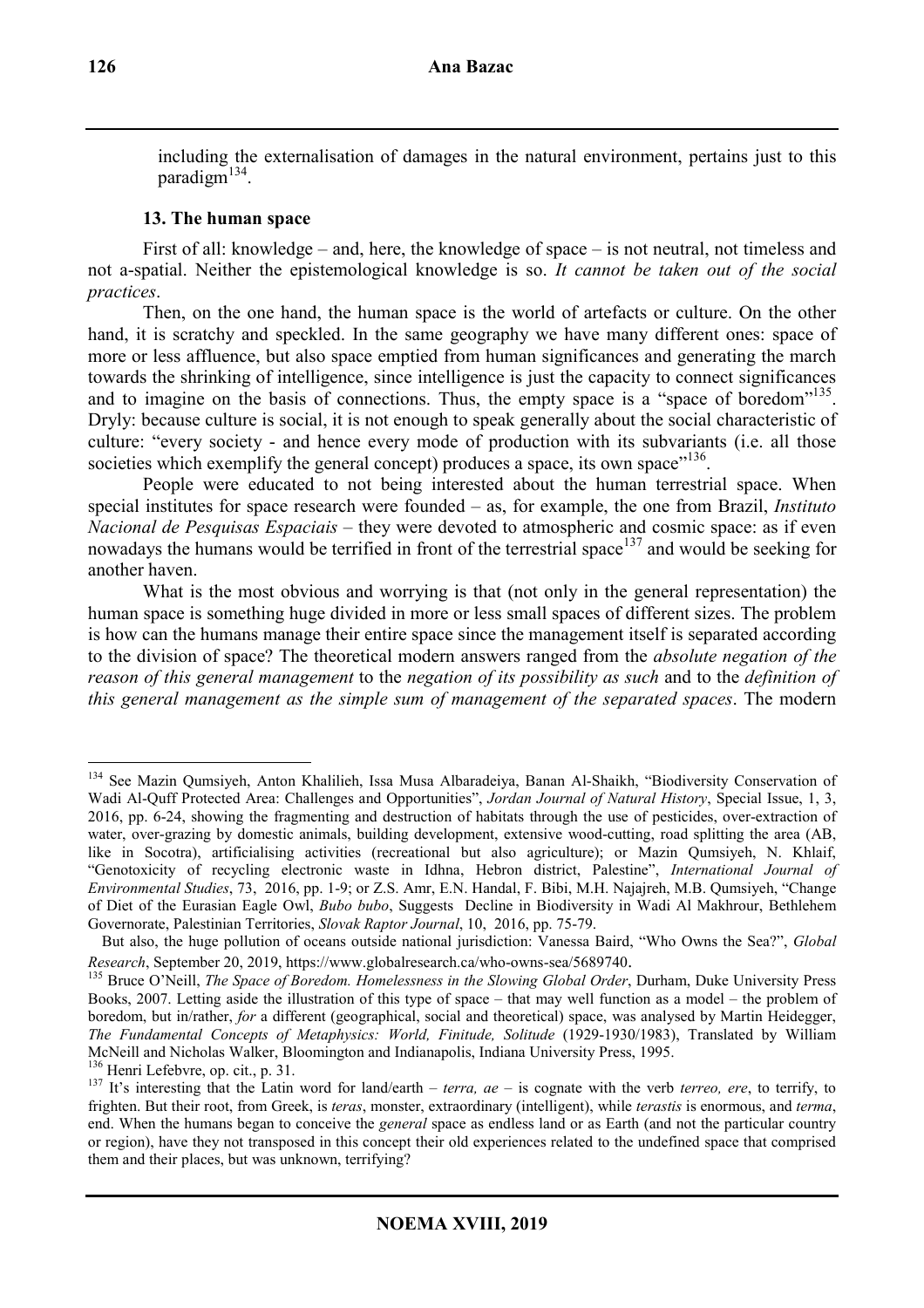including the externalisation of damages in the natural environment, pertains just to this paradigm[134].

**13. The human space**

First of all: knowledge – and, here, the knowledge of space – is not neutral, not timeless and not a-spatial. Neither the epistemological knowledge is so. *It cannot be taken out of the social practices*.

Then, on the one hand, the human space is the world of artefacts or culture. On the other hand, it is scratchy and speckled. In the same geography we have many different ones: space of more or less affluence, but also space emptied from human significances and generating the march towards the shrinking of intelligence, since intelligence is just the capacity to connect significances and to imagine on the basis of connections. Thus, the empty space is a "space of boredom"[135]. Dryly: because culture is social, it is not enough to speak generally about the social characteristic of culture: "every society - and hence every mode of production with its subvariants (i.e. all those societies which exemplify the general concept) produces a space, its own space"[136].

People were educated to not being interested about the human terrestrial space. When special institutes for space research were founded – as, for example, the one from Brazil, *Instituto Nacional de Pesquisas Espaciais* – they were devoted to atmospheric and cosmic space: as if even nowadays the humans would be terrified in front of the terrestrial space[137] and would be seeking for another haven.

What is the most obvious and worrying is that (not only in the general representation) the human space is something huge divided in more or less small spaces of different sizes. The problem is how can the humans manage their entire space since the management itself is separated according to the division of space? The theoretical modern answers ranged from the *absolute negation of the reason of this general management* to the *negation of its possibility as such* and to the *definition of this general management as the simple sum of management of the separated spaces*. The modern

---

[134] See Mazin Qumsiyeh, Anton Khalilieh, Issa Musa Albaradeiya, Banan Al-Shaikh, "Biodiversity Conservation of Wadi Al-Quff Protected Area: Challenges and Opportunities", *Jordan Journal of Natural History*, Special Issue, 1, 3, 2016, pp. 6-24, showing the fragmenting and destruction of habitats through the use of pesticides, over-extraction of water, over-grazing by domestic animals, building development, extensive wood-cutting, road splitting the area (AB, like in Socotra), artificialising activities (recreational but also agriculture); or Mazin Qumsiyeh, N. Khlaif, "Genotoxicity of recycling electronic waste in Idhna, Hebron district, Palestine", *International Journal of Environmental Studies*, 73, 2016, pp. 1-9; or Z.S. Amr, E.N. Handal, F. Bibi, M.H. Najajreh, M.B. Qumsiyeh, "Change of Diet of the Eurasian Eagle Owl, *Bubo bubo*, Suggests Decline in Biodiversity in Wadi Al Makhrour, Bethlehem Governorate, Palestinian Territories, *Slovak Raptor Journal*, 10, 2016, pp. 75-79.

But also, the huge pollution of oceans outside national jurisdiction: Vanessa Baird, "Who Owns the Sea?", *Global Research*, September 20, 2019, https://www.globalresearch.ca/who-owns-sea/5689740.

[135] Bruce O'Neill, *The Space of Boredom. Homelessness in the Slowing Global Order*, Durham, Duke University Press Books, 2007. Letting aside the illustration of this type of space – that may well function as a model – the problem of boredom, but in/rather, *for* a different (geographical, social and theoretical) space, was analysed by Martin Heidegger, *The Fundamental Concepts of Metaphysics: World, Finitude, Solitude* (1929-1930/1983), Translated by William McNeill and Nicholas Walker, Bloomington and Indianapolis, Indiana University Press, 1995.

[136] Henri Lefebvre, op. cit., p. 31.

[137] It's interesting that the Latin word for land/earth – *terra, ae* – is cognate with the verb *terreo, ere*, to terrify, to frighten. But their root, from Greek, is *teras*, monster, extraordinary (intelligent), while *terastis* is enormous, and *terma*, end. When the humans began to conceive the *general* space as endless land or as Earth (and not the particular country or region), have they not transposed in this concept their old experiences related to the undefined space that comprised them and their places, but was unknown, terrifying?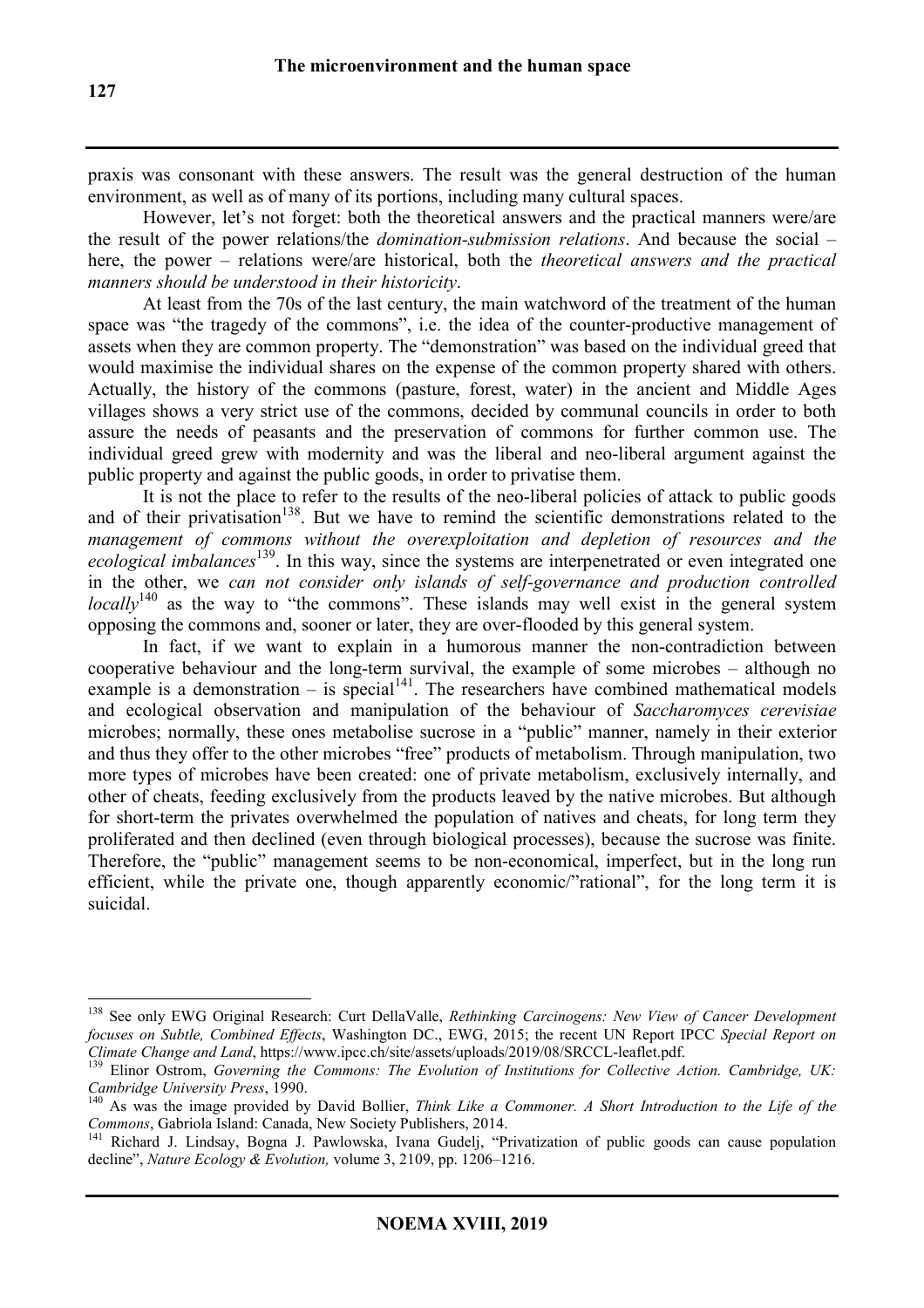praxis was consonant with these answers. The result was the general destruction of the human environment, as well as of many of its portions, including many cultural spaces.

However, let's not forget: both the theoretical answers and the practical manners were/are the result of the power relations/the *domination-submission relations*. And because the social – here, the power – relations were/are historical, both the *theoretical answers and the practical manners should be understood in their historicity*.

At least from the 70s of the last century, the main watchword of the treatment of the human space was "the tragedy of the commons", i.e. the idea of the counter-productive management of assets when they are common property. The "demonstration" was based on the individual greed that would maximise the individual shares on the expense of the common property shared with others. Actually, the history of the commons (pasture, forest, water) in the ancient and Middle Ages villages shows a very strict use of the commons, decided by communal councils in order to both assure the needs of peasants and the preservation of commons for further common use. The individual greed grew with modernity and was the liberal and neo-liberal argument against the public property and against the public goods, in order to privatise them.

It is not the place to refer to the results of the neo-liberal policies of attack to public goods and of their privatisation[138]. But we have to remind the scientific demonstrations related to the *management of commons without the overexploitation and depletion of resources and the ecological imbalances*[139]. In this way, since the systems are interpenetrated or even integrated one in the other, we *can not consider only islands of self-governance and production controlled locally*[140] as the way to "the commons". These islands may well exist in the general system opposing the commons and, sooner or later, they are over-flooded by this general system.

In fact, if we want to explain in a humorous manner the non-contradiction between cooperative behaviour and the long-term survival, the example of some microbes – although no example is a demonstration – is special[141]. The researchers have combined mathematical models and ecological observation and manipulation of the behaviour of *Saccharomyces cerevisiae* microbes; normally, these ones metabolise sucrose in a "public" manner, namely in their exterior and thus they offer to the other microbes "free" products of metabolism. Through manipulation, two more types of microbes have been created: one of private metabolism, exclusively internally, and other of cheats, feeding exclusively from the products leaved by the native microbes. But although for short-term the privates overwhelmed the population of natives and cheats, for long term they proliferated and then declined (even through biological processes), because the sucrose was finite. Therefore, the "public" management seems to be non-economical, imperfect, but in the long run efficient, while the private one, though apparently economic/"rational", for the long term it is suicidal.

---

[138] See only EWG Original Research: Curt DellaValle, *Rethinking Carcinogens: New View of Cancer Development focuses on Subtle, Combined Effects*, Washington DC., EWG, 2015; the recent UN Report IPCC *Special Report on Climate Change and Land*, https://www.ipcc.ch/site/assets/uploads/2019/08/SRCCL-leaflet.pdf.

[139] Elinor Ostrom, *Governing the Commons: The Evolution of Institutions for Collective Action. Cambridge, UK: Cambridge University Press*, 1990.

[140] As was the image provided by David Bollier, *Think Like a Commoner. A Short Introduction to the Life of the Commons*, Gabriola Island: Canada, New Society Publishers, 2014.

[141] Richard J. Lindsay, Bogna J. Pawlowska, Ivana Gudelj, "Privatization of public goods can cause population decline", *Nature Ecology & Evolution,* volume 3, 2109, pp. 1206–1216.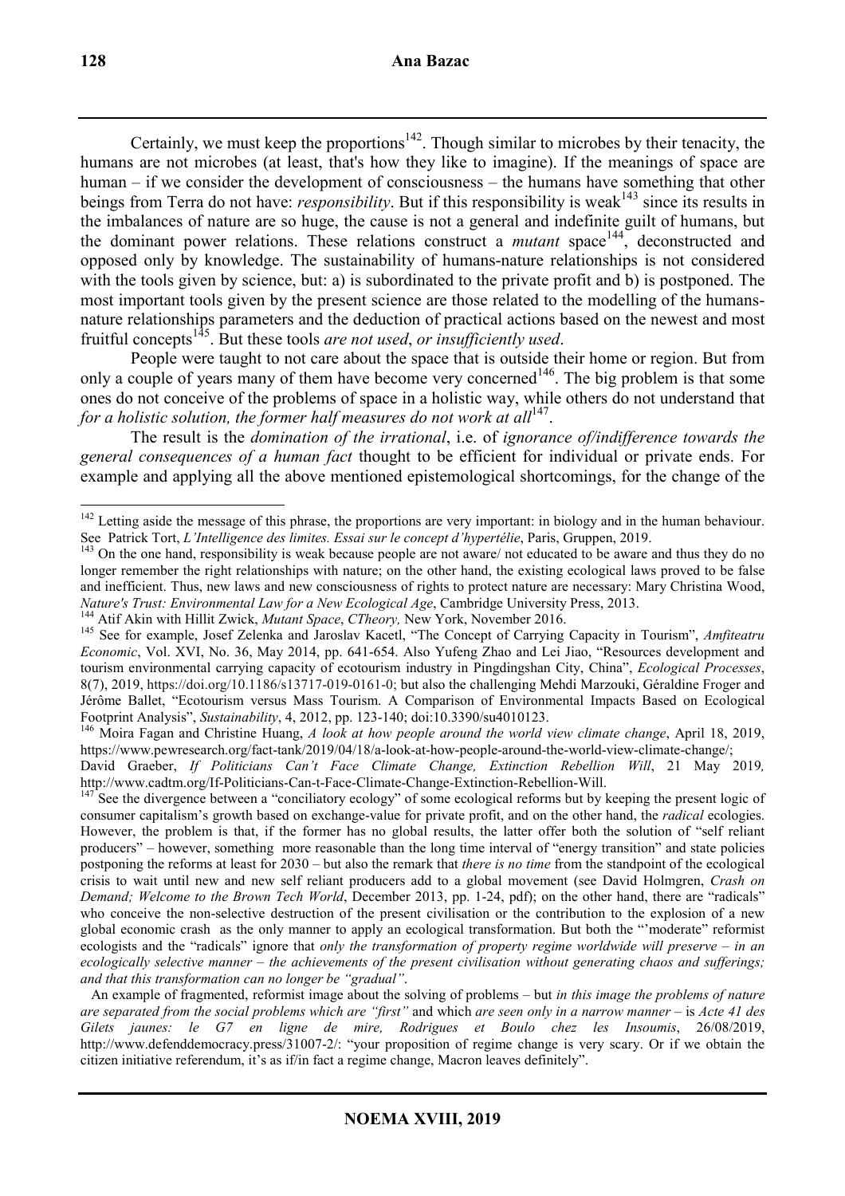Certainly, we must keep the proportions[142]. Though similar to microbes by their tenacity, the humans are not microbes (at least, that's how they like to imagine). If the meanings of space are human – if we consider the development of consciousness – the humans have something that other beings from Terra do not have: *responsibility*. But if this responsibility is weak[143] since its results in the imbalances of nature are so huge, the cause is not a general and indefinite guilt of humans, but the dominant power relations. These relations construct a *mutant* space[144], deconstructed and opposed only by knowledge. The sustainability of humans-nature relationships is not considered with the tools given by science, but: a) is subordinated to the private profit and b) is postponed. The most important tools given by the present science are those related to the modelling of the humans-nature relationships parameters and the deduction of practical actions based on the newest and most fruitful concepts[145]. But these tools *are not used*, *or insufficiently used*.

People were taught to not care about the space that is outside their home or region. But from only a couple of years many of them have become very concerned[146]. The big problem is that some ones do not conceive of the problems of space in a holistic way, while others do not understand that *for a holistic solution, the former half measures do not work at all*[147].

The result is the *domination of the irrational*, i.e. of *ignorance of/indifference towards the general consequences of a human fact* thought to be efficient for individual or private ends. For example and applying all the above mentioned epistemological shortcomings, for the change of the

---

[142] Letting aside the message of this phrase, the proportions are very important: in biology and in the human behaviour. See Patrick Tort, *L'Intelligence des limites. Essai sur le concept d'hypertélie*, Paris, Gruppen, 2019.

[143] On the one hand, responsibility is weak because people are not aware/ not educated to be aware and thus they do no longer remember the right relationships with nature; on the other hand, the existing ecological laws proved to be false and inefficient. Thus, new laws and new consciousness of rights to protect nature are necessary: Mary Christina Wood, *Nature's Trust: Environmental Law for a New Ecological Age*, Cambridge University Press, 2013.

[144] Atif Akin with Hillit Zwick, *Mutant Space*, *CTheory,* New York, November 2016.

[145] See for example, Josef Zelenka and Jaroslav Kacetl, "The Concept of Carrying Capacity in Tourism", *Amfiteatru Economic*, Vol. XVI, No. 36, May 2014, pp. 641-654. Also Yufeng Zhao and Lei Jiao, "Resources development and tourism environmental carrying capacity of ecotourism industry in Pingdingshan City, China", *Ecological Processes*, 8(7), 2019, https://doi.org/10.1186/s13717-019-0161-0; but also the challenging Mehdi Marzouki, Géraldine Froger and Jérôme Ballet, "Ecotourism versus Mass Tourism. A Comparison of Environmental Impacts Based on Ecological Footprint Analysis", *Sustainability*, 4, 2012, pp. 123-140; doi:10.3390/su4010123.

[146] Moira Fagan and Christine Huang, *A look at how people around the world view climate change*, April 18, 2019, https://www.pewresearch.org/fact-tank/2019/04/18/a-look-at-how-people-around-the-world-view-climate-change/; David Graeber, *If Politicians Can't Face Climate Change, Extinction Rebellion Will*, 21 May 2019*,* http://www.cadtm.org/If-Politicians-Can-t-Face-Climate-Change-Extinction-Rebellion-Will.

[147] See the divergence between a "conciliatory ecology" of some ecological reforms but by keeping the present logic of consumer capitalism's growth based on exchange-value for private profit, and on the other hand, the *radical* ecologies. However, the problem is that, if the former has no global results, the latter offer both the solution of "self reliant producers" – however, something more reasonable than the long time interval of "energy transition" and state policies postponing the reforms at least for 2030 – but also the remark that *there is no time* from the standpoint of the ecological crisis to wait until new and new self reliant producers add to a global movement (see David Holmgren, *Crash on Demand; Welcome to the Brown Tech World*, December 2013, pp. 1-24, pdf); on the other hand, there are "radicals" who conceive the non-selective destruction of the present civilisation or the contribution to the explosion of a new global economic crash as the only manner to apply an ecological transformation. But both the "'moderate" reformist ecologists and the "radicals" ignore that *only the transformation of property regime worldwide will preserve – in an ecologically selective manner – the achievements of the present civilisation without generating chaos and sufferings; and that this transformation can no longer be "gradual"*.

An example of fragmented, reformist image about the solving of problems – but *in this image the problems of nature are separated from the social problems which are "first"* and which *are seen only in a narrow manner* – is *Acte 41 des Gilets jaunes: le G7 en ligne de mire, Rodrigues et Boulo chez les Insoumis*, 26/08/2019, http://www.defenddemocracy.press/31007-2/: "your proposition of regime change is very scary. Or if we obtain the citizen initiative referendum, it's as if/in fact a regime change, Macron leaves definitely".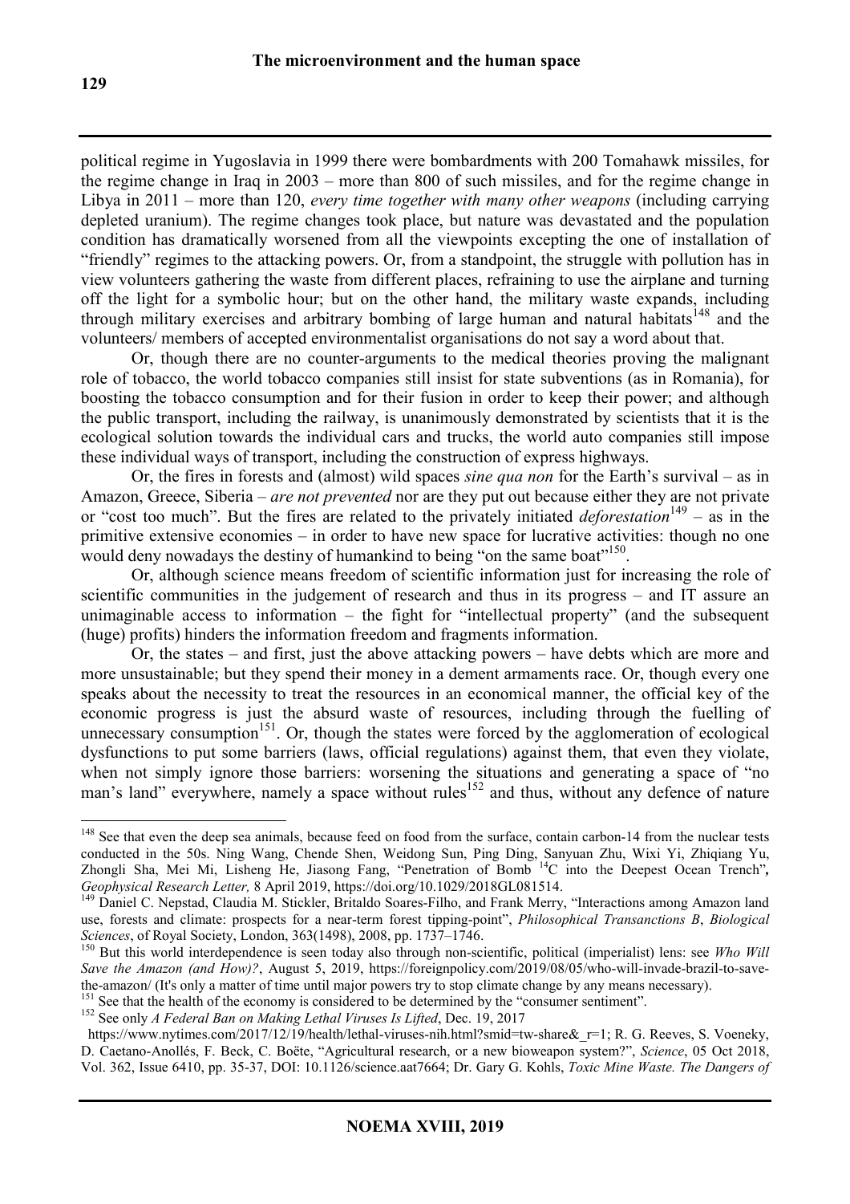political regime in Yugoslavia in 1999 there were bombardments with 200 Tomahawk missiles, for the regime change in Iraq in 2003 – more than 800 of such missiles, and for the regime change in Libya in 2011 – more than 120, *every time together with many other weapons* (including carrying depleted uranium). The regime changes took place, but nature was devastated and the population condition has dramatically worsened from all the viewpoints excepting the one of installation of "friendly" regimes to the attacking powers. Or, from a standpoint, the struggle with pollution has in view volunteers gathering the waste from different places, refraining to use the airplane and turning off the light for a symbolic hour; but on the other hand, the military waste expands, including through military exercises and arbitrary bombing of large human and natural habitats[148] and the volunteers/ members of accepted environmentalist organisations do not say a word about that.

Or, though there are no counter-arguments to the medical theories proving the malignant role of tobacco, the world tobacco companies still insist for state subventions (as in Romania), for boosting the tobacco consumption and for their fusion in order to keep their power; and although the public transport, including the railway, is unanimously demonstrated by scientists that it is the ecological solution towards the individual cars and trucks, the world auto companies still impose these individual ways of transport, including the construction of express highways.

Or, the fires in forests and (almost) wild spaces *sine qua non* for the Earth's survival – as in Amazon, Greece, Siberia – *are not prevented* nor are they put out because either they are not private or "cost too much". But the fires are related to the privately initiated *deforestation*[149] – as in the primitive extensive economies – in order to have new space for lucrative activities: though no one would deny nowadays the destiny of humankind to being "on the same boat"[150].

Or, although science means freedom of scientific information just for increasing the role of scientific communities in the judgement of research and thus in its progress – and IT assure an unimaginable access to information – the fight for "intellectual property" (and the subsequent (huge) profits) hinders the information freedom and fragments information.

Or, the states – and first, just the above attacking powers – have debts which are more and more unsustainable; but they spend their money in a dement armaments race. Or, though every one speaks about the necessity to treat the resources in an economical manner, the official key of the economic progress is just the absurd waste of resources, including through the fuelling of unnecessary consumption[151]. Or, though the states were forced by the agglomeration of ecological dysfunctions to put some barriers (laws, official regulations) against them, that even they violate, when not simply ignore those barriers: worsening the situations and generating a space of "no man's land" everywhere, namely a space without rules[152] and thus, without any defence of nature

---

[148] See that even the deep sea animals, because feed on food from the surface, contain carbon-14 from the nuclear tests conducted in the 50s. Ning Wang, Chende Shen, Weidong Sun, Ping Ding, Sanyuan Zhu, Wixi Yi, Zhiqiang Yu, Zhongli Sha, Mei Mi, Lisheng He, Jiasong Fang, "Penetration of Bomb $^{14}$C into the Deepest Ocean Trench", *Geophysical Research Letter,* 8 April 2019, https://doi.org/10.1029/2018GL081514.

[149] Daniel C. Nepstad, Claudia M. Stickler, Britaldo Soares-Filho, and Frank Merry, "Interactions among Amazon land use, forests and climate: prospects for a near-term forest tipping-point", *Philosophical Transanctions B*, *Biological Sciences*, of Royal Society, London, 363(1498), 2008, pp. 1737–1746.

[150] But this world interdependence is seen today also through non-scientific, political (imperialist) lens: see *Who Will Save the Amazon (and How)?*, August 5, 2019, https://foreignpolicy.com/2019/08/05/who-will-invade-brazil-to-save-the-amazon/ (It's only a matter of time until major powers try to stop climate change by any means necessary).

[151] See that the health of the economy is considered to be determined by the "consumer sentiment".

[152] See only *A Federal Ban on Making Lethal Viruses Is Lifted*, Dec. 19, 2017 https://www.nytimes.com/2017/12/19/health/lethal-viruses-nih.html?smid=tw-share&_r=1; R. G. Reeves, S. Voeneky, D. Caetano-Anollés, F. Beck, C. Boëte, "Agricultural research, or a new bioweapon system?", *Science*, 05 Oct 2018, Vol. 362, Issue 6410, pp. 35-37, DOI: 10.1126/science.aat7664; Dr. Gary G. Kohls, *Toxic Mine Waste. The Dangers of*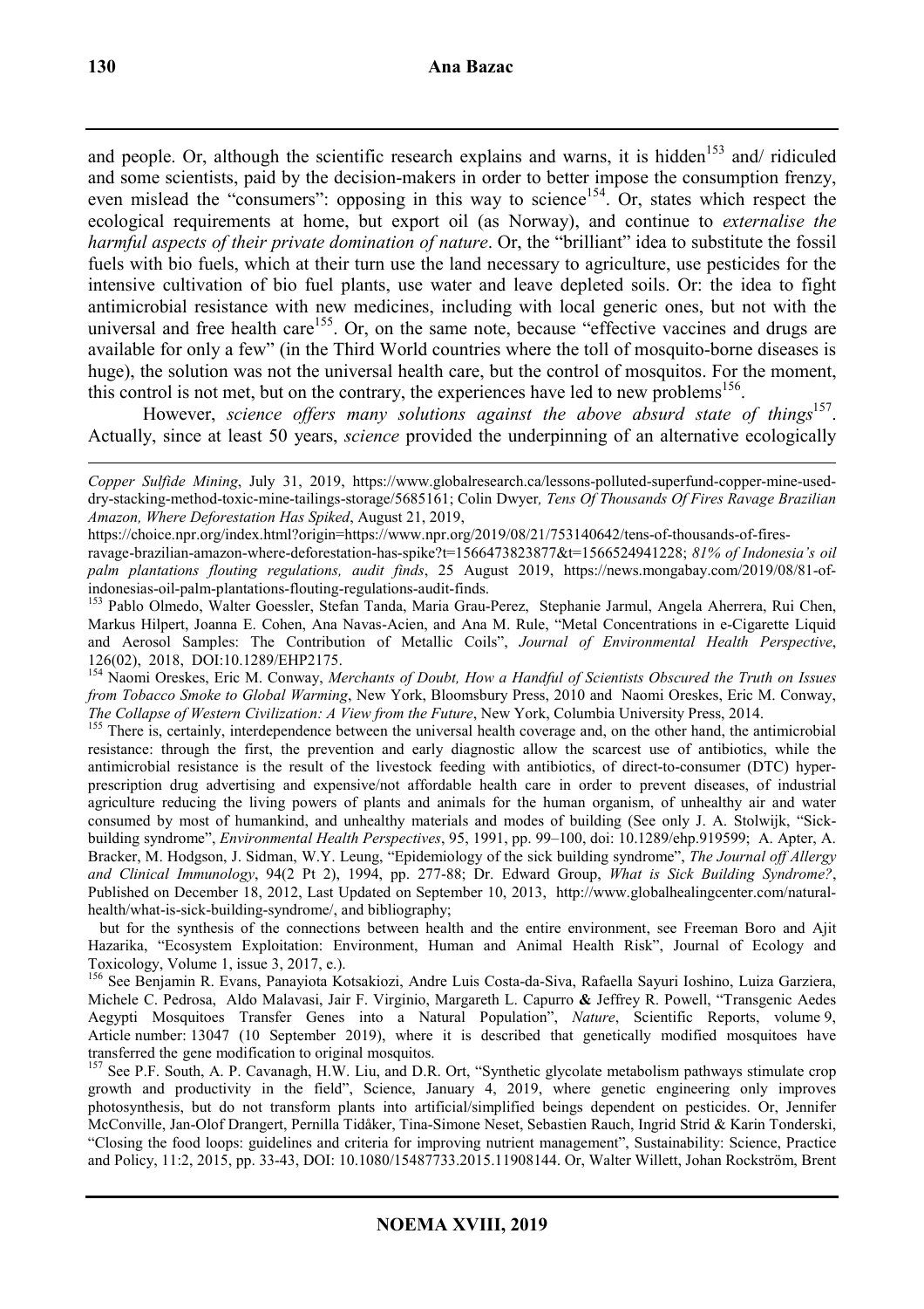and people. Or, although the scientific research explains and warns, it is hidden[153] and/ ridiculed and some scientists, paid by the decision-makers in order to better impose the consumption frenzy, even mislead the "consumers": opposing in this way to science[154]. Or, states which respect the ecological requirements at home, but export oil (as Norway), and continue to *externalise the harmful aspects of their private domination of nature*. Or, the "brilliant" idea to substitute the fossil fuels with bio fuels, which at their turn use the land necessary to agriculture, use pesticides for the intensive cultivation of bio fuel plants, use water and leave depleted soils. Or: the idea to fight antimicrobial resistance with new medicines, including with local generic ones, but not with the universal and free health care[155]. Or, on the same note, because "effective vaccines and drugs are available for only a few" (in the Third World countries where the toll of mosquito-borne diseases is huge), the solution was not the universal health care, but the control of mosquitos. For the moment, this control is not met, but on the contrary, the experiences have led to new problems[156].

However, *science offers many solutions against the above absurd state of things*[157]. Actually, since at least 50 years, *science* provided the underpinning of an alternative ecologically

---

*Copper Sulfide Mining*, July 31, 2019, https://www.globalresearch.ca/lessons-polluted-superfund-copper-mine-used-dry-stacking-method-toxic-mine-tailings-storage/5685161; Colin Dwyer*, Tens Of Thousands Of Fires Ravage Brazilian Amazon, Where Deforestation Has Spiked*, August 21, 2019, https://choice.npr.org/index.html?origin=https://www.npr.org/2019/08/21/753140642/tens-of-thousands-of-fires-ravage-brazilian-amazon-where-deforestation-has-spike?t=1566473823877&t=1566524941228; *81% of Indonesia's oil palm plantations flouting regulations, audit finds*, 25 August 2019, https://news.mongabay.com/2019/08/81-of-indonesias-oil-palm-plantations-flouting-regulations-audit-finds.

[153] Pablo Olmedo, Walter Goessler, Stefan Tanda, Maria Grau-Perez, Stephanie Jarmul, Angela Aherrera, Rui Chen, Markus Hilpert, Joanna E. Cohen, Ana Navas-Acien, and Ana M. Rule, "Metal Concentrations in e-Cigarette Liquid and Aerosol Samples: The Contribution of Metallic Coils", *Journal of Environmental Health Perspective*, 126(02), 2018, DOI:10.1289/EHP2175.

[154] Naomi Oreskes, Eric M. Conway, *Merchants of Doubt, How a Handful of Scientists Obscured the Truth on Issues from Tobacco Smoke to Global Warming*, New York, Bloomsbury Press, 2010 and Naomi Oreskes, Eric M. Conway, *The Collapse of Western Civilization: A View from the Future*, New York, Columbia University Press, 2014.

[155] There is, certainly, interdependence between the universal health coverage and, on the other hand, the antimicrobial resistance: through the first, the prevention and early diagnostic allow the scarcest use of antibiotics, while the antimicrobial resistance is the result of the livestock feeding with antibiotics, of direct-to-consumer (DTC) hyper-prescription drug advertising and expensive/not affordable health care in order to prevent diseases, of industrial agriculture reducing the living powers of plants and animals for the human organism, of unhealthy air and water consumed by most of humankind, and unhealthy materials and modes of building (See only J. A. Stolwijk, "Sick-building syndrome", *Environmental Health Perspectives*, 95, 1991, pp. 99–100, doi: 10.1289/ehp.919599; A. Apter, A. Bracker, M. Hodgson, J. Sidman, W.Y. Leung, "Epidemiology of the sick building syndrome", *The Journal off Allergy and Clinical Immunology*, 94(2 Pt 2), 1994, pp. 277-88; Dr. Edward Group, *What is Sick Building Syndrome?*, Published on December 18, 2012, Last Updated on September 10, 2013, http://www.globalhealingcenter.com/natural-health/what-is-sick-building-syndrome/, and bibliography;

but for the synthesis of the connections between health and the entire environment, see Freeman Boro and Ajit Hazarika, "Ecosystem Exploitation: Environment, Human and Animal Health Risk", Journal of Ecology and Toxicology, Volume 1, issue 3, 2017, e.).

[156] See Benjamin R. Evans, Panayiota Kotsakiozi, Andre Luis Costa-da-Siva, Rafaella Sayuri Ioshino, Luiza Garziera, Michele C. Pedrosa, Aldo Malavasi, Jair F. Virginio, Margareth L. Capurro **&** Jeffrey R. Powell, "Transgenic Aedes Aegypti Mosquitoes Transfer Genes into a Natural Population", *Nature*, Scientific Reports, volume 9, Article number: 13047 (10 September 2019), where it is described that genetically modified mosquitoes have transferred the gene modification to original mosquitos.

[157] See P.F. South, A. P. Cavanagh, H.W. Liu, and D.R. Ort, "Synthetic glycolate metabolism pathways stimulate crop growth and productivity in the field", Science, January 4, 2019, where genetic engineering only improves photosynthesis, but do not transform plants into artificial/simplified beings dependent on pesticides. Or, Jennifer McConville, Jan-Olof Drangert, Pernilla Tidåker, Tina-Simone Neset, Sebastien Rauch, Ingrid Strid & Karin Tonderski, "Closing the food loops: guidelines and criteria for improving nutrient management", Sustainability: Science, Practice and Policy, 11:2, 2015, pp. 33-43, DOI: 10.1080/15487733.2015.11908144. Or, Walter Willett, Johan Rockström, Brent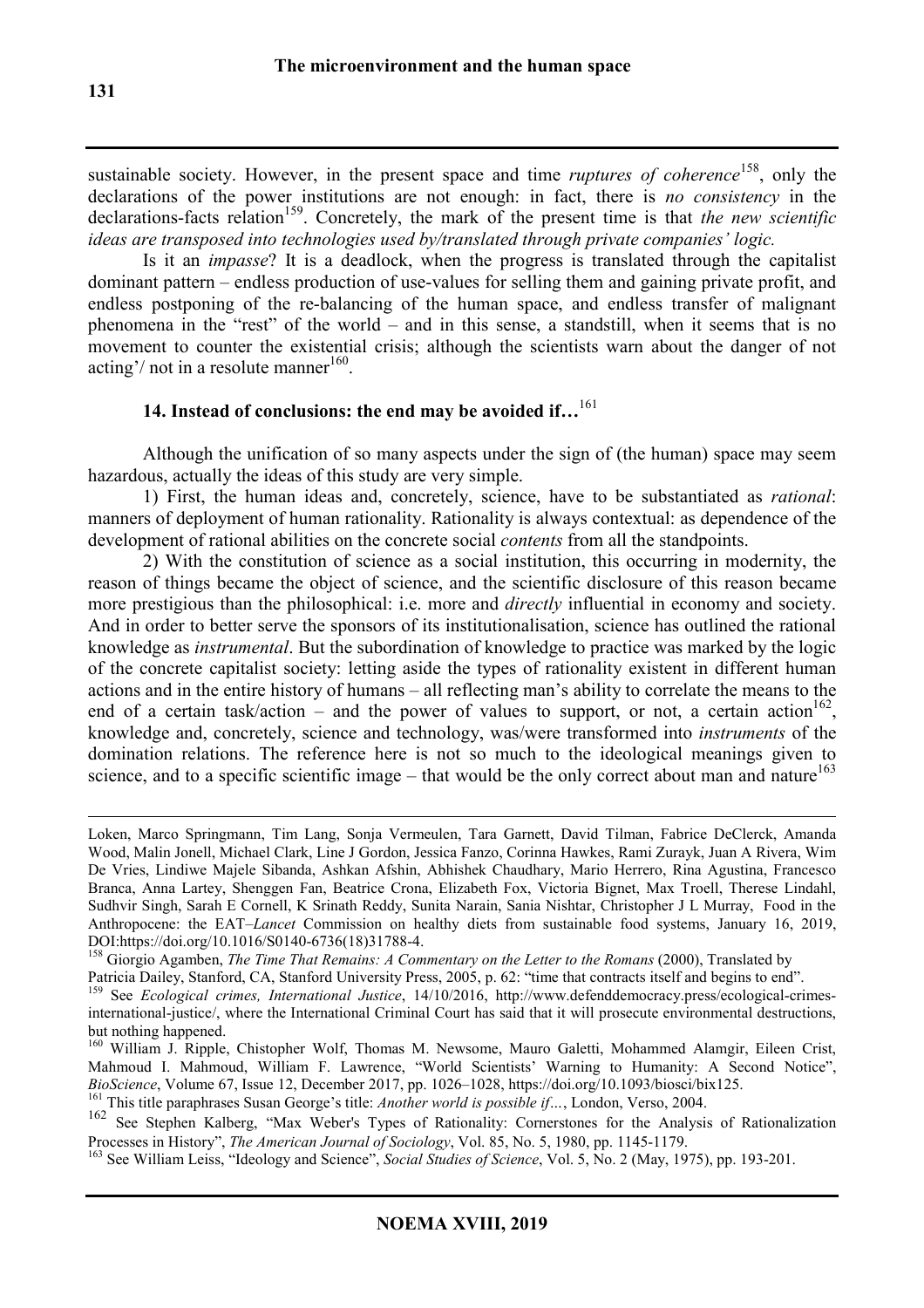sustainable society. However, in the present space and time *ruptures of coherence*[158], only the declarations of the power institutions are not enough: in fact, there is *no consistency* in the declarations-facts relation[159]. Concretely, the mark of the present time is that *the new scientific ideas are transposed into technologies used by/translated through private companies' logic.*

Is it an *impasse*? It is a deadlock, when the progress is translated through the capitalist dominant pattern – endless production of use-values for selling them and gaining private profit, and endless postponing of the re-balancing of the human space, and endless transfer of malignant phenomena in the "rest" of the world – and in this sense, a standstill, when it seems that is no movement to counter the existential crisis; although the scientists warn about the danger of not acting'/ not in a resolute manner[160].

## 14. Instead of conclusions: the end may be avoided if…[161]

Although the unification of so many aspects under the sign of (the human) space may seem hazardous, actually the ideas of this study are very simple.

1) First, the human ideas and, concretely, science, have to be substantiated as *rational*: manners of deployment of human rationality. Rationality is always contextual: as dependence of the development of rational abilities on the concrete social *contents* from all the standpoints.

2) With the constitution of science as a social institution, this occurring in modernity, the reason of things became the object of science, and the scientific disclosure of this reason became more prestigious than the philosophical: i.e. more and *directly* influential in economy and society. And in order to better serve the sponsors of its institutionalisation, science has outlined the rational knowledge as *instrumental*. But the subordination of knowledge to practice was marked by the logic of the concrete capitalist society: letting aside the types of rationality existent in different human actions and in the entire history of humans – all reflecting man's ability to correlate the means to the end of a certain task/action – and the power of values to support, or not, a certain action[162], knowledge and, concretely, science and technology, was/were transformed into *instruments* of the domination relations. The reference here is not so much to the ideological meanings given to science, and to a specific scientific image – that would be the only correct about man and nature[163]

---

Loken, Marco Springmann, Tim Lang, Sonja Vermeulen, Tara Garnett, David Tilman, Fabrice DeClerck, Amanda Wood, Malin Jonell, Michael Clark, Line J Gordon, Jessica Fanzo, Corinna Hawkes, Rami Zurayk, Juan A Rivera, Wim De Vries, Lindiwe Majele Sibanda, Ashkan Afshin, Abhishek Chaudhary, Mario Herrero, Rina Agustina, Francesco Branca, Anna Lartey, Shenggen Fan, Beatrice Crona, Elizabeth Fox, Victoria Bignet, Max Troell, Therese Lindahl, Sudhvir Singh, Sarah E Cornell, K Srinath Reddy, Sunita Narain, Sania Nishtar, Christopher J L Murray, Food in the Anthropocene: the EAT–*Lancet* Commission on healthy diets from sustainable food systems, January 16, 2019, DOI:https://doi.org/10.1016/S0140-6736(18)31788-4.

[158] Giorgio Agamben, *The Time That Remains: A Commentary on the Letter to the Romans* (2000), Translated by Patricia Dailey, Stanford, CA, Stanford University Press, 2005, p. 62: "time that contracts itself and begins to end".

[159] See *Ecological crimes, International Justice*, 14/10/2016, http://www.defenddemocracy.press/ecological-crimes-international-justice/, where the International Criminal Court has said that it will prosecute environmental destructions, but nothing happened.

[160] William J. Ripple, Christopher Wolf, Thomas M. Newsome, Mauro Galetti, Mohammed Alamgir, Eileen Crist, Mahmoud I. Mahmoud, William F. Lawrence, "World Scientists' Warning to Humanity: A Second Notice", *BioScience*, Volume 67, Issue 12, December 2017, pp. 1026–1028, https://doi.org/10.1093/biosci/bix125.

[161] This title paraphrases Susan George's title: *Another world is possible if…*, London, Verso, 2004.

[162] See Stephen Kalberg, "Max Weber's Types of Rationality: Cornerstones for the Analysis of Rationalization Processes in History", *The American Journal of Sociology*, Vol. 85, No. 5, 1980, pp. 1145-1179.

[163] See William Leiss, "Ideology and Science", *Social Studies of Science*, Vol. 5, No. 2 (May, 1975), pp. 193-201.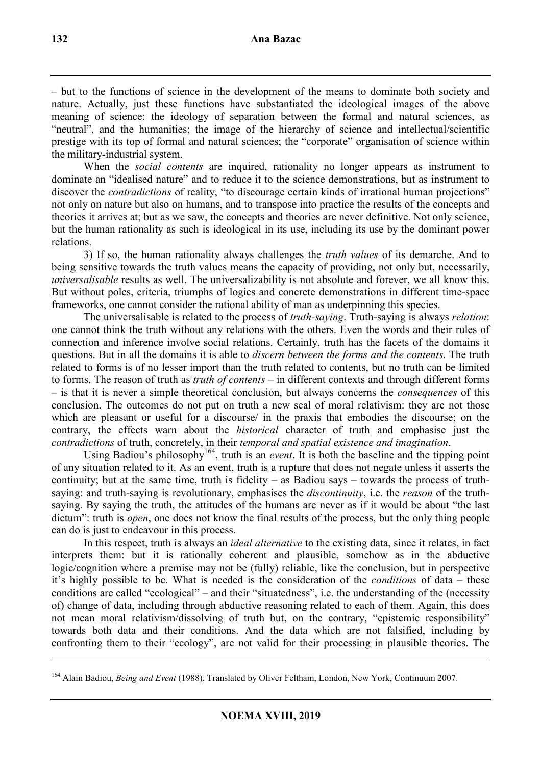– but to the functions of science in the development of the means to dominate both society and nature. Actually, just these functions have substantiated the ideological images of the above meaning of science: the ideology of separation between the formal and natural sciences, as "neutral", and the humanities; the image of the hierarchy of science and intellectual/scientific prestige with its top of formal and natural sciences; the "corporate" organisation of science within the military-industrial system.

When the *social contents* are inquired, rationality no longer appears as instrument to dominate an "idealised nature" and to reduce it to the science demonstrations, but as instrument to discover the *contradictions* of reality, "to discourage certain kinds of irrational human projections" not only on nature but also on humans, and to transpose into practice the results of the concepts and theories it arrives at; but as we saw, the concepts and theories are never definitive. Not only science, but the human rationality as such is ideological in its use, including its use by the dominant power relations.

3) If so, the human rationality always challenges the *truth values* of its demarche. And to being sensitive towards the truth values means the capacity of providing, not only but, necessarily, *universalisable* results as well. The universalizability is not absolute and forever, we all know this. But without poles, criteria, triumphs of logics and concrete demonstrations in different time-space frameworks, one cannot consider the rational ability of man as underpinning this species.

The universalisable is related to the process of *truth-saying*. Truth-saying is always *relation*: one cannot think the truth without any relations with the others. Even the words and their rules of connection and inference involve social relations. Certainly, truth has the facets of the domains it questions. But in all the domains it is able to *discern between the forms and the contents*. The truth related to forms is of no lesser import than the truth related to contents, but no truth can be limited to forms. The reason of truth as *truth of contents* – in different contexts and through different forms – is that it is never a simple theoretical conclusion, but always concerns the *consequences* of this conclusion. The outcomes do not put on truth a new seal of moral relativism: they are not those which are pleasant or useful for a discourse/ in the praxis that embodies the discourse; on the contrary, the effects warn about the *historical* character of truth and emphasise just the *contradictions* of truth, concretely, in their *temporal and spatial existence and imagination*.

Using Badiou's philosophy[164], truth is an *event*. It is both the baseline and the tipping point of any situation related to it. As an event, truth is a rupture that does not negate unless it asserts the continuity; but at the same time, truth is fidelity – as Badiou says – towards the process of truth-saying: and truth-saying is revolutionary, emphasises the *discontinuity*, i.e. the *reason* of the truth-saying. By saying the truth, the attitudes of the humans are never as if it would be about "the last dictum": truth is *open*, one does not know the final results of the process, but the only thing people can do is just to endeavour in this process.

In this respect, truth is always an *ideal alternative* to the existing data, since it relates, in fact interprets them: but it is rationally coherent and plausible, somehow as in the abductive logic/cognition where a premise may not be (fully) reliable, like the conclusion, but in perspective it's highly possible to be. What is needed is the consideration of the *conditions* of data – these conditions are called "ecological" – and their "situatedness", i.e. the understanding of the (necessity of) change of data, including through abductive reasoning related to each of them. Again, this does not mean moral relativism/dissolving of truth but, on the contrary, "epistemic responsibility" towards both data and their conditions. And the data which are not falsified, including by confronting them to their "ecology", are not valid for their processing in plausible theories. The

---

[164] Alain Badiou, *Being and Event* (1988), Translated by Oliver Feltham, London, New York, Continuum 2007.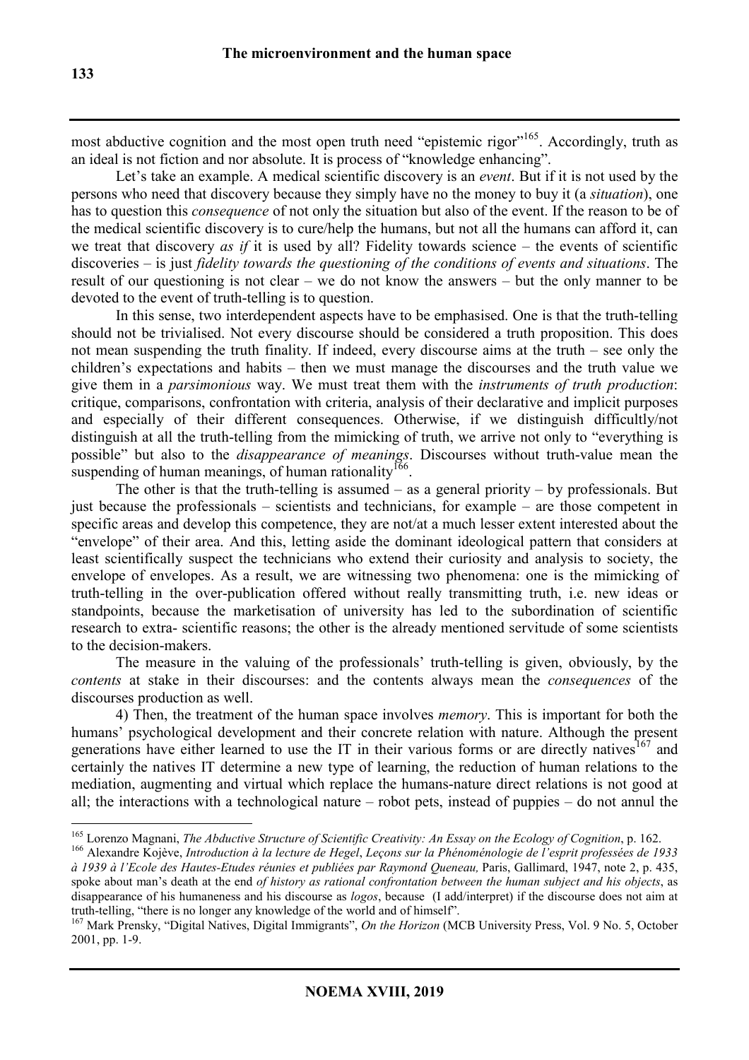most abductive cognition and the most open truth need "epistemic rigor"[165]. Accordingly, truth as an ideal is not fiction and nor absolute. It is process of "knowledge enhancing".

Let's take an example. A medical scientific discovery is an *event*. But if it is not used by the persons who need that discovery because they simply have no the money to buy it (a *situation*), one has to question this *consequence* of not only the situation but also of the event. If the reason to be of the medical scientific discovery is to cure/help the humans, but not all the humans can afford it, can we treat that discovery *as if* it is used by all? Fidelity towards science – the events of scientific discoveries – is just *fidelity towards the questioning of the conditions of events and situations*. The result of our questioning is not clear – we do not know the answers – but the only manner to be devoted to the event of truth-telling is to question.

In this sense, two interdependent aspects have to be emphasised. One is that the truth-telling should not be trivialised. Not every discourse should be considered a truth proposition. This does not mean suspending the truth finality. If indeed, every discourse aims at the truth – see only the children's expectations and habits – then we must manage the discourses and the truth value we give them in a *parsimonious* way. We must treat them with the *instruments of truth production*: critique, comparisons, confrontation with criteria, analysis of their declarative and implicit purposes and especially of their different consequences. Otherwise, if we distinguish difficultly/not distinguish at all the truth-telling from the mimicking of truth, we arrive not only to "everything is possible" but also to the *disappearance of meanings*. Discourses without truth-value mean the suspending of human meanings, of human rationality[166].

The other is that the truth-telling is assumed – as a general priority – by professionals. But just because the professionals – scientists and technicians, for example – are those competent in specific areas and develop this competence, they are not/at a much lesser extent interested about the "envelope" of their area. And this, letting aside the dominant ideological pattern that considers at least scientifically suspect the technicians who extend their curiosity and analysis to society, the envelope of envelopes. As a result, we are witnessing two phenomena: one is the mimicking of truth-telling in the over-publication offered without really transmitting truth, i.e. new ideas or standpoints, because the marketisation of university has led to the subordination of scientific research to extra- scientific reasons; the other is the already mentioned servitude of some scientists to the decision-makers.

The measure in the valuing of the professionals' truth-telling is given, obviously, by the *contents* at stake in their discourses: and the contents always mean the *consequences* of the discourses production as well.

4) Then, the treatment of the human space involves *memory*. This is important for both the humans' psychological development and their concrete relation with nature. Although the present generations have either learned to use the IT in their various forms or are directly natives[167] and certainly the natives IT determine a new type of learning, the reduction of human relations to the mediation, augmenting and virtual which replace the humans-nature direct relations is not good at all; the interactions with a technological nature – robot pets, instead of puppies – do not annul the

---

[165] Lorenzo Magnani, *The Abductive Structure of Scientific Creativity: An Essay on the Ecology of Cognition*, p. 162.

[166] Alexandre Kojève, *Introduction à la lecture de Hegel*, *Leçons sur la Phénoménologie de l'esprit professées de 1933 à 1939 à l'Ecole des Hautes-Etudes réunies et publiées par Raymond Queneau,* Paris, Gallimard, 1947, note 2, p. 435, spoke about man's death at the end *of history as rational confrontation between the human subject and his objects*, as disappearance of his humaneness and his discourse as *logos*, because (I add/interpret) if the discourse does not aim at truth-telling, "there is no longer any knowledge of the world and of himself".

[167] Mark Prensky, "Digital Natives, Digital Immigrants", *On the Horizon* (MCB University Press, Vol. 9 No. 5, October 2001, pp. 1-9.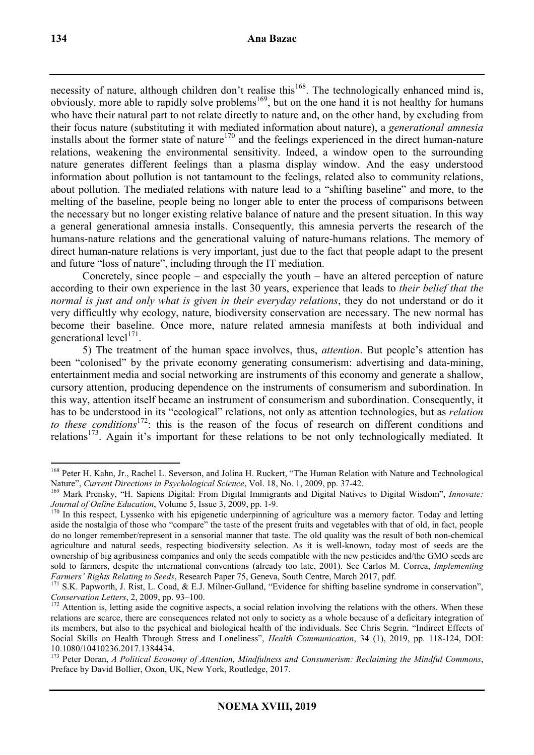necessity of nature, although children don't realise this[168]. The technologically enhanced mind is, obviously, more able to rapidly solve problems[169], but on the one hand it is not healthy for humans who have their natural part to not relate directly to nature and, on the other hand, by excluding from their focus nature (substituting it with mediated information about nature), a *generational amnesia* installs about the former state of nature[170] and the feelings experienced in the direct human-nature relations, weakening the environmental sensitivity. Indeed, a window open to the surrounding nature generates different feelings than a plasma display window. And the easy understood information about pollution is not tantamount to the feelings, related also to community relations, about pollution. The mediated relations with nature lead to a "shifting baseline" and more, to the melting of the baseline, people being no longer able to enter the process of comparisons between the necessary but no longer existing relative balance of nature and the present situation. In this way a general generational amnesia installs. Consequently, this amnesia perverts the research of the humans-nature relations and the generational valuing of nature-humans relations. The memory of direct human-nature relations is very important, just due to the fact that people adapt to the present and future "loss of nature", including through the IT mediation.

Concretely, since people – and especially the youth – have an altered perception of nature according to their own experience in the last 30 years, experience that leads to *their belief that the normal is just and only what is given in their everyday relations*, they do not understand or do it very difficultly why ecology, nature, biodiversity conservation are necessary. The new normal has become their baseline. Once more, nature related amnesia manifests at both individual and generational level[171].

5) The treatment of the human space involves, thus, *attention*. But people's attention has been "colonised" by the private economy generating consumerism: advertising and data-mining, entertainment media and social networking are instruments of this economy and generate a shallow, cursory attention, producing dependence on the instruments of consumerism and subordination. In this way, attention itself became an instrument of consumerism and subordination. Consequently, it has to be understood in its "ecological" relations, not only as attention technologies, but as *relation to these conditions*[172]: this is the reason of the focus of research on different conditions and relations[173]. Again it's important for these relations to be not only technologically mediated. It

---

[168] Peter H. Kahn, Jr., Rachel L. Severson, and Jolina H. Ruckert, "The Human Relation with Nature and Technological Nature", *Current Directions in Psychological Science*, Vol. 18, No. 1, 2009, pp. 37-42.

[169] Mark Prensky, "H. Sapiens Digital: From Digital Immigrants and Digital Natives to Digital Wisdom", *Innovate: Journal of Online Education*, Volume 5, Issue 3, 2009, pp. 1-9.

[170] In this respect, Lyssenko with his epigenetic underpinning of agriculture was a memory factor. Today and letting aside the nostalgia of those who "compare" the taste of the present fruits and vegetables with that of old, in fact, people do no longer remember/represent in a sensorial manner that taste. The old quality was the result of both non-chemical agriculture and natural seeds, respecting biodiversity selection. As it is well-known, today most of seeds are the ownership of big agribusiness companies and only the seeds compatible with the new pesticides and/the GMO seeds are sold to farmers, despite the international conventions (already too late, 2001). See Carlos M. Correa, *Implementing Farmers' Rights Relating to Seeds*, Research Paper 75, Geneva, South Centre, March 2017, pdf.

[171] S.K. Papworth, J. Rist, L. Coad, & E.J. Milner-Gulland, "Evidence for shifting baseline syndrome in conservation", *Conservation Letters*, 2, 2009, pp. 93–100.

[172] Attention is, letting aside the cognitive aspects, a social relation involving the relations with the others. When these relations are scarce, there are consequences related not only to society as a whole because of a deficitary integration of its members, but also to the psychical and biological health of the individuals. See Chris Segrin. "Indirect Effects of Social Skills on Health Through Stress and Loneliness", *Health Communication*, 34 (1), 2019, pp. 118-124, DOI: 10.1080/10410236.2017.1384434.

[173] Peter Doran, *A Political Economy of Attention, Mindfulness and Consumerism: Reclaiming the Mindful Commons*, Preface by David Bollier, Oxon, UK, New York, Routledge, 2017.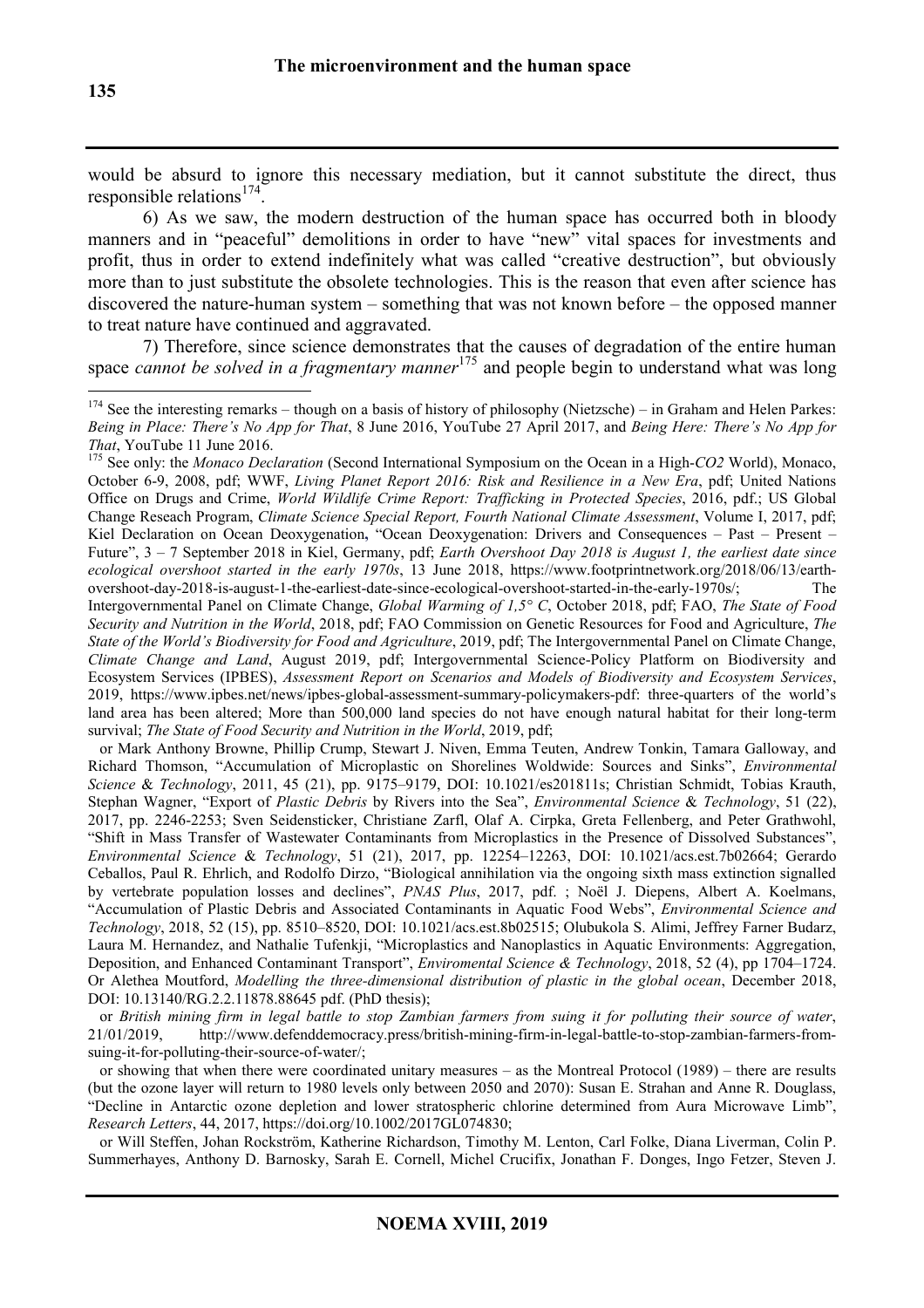would be absurd to ignore this necessary mediation, but it cannot substitute the direct, thus responsible relations[174].

6) As we saw, the modern destruction of the human space has occurred both in bloody manners and in "peaceful" demolitions in order to have "new" vital spaces for investments and profit, thus in order to extend indefinitely what was called "creative destruction", but obviously more than to just substitute the obsolete technologies. This is the reason that even after science has discovered the nature-human system – something that was not known before – the opposed manner to treat nature have continued and aggravated.

7) Therefore, since science demonstrates that the causes of degradation of the entire human space *cannot be solved in a fragmentary manner*[175] and people begin to understand what was long

---

[174] See the interesting remarks – though on a basis of history of philosophy (Nietzsche) – in Graham and Helen Parkes: *Being in Place: There's No App for That*, 8 June 2016, YouTube 27 April 2017, and *Being Here: There's No App for That*, YouTube 11 June 2016.

[175] See only: the *Monaco Declaration* (Second International Symposium on the Ocean in a High-*CO2* World), Monaco, October 6-9, 2008, pdf; WWF, *Living Planet Report 2016: Risk and Resilience in a New Era*, pdf; United Nations Office on Drugs and Crime, *World Wildlife Crime Report: Trafficking in Protected Species*, 2016, pdf.; US Global Change Reseach Program, *Climate Science Special Report, Fourth National Climate Assessment*, Volume I, 2017, pdf; Kiel Declaration on Ocean Deoxygenation**,** "Ocean Deoxygenation: Drivers and Consequences – Past – Present – Future", 3 – 7 September 2018 in Kiel, Germany, pdf; *Earth Overshoot Day 2018 is August 1, the earliest date since ecological overshoot started in the early 1970s*, 13 June 2018, https://www.footprintnetwork.org/2018/06/13/earth-overshoot-day-2018-is-august-1-the-earliest-date-since-ecological-overshoot-started-in-the-early-1970s/; The Intergovernmental Panel on Climate Change, *Global Warming of 1,5° C*, October 2018, pdf; FAO, *The State of Food Security and Nutrition in the World*, 2018, pdf; FAO Commission on Genetic Resources for Food and Agriculture, *The State of the World's Biodiversity for Food and Agriculture*, 2019, pdf; The Intergovernmental Panel on Climate Change, *Climate Change and Land*, August 2019, pdf; Intergovernmental Science-Policy Platform on Biodiversity and Ecosystem Services (IPBES), *Assessment Report on Scenarios and Models of Biodiversity and Ecosystem Services*, 2019, https://www.ipbes.net/news/ipbes-global-assessment-summary-policymakers-pdf: three-quarters of the world's land area has been altered; More than 500,000 land species do not have enough natural habitat for their long-term survival; *The State of Food Security and Nutrition in the World*, 2019, pdf;

or Mark Anthony Browne, Phillip Crump, Stewart J. Niven, Emma Teuten, Andrew Tonkin, Tamara Galloway, and Richard Thomson, "Accumulation of Microplastic on Shorelines Woldwide: Sources and Sinks", *Environmental Science* & *Technology*, 2011, 45 (21), pp. 9175–9179, DOI: 10.1021/es201811s; Christian Schmidt, Tobias Krauth, Stephan Wagner, "Export of *Plastic Debris* by Rivers into the Sea", *Environmental Science* & *Technology*, 51 (22), 2017, pp. 2246-2253; Sven Seidensticker, Christiane Zarfl, Olaf A. Cirpka, Greta Fellenberg, and Peter Grathwohl, "Shift in Mass Transfer of Wastewater Contaminants from Microplastics in the Presence of Dissolved Substances", *Environmental Science* & *Technology*, 51 (21), 2017, pp. 12254–12263, DOI: 10.1021/acs.est.7b02664; Gerardo Ceballos, Paul R. Ehrlich, and Rodolfo Dirzo, "Biological annihilation via the ongoing sixth mass extinction signalled by vertebrate population losses and declines", *PNAS Plus*, 2017, pdf. ; Noël J. Diepens, Albert A. Koelmans, "Accumulation of Plastic Debris and Associated Contaminants in Aquatic Food Webs", *Environmental Science and Technology*, 2018, 52 (15), pp. 8510–8520, DOI: 10.1021/acs.est.8b02515; Olubukola S. Alimi, Jeffrey Farner Budarz, Laura M. Hernandez, and Nathalie Tufenkji, "Microplastics and Nanoplastics in Aquatic Environments: Aggregation, Deposition, and Enhanced Contaminant Transport", *Enviromental Science & Technology*, 2018, 52 (4), pp 1704–1724. Or Alethea Moutford, *Modelling the three-dimensional distribution of plastic in the global ocean*, December 2018, DOI: 10.13140/RG.2.2.11878.88645 pdf. (PhD thesis);

or *British mining firm in legal battle to stop Zambian farmers from suing it for polluting their source of water*, 21/01/2019, http://www.defenddemocracy.press/british-mining-firm-in-legal-battle-to-stop-zambian-farmers-from-suing-it-for-polluting-their-source-of-water/;

or showing that when there were coordinated unitary measures – as the Montreal Protocol (1989) – there are results (but the ozone layer will return to 1980 levels only between 2050 and 2070): Susan E. Strahan and Anne R. Douglass, "Decline in Antarctic ozone depletion and lower stratospheric chlorine determined from Aura Microwave Limb", *Research Letters*, 44, 2017, https://doi.org/10.1002/2017GL074830;

or Will Steffen, Johan Rockström, Katherine Richardson, Timothy M. Lenton, Carl Folke, Diana Liverman, Colin P. Summerhayes, Anthony D. Barnosky, Sarah E. Cornell, Michel Crucifix, Jonathan F. Donges, Ingo Fetzer, Steven J.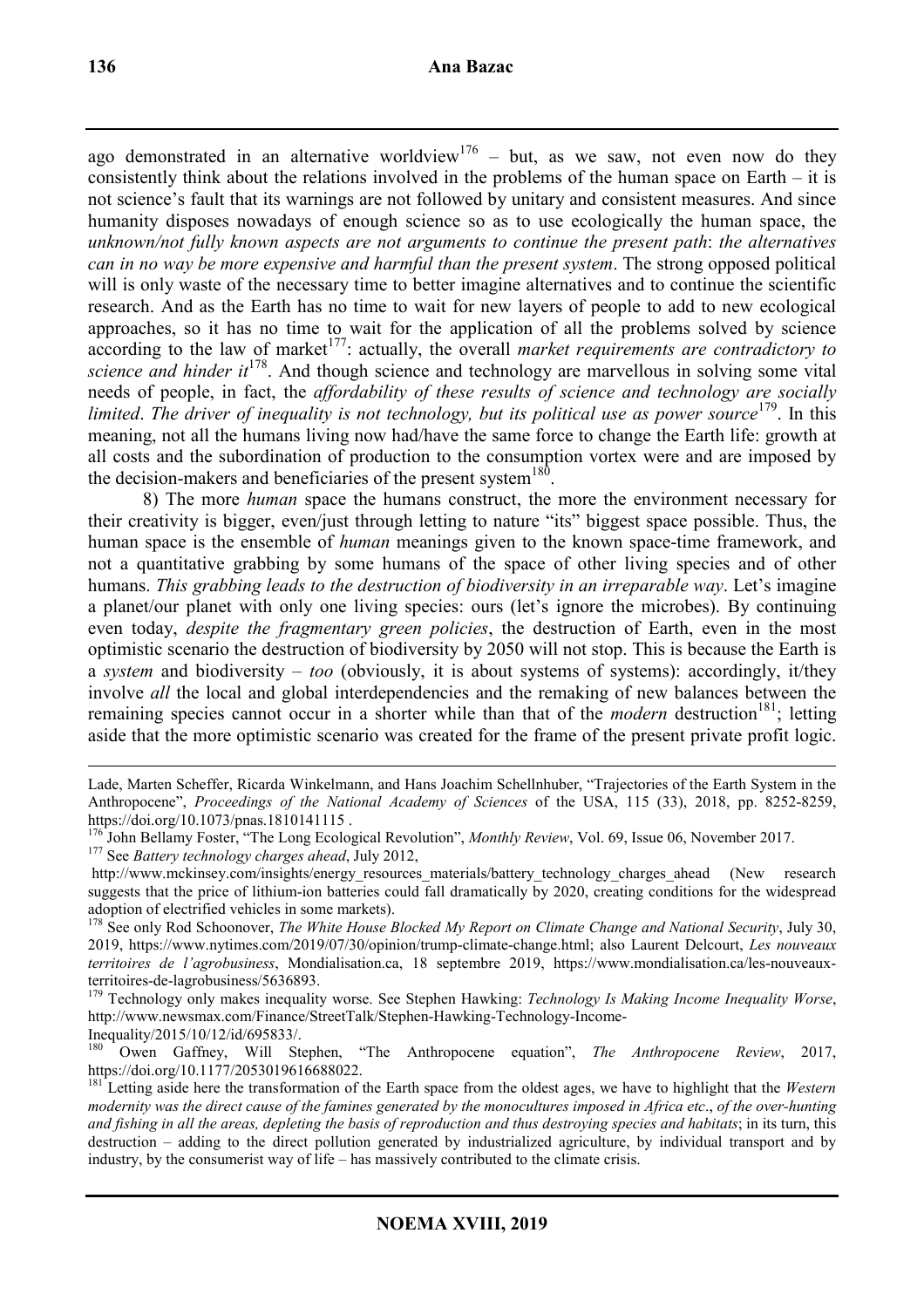ago demonstrated in an alternative worldview[176] – but, as we saw, not even now do they consistently think about the relations involved in the problems of the human space on Earth – it is not science's fault that its warnings are not followed by unitary and consistent measures. And since humanity disposes nowadays of enough science so as to use ecologically the human space, the *unknown/not fully known aspects are not arguments to continue the present path*: *the alternatives can in no way be more expensive and harmful than the present system*. The strong opposed political will is only waste of the necessary time to better imagine alternatives and to continue the scientific research. And as the Earth has no time to wait for new layers of people to add to new ecological approaches, so it has no time to wait for the application of all the problems solved by science according to the law of market[177]: actually, the overall *market requirements are contradictory to science and hinder it*[178]. And though science and technology are marvellous in solving some vital needs of people, in fact, the *affordability of these results of science and technology are socially limited*. *The driver of inequality is not technology, but its political use as power source*[179]. In this meaning, not all the humans living now had/have the same force to change the Earth life: growth at all costs and the subordination of production to the consumption vortex were and are imposed by the decision-makers and beneficiaries of the present system[180].

8) The more *human* space the humans construct, the more the environment necessary for their creativity is bigger, even/just through letting to nature "its" biggest space possible. Thus, the human space is the ensemble of *human* meanings given to the known space-time framework, and not a quantitative grabbing by some humans of the space of other living species and of other humans. *This grabbing leads to the destruction of biodiversity in an irreparable way*. Let's imagine a planet/our planet with only one living species: ours (let's ignore the microbes). By continuing even today, *despite the fragmentary green policies*, the destruction of Earth, even in the most optimistic scenario the destruction of biodiversity by 2050 will not stop. This is because the Earth is a *system* and biodiversity – *too* (obviously, it is about systems of systems): accordingly, it/they involve *all* the local and global interdependencies and the remaking of new balances between the remaining species cannot occur in a shorter while than that of the *modern* destruction[181]; letting aside that the more optimistic scenario was created for the frame of the present private profit logic.

---

Lade, Marten Scheffer, Ricarda Winkelmann, and Hans Joachim Schellnhuber, "Trajectories of the Earth System in the Anthropocene", *Proceedings of the National Academy of Sciences* of the USA, 115 (33), 2018, pp. 8252-8259, https://doi.org/10.1073/pnas.1810141115 .

[176] John Bellamy Foster, "The Long Ecological Revolution", *Monthly Review*, Vol. 69, Issue 06, November 2017.

[177] See *Battery technology charges ahead*, July 2012, http://www.mckinsey.com/insights/energy_resources_materials/battery_technology_charges_ahead (New research suggests that the price of lithium-ion batteries could fall dramatically by 2020, creating conditions for the widespread adoption of electrified vehicles in some markets).

[178] See only Rod Schoonover, *The White House Blocked My Report on Climate Change and National Security*, July 30, 2019, https://www.nytimes.com/2019/07/30/opinion/trump-climate-change.html; also Laurent Delcourt, *Les nouveaux territoires de l'agrobusiness*, Mondialisation.ca, 18 septembre 2019, https://www.mondialisation.ca/les-nouveaux-territoires-de-lagrobusiness/5636893.

[179] Technology only makes inequality worse. See Stephen Hawking: *Technology Is Making Income Inequality Worse*, http://www.newsmax.com/Finance/StreetTalk/Stephen-Hawking-Technology-Income-Inequality/2015/10/12/id/695833/.

[180] Owen Gaffney, Will Stephen, "The Anthropocene equation", *The Anthropocene Review*, 2017, https://doi.org/10.1177/2053019616688022.

[181] Letting aside here the transformation of the Earth space from the oldest ages, we have to highlight that the *Western modernity was the direct cause of the famines generated by the monocultures imposed in Africa etc*., *of the over-hunting and fishing in all the areas, depleting the basis of reproduction and thus destroying species and habitats*; in its turn, this destruction – adding to the direct pollution generated by industrialized agriculture, by individual transport and by industry, by the consumerist way of life – has massively contributed to the climate crisis.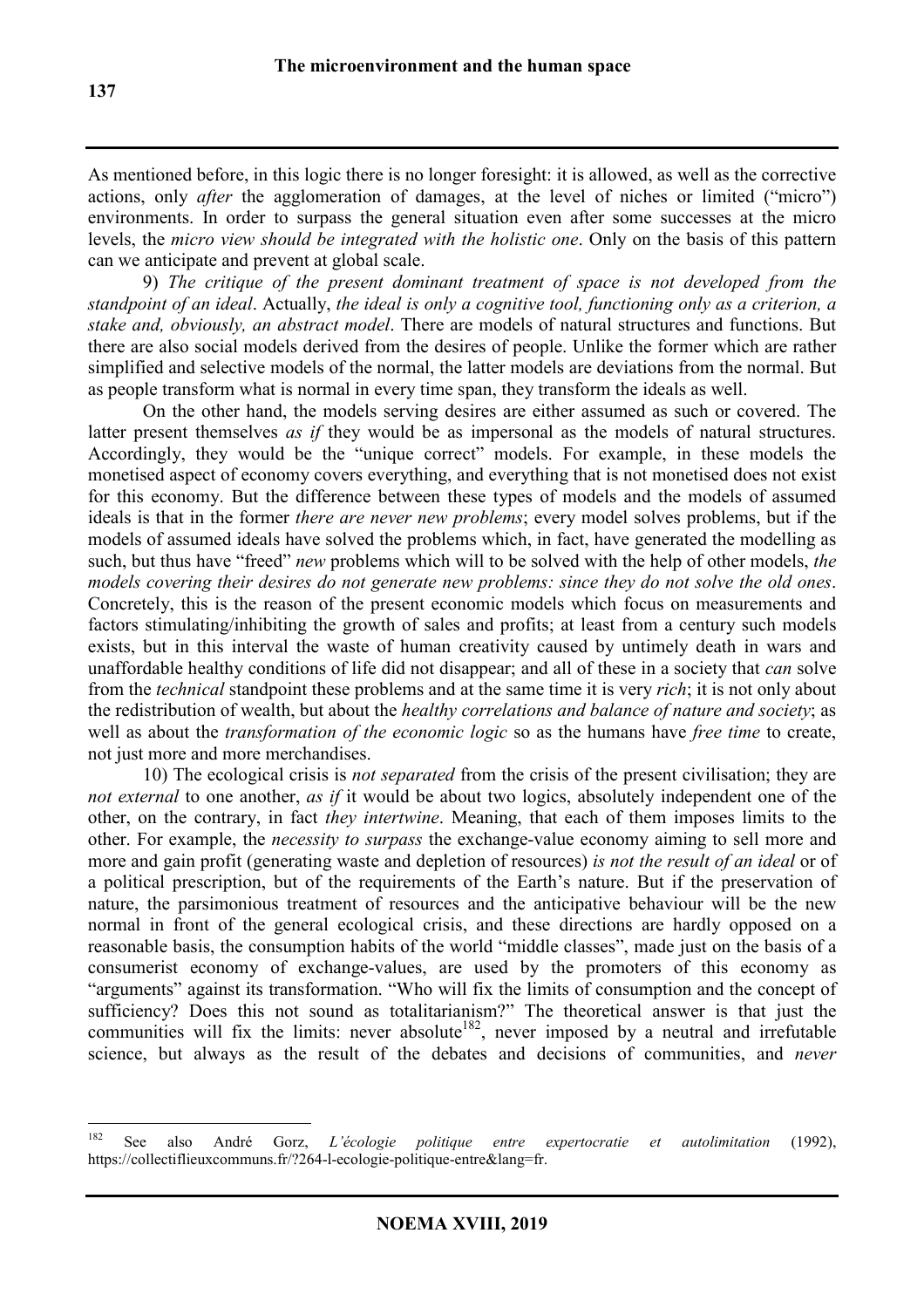As mentioned before, in this logic there is no longer foresight: it is allowed, as well as the corrective actions, only *after* the agglomeration of damages, at the level of niches or limited ("micro") environments. In order to surpass the general situation even after some successes at the micro levels, the *micro view should be integrated with the holistic one*. Only on the basis of this pattern can we anticipate and prevent at global scale.

9) *The critique of the present dominant treatment of space is not developed from the standpoint of an ideal*. Actually, *the ideal is only a cognitive tool, functioning only as a criterion, a stake and, obviously, an abstract model*. There are models of natural structures and functions. But there are also social models derived from the desires of people. Unlike the former which are rather simplified and selective models of the normal, the latter models are deviations from the normal. But as people transform what is normal in every time span, they transform the ideals as well.

On the other hand, the models serving desires are either assumed as such or covered. The latter present themselves *as if* they would be as impersonal as the models of natural structures. Accordingly, they would be the "unique correct" models. For example, in these models the monetised aspect of economy covers everything, and everything that is not monetised does not exist for this economy. But the difference between these types of models and the models of assumed ideals is that in the former *there are never new problems*; every model solves problems, but if the models of assumed ideals have solved the problems which, in fact, have generated the modelling as such, but thus have "freed" *new* problems which will to be solved with the help of other models, *the models covering their desires do not generate new problems: since they do not solve the old ones*. Concretely, this is the reason of the present economic models which focus on measurements and factors stimulating/inhibiting the growth of sales and profits; at least from a century such models exists, but in this interval the waste of human creativity caused by untimely death in wars and unaffordable healthy conditions of life did not disappear; and all of these in a society that *can* solve from the *technical* standpoint these problems and at the same time it is very *rich*; it is not only about the redistribution of wealth, but about the *healthy correlations and balance of nature and society*; as well as about the *transformation of the economic logic* so as the humans have *free time* to create, not just more and more merchandises.

10) The ecological crisis is *not separated* from the crisis of the present civilisation; they are *not external* to one another, *as if* it would be about two logics, absolutely independent one of the other, on the contrary, in fact *they intertwine*. Meaning, that each of them imposes limits to the other. For example, the *necessity to surpass* the exchange-value economy aiming to sell more and more and gain profit (generating waste and depletion of resources) *is not the result of an ideal* or of a political prescription, but of the requirements of the Earth's nature. But if the preservation of nature, the parsimonious treatment of resources and the anticipative behaviour will be the new normal in front of the general ecological crisis, and these directions are hardly opposed on a reasonable basis, the consumption habits of the world "middle classes", made just on the basis of a consumerist economy of exchange-values, are used by the promoters of this economy as "arguments" against its transformation. "Who will fix the limits of consumption and the concept of sufficiency? Does this not sound as totalitarianism?" The theoretical answer is that just the communities will fix the limits: never absolute[182], never imposed by a neutral and irrefutable science, but always as the result of the debates and decisions of communities, and *never*

---

[182] See also André Gorz, *L'écologie politique entre expertocratie et autolimitation* (1992), https://collectiflieuxcommuns.fr/?264-l-ecologie-politique-entre&lang=fr.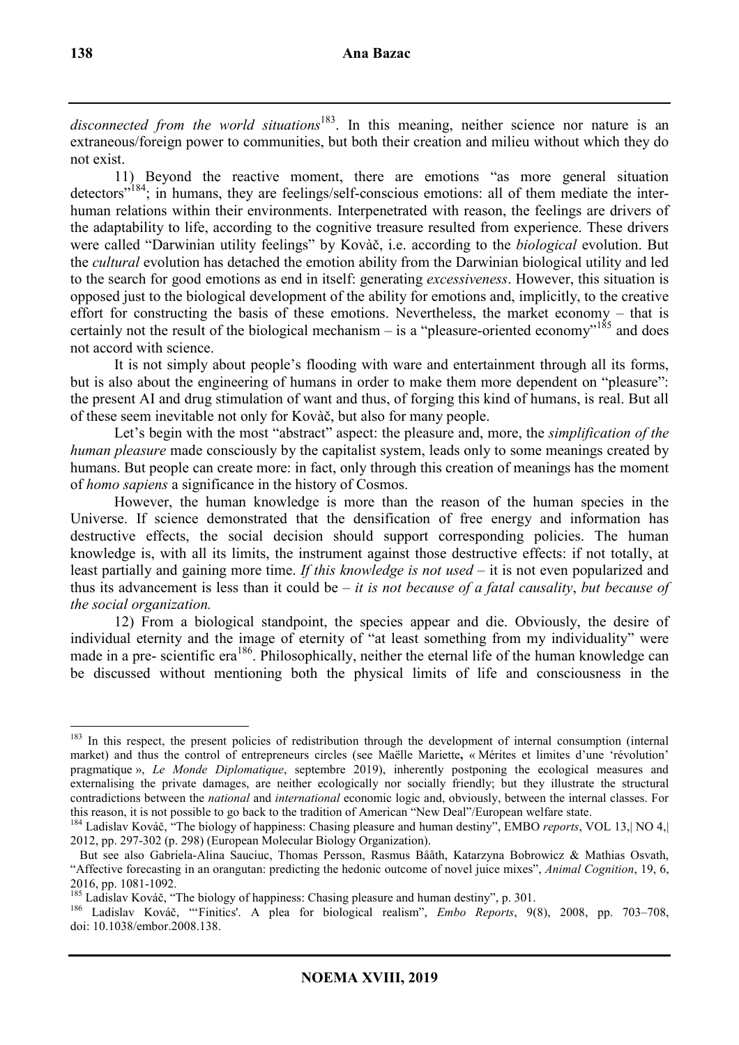*disconnected from the world situations*[183]. In this meaning, neither science nor nature is an extraneous/foreign power to communities, but both their creation and milieu without which they do not exist.

11) Beyond the reactive moment, there are emotions "as more general situation detectors"[184]; in humans, they are feelings/self-conscious emotions: all of them mediate the inter-human relations within their environments. Interpenetrated with reason, the feelings are drivers of the adaptability to life, according to the cognitive treasure resulted from experience. These drivers were called "Darwinian utility feelings" by Kovàč, i.e. according to the *biological* evolution. But the *cultural* evolution has detached the emotion ability from the Darwinian biological utility and led to the search for good emotions as end in itself: generating *excessiveness*. However, this situation is opposed just to the biological development of the ability for emotions and, implicitly, to the creative effort for constructing the basis of these emotions. Nevertheless, the market economy – that is certainly not the result of the biological mechanism – is a "pleasure-oriented economy"[185] and does not accord with science.

It is not simply about people's flooding with ware and entertainment through all its forms, but is also about the engineering of humans in order to make them more dependent on "pleasure": the present AI and drug stimulation of want and thus, of forging this kind of humans, is real. But all of these seem inevitable not only for Kovàč, but also for many people.

Let's begin with the most "abstract" aspect: the pleasure and, more, the *simplification of the human pleasure* made consciously by the capitalist system, leads only to some meanings created by humans. But people can create more: in fact, only through this creation of meanings has the moment of *homo sapiens* a significance in the history of Cosmos.

However, the human knowledge is more than the reason of the human species in the Universe. If science demonstrated that the densification of free energy and information has destructive effects, the social decision should support corresponding policies. The human knowledge is, with all its limits, the instrument against those destructive effects: if not totally, at least partially and gaining more time. *If this knowledge is not used* – it is not even popularized and thus its advancement is less than it could be – *it is not because of a fatal causality*, *but because of the social organization.*

12) From a biological standpoint, the species appear and die. Obviously, the desire of individual eternity and the image of eternity of "at least something from my individuality" were made in a pre- scientific era[186]. Philosophically, neither the eternal life of the human knowledge can be discussed without mentioning both the physical limits of life and consciousness in the

---

[183] In this respect, the present policies of redistribution through the development of internal consumption (internal market) and thus the control of entrepreneurs circles (see Maëlle Mariette**,** « Mérites et limites d'une 'révolution' pragmatique », *Le Monde Diplomatique*, septembre 2019), inherently postponing the ecological measures and externalising the private damages, are neither ecologically nor socially friendly; but they illustrate the structural contradictions between the *national* and *international* economic logic and, obviously, between the internal classes. For this reason, it is not possible to go back to the tradition of American "New Deal"/European welfare state.

[184] Ladislav Kováč, "The biology of happiness: Chasing pleasure and human destiny", EMBO *reports*, VOL 13,| NO 4,| 2012, pp. 297-302 (p. 298) (European Molecular Biology Organization).

But see also Gabriela-Alina Sauciuc, Thomas Persson, Rasmus Bååth, Katarzyna Bobrowicz & Mathias Osvath, "Affective forecasting in an orangutan: predicting the hedonic outcome of novel juice mixes", *Animal Cognition*, 19, 6, 2016, pp. 1081-1092.

[185] Ladislav Kováč, "The biology of happiness: Chasing pleasure and human destiny", p. 301.

[186] Ladislav Kováč, "'Finitics'. A plea for biological realism", *Embo Reports*, 9(8), 2008, pp. 703–708, doi: 10.1038/embor.2008.138.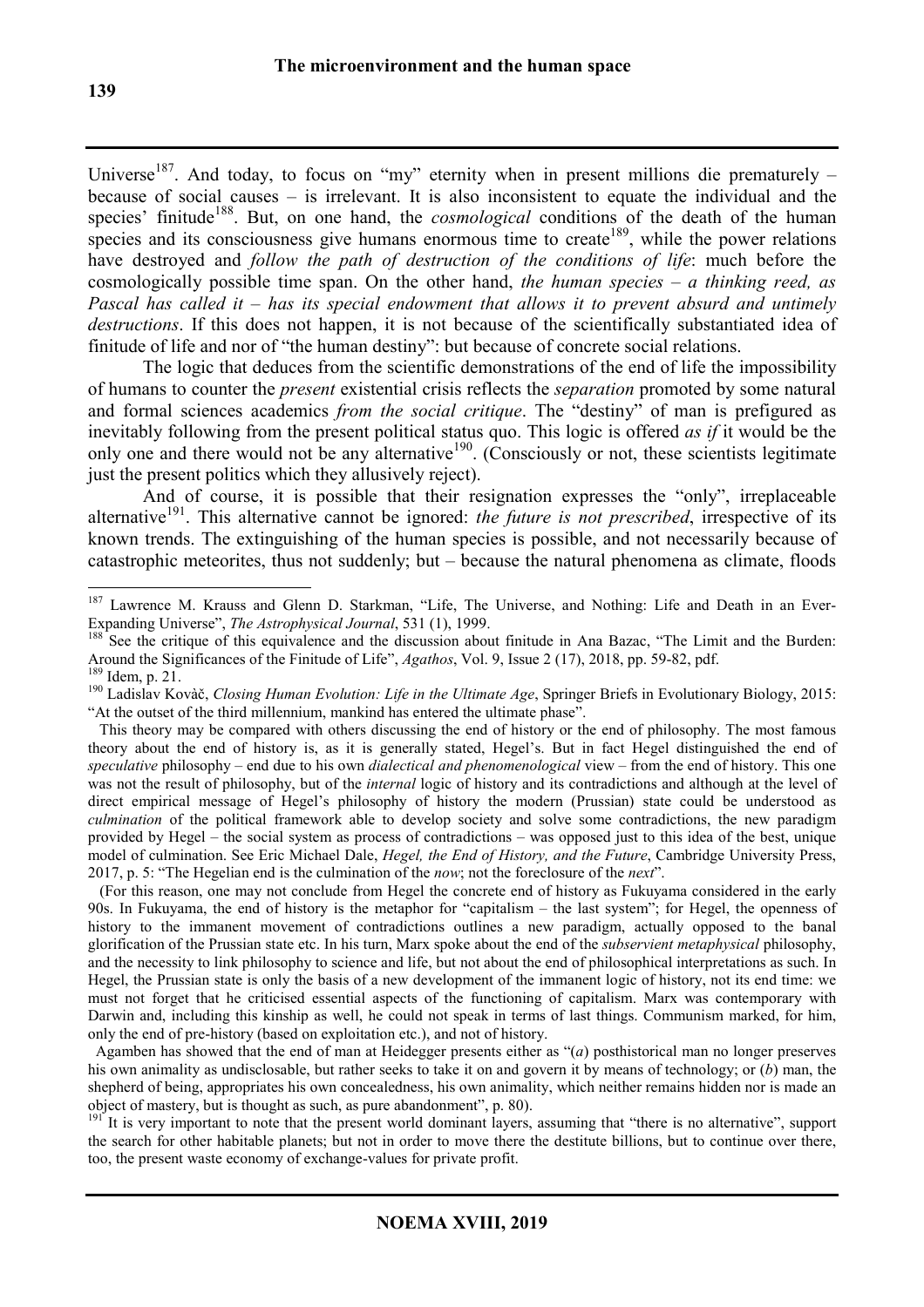Universe[187]. And today, to focus on "my" eternity when in present millions die prematurely – because of social causes – is irrelevant. It is also inconsistent to equate the individual and the species' finitude[188]. But, on one hand, the *cosmological* conditions of the death of the human species and its consciousness give humans enormous time to create[189], while the power relations have destroyed and *follow the path of destruction of the conditions of life*: much before the cosmologically possible time span. On the other hand, *the human species – a thinking reed, as Pascal has called it – has its special endowment that allows it to prevent absurd and untimely destructions*. If this does not happen, it is not because of the scientifically substantiated idea of finitude of life and nor of "the human destiny": but because of concrete social relations.

The logic that deduces from the scientific demonstrations of the end of life the impossibility of humans to counter the *present* existential crisis reflects the *separation* promoted by some natural and formal sciences academics *from the social critique*. The "destiny" of man is prefigured as inevitably following from the present political status quo. This logic is offered *as if* it would be the only one and there would not be any alternative[190]. (Consciously or not, these scientists legitimate just the present politics which they allusively reject).

And of course, it is possible that their resignation expresses the "only", irreplaceable alternative[191]. This alternative cannot be ignored: *the future is not prescribed*, irrespective of its known trends. The extinguishing of the human species is possible, and not necessarily because of catastrophic meteorites, thus not suddenly; but – because the natural phenomena as climate, floods

---

[187] Lawrence M. Krauss and Glenn D. Starkman, "Life, The Universe, and Nothing: Life and Death in an Ever-Expanding Universe", *The Astrophysical Journal*, 531 (1), 1999.

[188] See the critique of this equivalence and the discussion about finitude in Ana Bazac, "The Limit and the Burden: Around the Significances of the Finitude of Life", *Agathos*, Vol. 9, Issue 2 (17), 2018, pp. 59-82, pdf.

[189] Idem, p. 21.

[190] Ladislav Kováč, *Closing Human Evolution: Life in the Ultimate Age*, Springer Briefs in Evolutionary Biology, 2015: "At the outset of the third millennium, mankind has entered the ultimate phase".

This theory may be compared with others discussing the end of history or the end of philosophy. The most famous theory about the end of history is, as it is generally stated, Hegel's. But in fact Hegel distinguished the end of *speculative* philosophy – end due to his own *dialectical and phenomenological* view – from the end of history. This one was not the result of philosophy, but of the *internal* logic of history and its contradictions and although at the level of direct empirical message of Hegel's philosophy of history the modern (Prussian) state could be understood as *culmination* of the political framework able to develop society and solve some contradictions, the new paradigm provided by Hegel – the social system as process of contradictions – was opposed just to this idea of the best, unique model of culmination. See Eric Michael Dale, *Hegel, the End of History, and the Future*, Cambridge University Press, 2017, p. 5: "The Hegelian end is the culmination of the *now*; not the foreclosure of the *next*".

(For this reason, one may not conclude from Hegel the concrete end of history as Fukuyama considered in the early 90s. In Fukuyama, the end of history is the metaphor for "capitalism – the last system"; for Hegel, the openness of history to the immanent movement of contradictions outlines a new paradigm, actually opposed to the banal glorification of the Prussian state etc. In his turn, Marx spoke about the end of the *subservient metaphysical* philosophy, and the necessity to link philosophy to science and life, but not about the end of philosophical interpretations as such. In Hegel, the Prussian state is only the basis of a new development of the immanent logic of history, not its end time: we must not forget that he criticised essential aspects of the functioning of capitalism. Marx was contemporary with Darwin and, including this kinship as well, he could not speak in terms of last things. Communism marked, for him, only the end of pre-history (based on exploitation etc.), and not of history.

Agamben has showed that the end of man at Heidegger presents either as "(*a*) posthistorical man no longer preserves his own animality as undisclosable, but rather seeks to take it on and govern it by means of technology; or (*b*) man, the shepherd of being, appropriates his own concealedness, his own animality, which neither remains hidden nor is made an object of mastery, but is thought as such, as pure abandonment", p. 80).

[191] It is very important to note that the present world dominant layers, assuming that "there is no alternative", support the search for other habitable planets; but not in order to move there the destitute billions, but to continue over there, too, the present waste economy of exchange-values for private profit.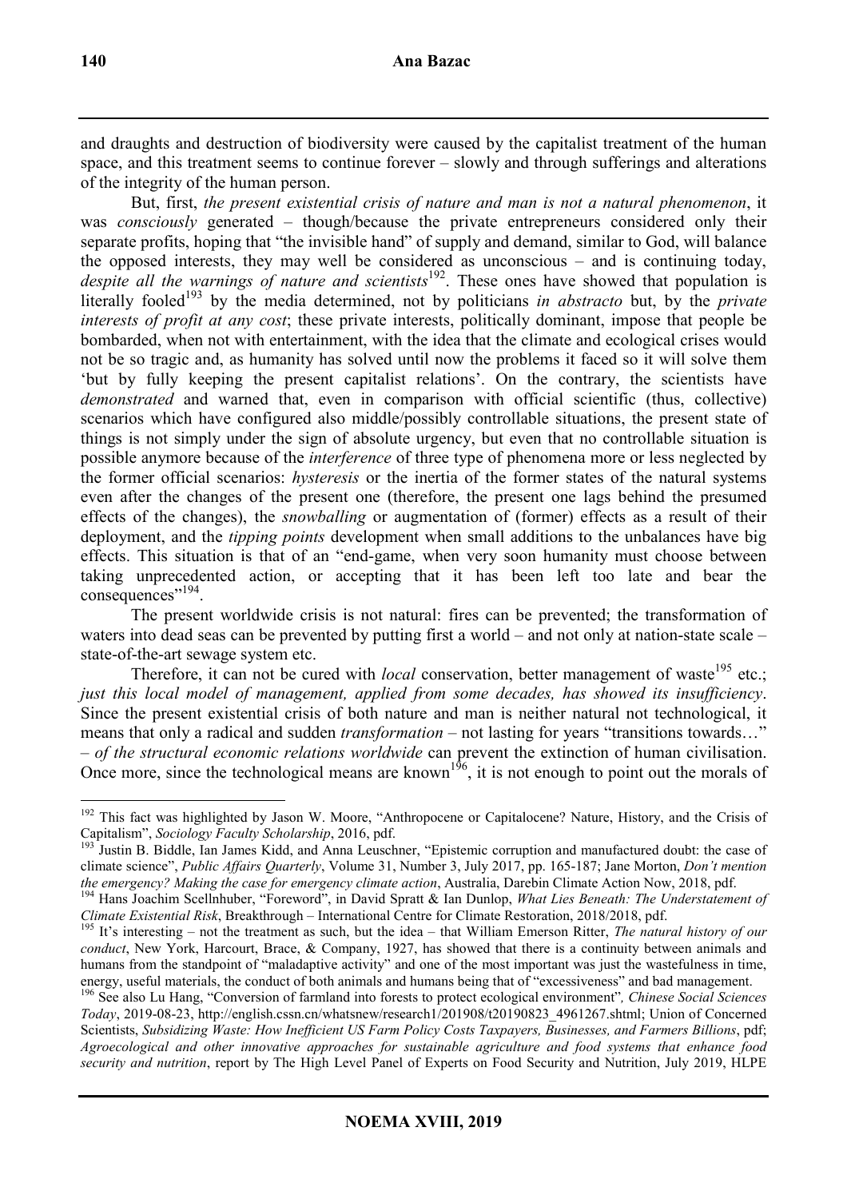and draughts and destruction of biodiversity were caused by the capitalist treatment of the human space, and this treatment seems to continue forever – slowly and through sufferings and alterations of the integrity of the human person.

But, first, *the present existential crisis of nature and man is not a natural phenomenon*, it was *consciously* generated – though/because the private entrepreneurs considered only their separate profits, hoping that "the invisible hand" of supply and demand, similar to God, will balance the opposed interests, they may well be considered as unconscious – and is continuing today, *despite all the warnings of nature and scientists*[192]. These ones have showed that population is literally fooled[193] by the media determined, not by politicians *in abstracto* but, by the *private interests of profit at any cost*; these private interests, politically dominant, impose that people be bombarded, when not with entertainment, with the idea that the climate and ecological crises would not be so tragic and, as humanity has solved until now the problems it faced so it will solve them 'but by fully keeping the present capitalist relations'. On the contrary, the scientists have *demonstrated* and warned that, even in comparison with official scientific (thus, collective) scenarios which have configured also middle/possibly controllable situations, the present state of things is not simply under the sign of absolute urgency, but even that no controllable situation is possible anymore because of the *interference* of three type of phenomena more or less neglected by the former official scenarios: *hysteresis* or the inertia of the former states of the natural systems even after the changes of the present one (therefore, the present one lags behind the presumed effects of the changes), the *snowballing* or augmentation of (former) effects as a result of their deployment, and the *tipping points* development when small additions to the unbalances have big effects. This situation is that of an "end-game, when very soon humanity must choose between taking unprecedented action, or accepting that it has been left too late and bear the consequences"[194].

The present worldwide crisis is not natural: fires can be prevented; the transformation of waters into dead seas can be prevented by putting first a world – and not only at nation-state scale – state-of-the-art sewage system etc.

Therefore, it can not be cured with *local* conservation, better management of waste[195] etc.; *just this local model of management, applied from some decades, has showed its insufficiency*. Since the present existential crisis of both nature and man is neither natural not technological, it means that only a radical and sudden *transformation* – not lasting for years "transitions towards…" – *of the structural economic relations worldwide* can prevent the extinction of human civilisation. Once more, since the technological means are known[196], it is not enough to point out the morals of

---

[192] This fact was highlighted by Jason W. Moore, "Anthropocene or Capitalocene? Nature, History, and the Crisis of Capitalism", *Sociology Faculty Scholarship*, 2016, pdf.

[193] Justin B. Biddle, Ian James Kidd, and Anna Leuschner, "Epistemic corruption and manufactured doubt: the case of climate science", *Public Affairs Quarterly*, Volume 31, Number 3, July 2017, pp. 165-187; Jane Morton, *Don't mention the emergency? Making the case for emergency climate action*, Australia, Darebin Climate Action Now, 2018, pdf.

[194] Hans Joachim Scellnhuber, "Foreword", in David Spratt & Ian Dunlop, *What Lies Beneath: The Understatement of Climate Existential Risk*, Breakthrough – International Centre for Climate Restoration, 2018/2018, pdf.

[195] It's interesting – not the treatment as such, but the idea – that William Emerson Ritter, *The natural history of our conduct*, New York, Harcourt, Brace, & Company, 1927, has showed that there is a continuity between animals and humans from the standpoint of "maladaptive activity" and one of the most important was just the wastefulness in time, energy, useful materials, the conduct of both animals and humans being that of "excessiveness" and bad management.

[196] See also Lu Hang, "Conversion of farmland into forests to protect ecological environment", *Chinese Social Sciences Today*, 2019-08-23, http://english.cssn.cn/whatsnew/research1/201908/t20190823_4961267.shtml; Union of Concerned Scientists, *Subsidizing Waste: How Inefficient US Farm Policy Costs Taxpayers, Businesses, and Farmers Billions*, pdf; *Agroecological and other innovative approaches for sustainable agriculture and food systems that enhance food security and nutrition*, report by The High Level Panel of Experts on Food Security and Nutrition, July 2019, HLPE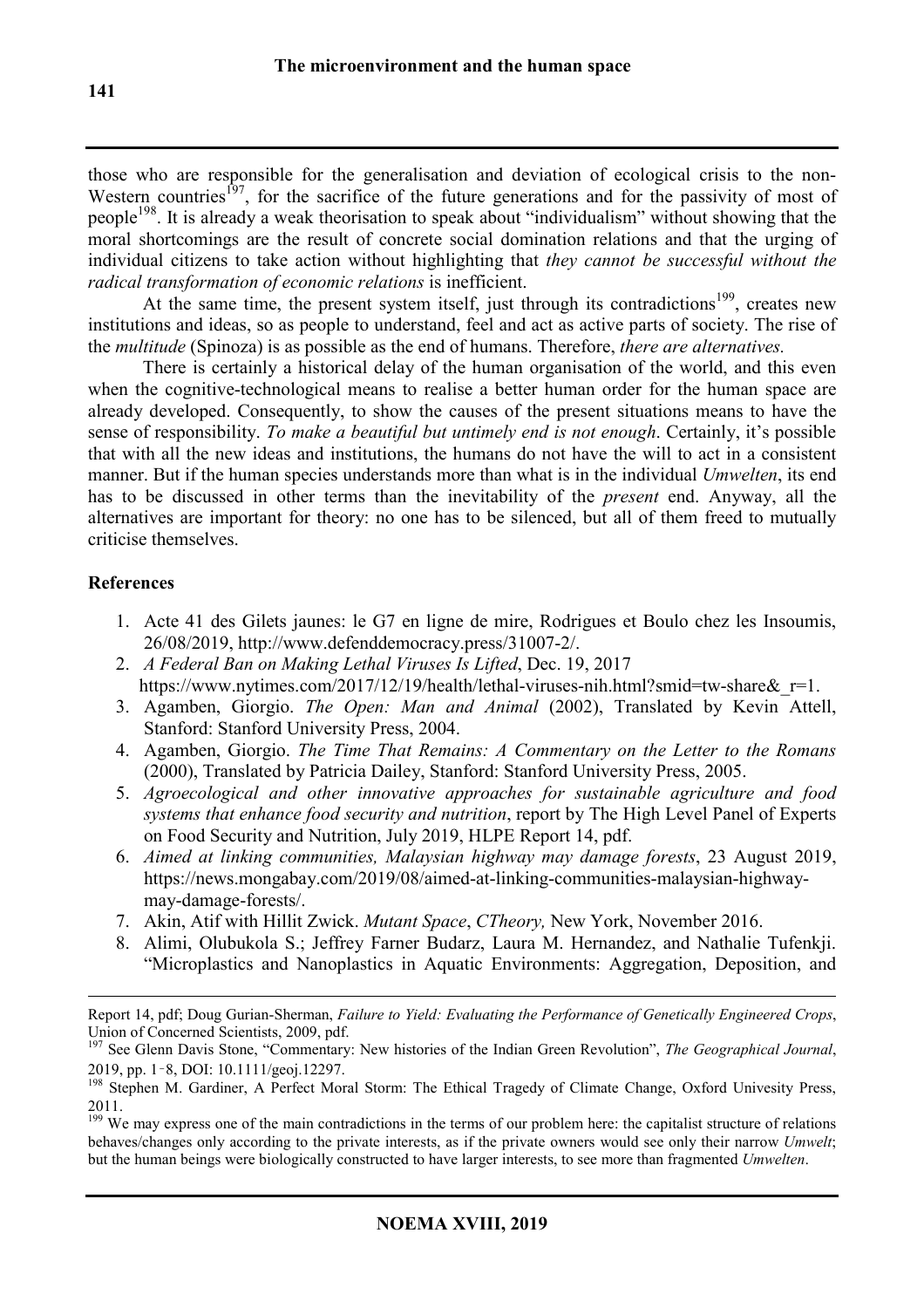those who are responsible for the generalisation and deviation of ecological crisis to the non-Western countries[197], for the sacrifice of the future generations and for the passivity of most of people[198]. It is already a weak theorisation to speak about "individualism" without showing that the moral shortcomings are the result of concrete social domination relations and that the urging of individual citizens to take action without highlighting that *they cannot be successful without the radical transformation of economic relations* is inefficient.

At the same time, the present system itself, just through its contradictions[199], creates new institutions and ideas, so as people to understand, feel and act as active parts of society. The rise of the *multitude* (Spinoza) is as possible as the end of humans. Therefore, *there are alternatives.*

There is certainly a historical delay of the human organisation of the world, and this even when the cognitive-technological means to realise a better human order for the human space are already developed. Consequently, to show the causes of the present situations means to have the sense of responsibility. *To make a beautiful but untimely end is not enough*. Certainly, it's possible that with all the new ideas and institutions, the humans do not have the will to act in a consistent manner. But if the human species understands more than what is in the individual *Umwelten*, its end has to be discussed in other terms than the inevitability of the *present* end. Anyway, all the alternatives are important for theory: no one has to be silenced, but all of them freed to mutually criticise themselves.

## References

1. Acte 41 des Gilets jaunes: le G7 en ligne de mire, Rodrigues et Boulo chez les Insoumis, 26/08/2019, http://www.defenddemocracy.press/31007-2/.
2. *A Federal Ban on Making Lethal Viruses Is Lifted*, Dec. 19, 2017 https://www.nytimes.com/2017/12/19/health/lethal-viruses-nih.html?smid=tw-share&_r=1.
3. Agamben, Giorgio. *The Open: Man and Animal* (2002), Translated by Kevin Attell, Stanford: Stanford University Press, 2004.
4. Agamben, Giorgio. *The Time That Remains: A Commentary on the Letter to the Romans* (2000), Translated by Patricia Dailey, Stanford: Stanford University Press, 2005.
5. *Agroecological and other innovative approaches for sustainable agriculture and food systems that enhance food security and nutrition*, report by The High Level Panel of Experts on Food Security and Nutrition, July 2019, HLPE Report 14, pdf.
6. *Aimed at linking communities, Malaysian highway may damage forests*, 23 August 2019, https://news.mongabay.com/2019/08/aimed-at-linking-communities-malaysian-highway-may-damage-forests/.
7. Akin, Atif with Hillit Zwick. *Mutant Space*, *CTheory,* New York, November 2016.
8. Alimi, Olubukola S.; Jeffrey Farner Budarz, Laura M. Hernandez, and Nathalie Tufenkji. "Microplastics and Nanoplastics in Aquatic Environments: Aggregation, Deposition, and

---

Report 14, pdf; Doug Gurian-Sherman, *Failure to Yield: Evaluating the Performance of Genetically Engineered Crops*, Union of Concerned Scientists, 2009, pdf.

[197] See Glenn Davis Stone, "Commentary: New histories of the Indian Green Revolution", *The Geographical Journal*, 2019, pp. 1‑8, DOI: 10.1111/geoj.12297.

[198] Stephen M. Gardiner, A Perfect Moral Storm: The Ethical Tragedy of Climate Change, Oxford Univesity Press, 2011.

[199] We may express one of the main contradictions in the terms of our problem here: the capitalist structure of relations behaves/changes only according to the private interests, as if the private owners would see only their narrow *Umwelt*; but the human beings were biologically constructed to have larger interests, to see more than fragmented *Umwelten*.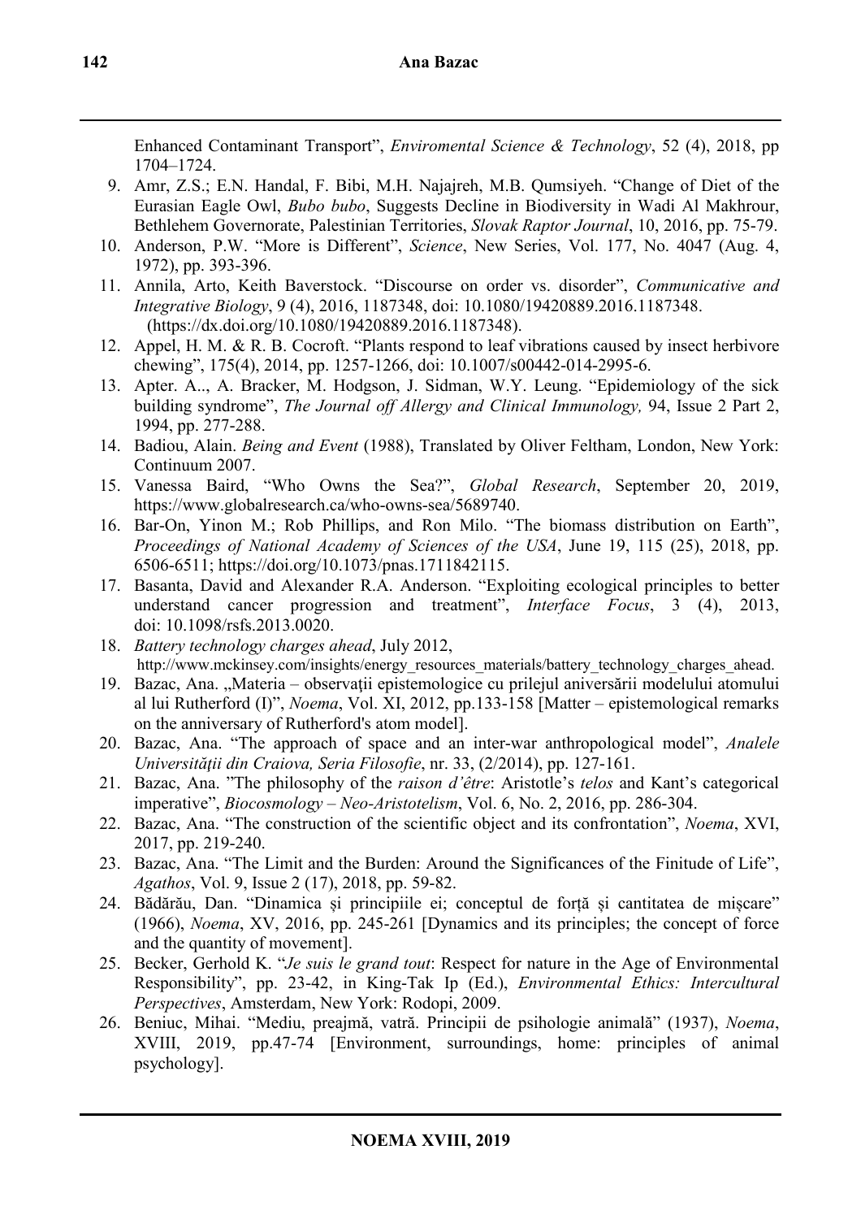Enhanced Contaminant Transport", *Enviromental Science & Technology*, 52 (4), 2018, pp 1704–1724.

9. Amr, Z.S.; E.N. Handal, F. Bibi, M.H. Najajreh, M.B. Qumsiyeh. "Change of Diet of the Eurasian Eagle Owl, *Bubo bubo*, Suggests Decline in Biodiversity in Wadi Al Makhrour, Bethlehem Governorate, Palestinian Territories, *Slovak Raptor Journal*, 10, 2016, pp. 75-79.
10. Anderson, P.W. "More is Different", *Science*, New Series, Vol. 177, No. 4047 (Aug. 4, 1972), pp. 393-396.
11. Annila, Arto, Keith Baverstock. "Discourse on order vs. disorder", *Communicative and Integrative Biology*, 9 (4), 2016, 1187348, doi: 10.1080/19420889.2016.1187348. (https://dx.doi.org/10.1080/19420889.2016.1187348).
12. Appel, H. M. & R. B. Cocroft. "Plants respond to leaf vibrations caused by insect herbivore chewing", 175(4), 2014, pp. 1257-1266, doi: 10.1007/s00442-014-2995-6.
13. Apter. A.., A. Bracker, M. Hodgson, J. Sidman, W.Y. Leung. "Epidemiology of the sick building syndrome", *The Journal off Allergy and Clinical Immunology,* 94, Issue 2 Part 2, 1994, pp. 277-288.
14. Badiou, Alain. *Being and Event* (1988), Translated by Oliver Feltham, London, New York: Continuum 2007.
15. Vanessa Baird, "Who Owns the Sea?", *Global Research*, September 20, 2019, https://www.globalresearch.ca/who-owns-sea/5689740.
16. Bar-On, Yinon M.; Rob Phillips, and Ron Milo. "The biomass distribution on Earth", *Proceedings of National Academy of Sciences of the USA*, June 19, 115 (25), 2018, pp. 6506-6511; https://doi.org/10.1073/pnas.1711842115.
17. Basanta, David and Alexander R.A. Anderson. "Exploiting ecological principles to better understand cancer progression and treatment", *Interface Focus*, 3 (4), 2013, doi: 10.1098/rsfs.2013.0020.
18. *Battery technology charges ahead*, July 2012, http://www.mckinsey.com/insights/energy_resources_materials/battery_technology_charges_ahead.
19. Bazac, Ana. „Materia – observații epistemologice cu prilejul aniversării modelului atomului al lui Rutherford (I)", *Noema*, Vol. XI, 2012, pp.133-158 [Matter – epistemological remarks on the anniversary of Rutherford's atom model].
20. Bazac, Ana. "The approach of space and an inter-war anthropological model", *Analele Universității din Craiova, Seria Filosofie*, nr. 33, (2/2014), pp. 127-161.
21. Bazac, Ana. "The philosophy of the *raison d'être*: Aristotle's *telos* and Kant's categorical imperative", *Biocosmology – Neo-Aristotelism*, Vol. 6, No. 2, 2016, pp. 286-304.
22. Bazac, Ana. "The construction of the scientific object and its confrontation", *Noema*, XVI, 2017, pp. 219-240.
23. Bazac, Ana. "The Limit and the Burden: Around the Significances of the Finitude of Life", *Agathos*, Vol. 9, Issue 2 (17), 2018, pp. 59-82.
24. Bădărău, Dan. "Dinamica și principiile ei; conceptul de forță și cantitatea de mișcare" (1966), *Noema*, XV, 2016, pp. 245-261 [Dynamics and its principles; the concept of force and the quantity of movement].
25. Becker, Gerhold K. "*Je suis le grand tout*: Respect for nature in the Age of Environmental Responsibility", pp. 23-42, in King-Tak Ip (Ed.), *Environmental Ethics: Intercultural Perspectives*, Amsterdam, New York: Rodopi, 2009.
26. Beniuc, Mihai. "Mediu, preajmă, vatră. Principii de psihologie animală" (1937), *Noema*, XVIII, 2019, pp.47-74 [Environment, surroundings, home: principles of animal psychology].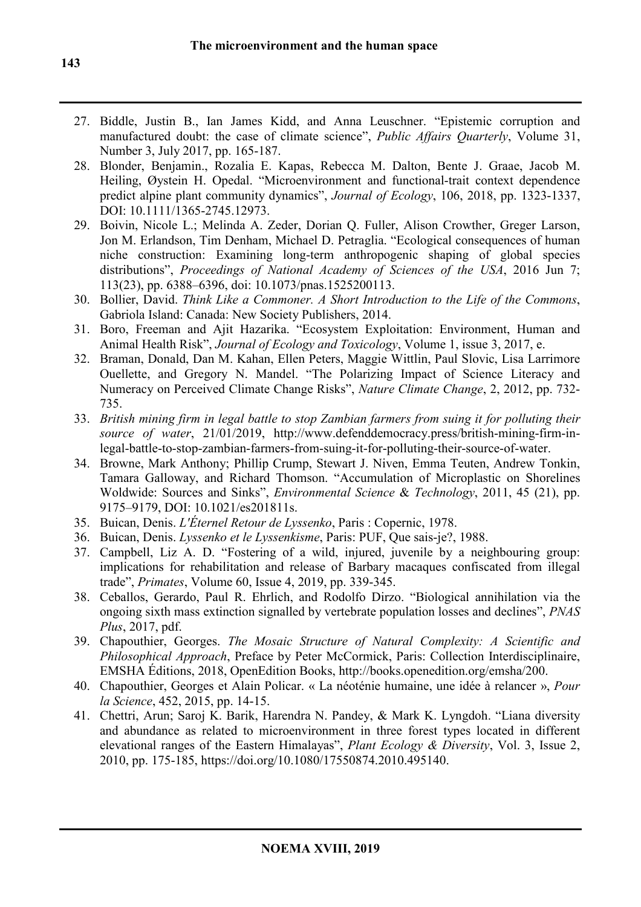27. Biddle, Justin B., Ian James Kidd, and Anna Leuschner. "Epistemic corruption and manufactured doubt: the case of climate science", *Public Affairs Quarterly*, Volume 31, Number 3, July 2017, pp. 165-187.
28. Blonder, Benjamin., Rozalia E. Kapas, Rebecca M. Dalton, Bente J. Graae, Jacob M. Heiling, Øystein H. Opedal. "Microenvironment and functional-trait context dependence predict alpine plant community dynamics", *Journal of Ecology*, 106, 2018, pp. 1323-1337, DOI: 10.1111/1365-2745.12973.
29. Boivin, Nicole L.; Melinda A. Zeder, Dorian Q. Fuller, Alison Crowther, Greger Larson, Jon M. Erlandson, Tim Denham, Michael D. Petraglia. "Ecological consequences of human niche construction: Examining long-term anthropogenic shaping of global species distributions", *Proceedings of National Academy of Sciences of the USA*, 2016 Jun 7; 113(23), pp. 6388–6396, doi: 10.1073/pnas.1525200113.
30. Bollier, David. *Think Like a Commoner. A Short Introduction to the Life of the Commons*, Gabriola Island: Canada: New Society Publishers, 2014.
31. Boro, Freeman and Ajit Hazarika. "Ecosystem Exploitation: Environment, Human and Animal Health Risk", *Journal of Ecology and Toxicology*, Volume 1, issue 3, 2017, e.
32. Braman, Donald, Dan M. Kahan, Ellen Peters, Maggie Wittlin, Paul Slovic, Lisa Larrimore Ouellette, and Gregory N. Mandel. "The Polarizing Impact of Science Literacy and Numeracy on Perceived Climate Change Risks", *Nature Climate Change*, 2, 2012, pp. 732-735.
33. *British mining firm in legal battle to stop Zambian farmers from suing it for polluting their source of water*, 21/01/2019, http://www.defenddemocracy.press/british-mining-firm-in-legal-battle-to-stop-zambian-farmers-from-suing-it-for-polluting-their-source-of-water.
34. Browne, Mark Anthony; Phillip Crump, Stewart J. Niven, Emma Teuten, Andrew Tonkin, Tamara Galloway, and Richard Thomson. "Accumulation of Microplastic on Shorelines Woldwide: Sources and Sinks", *Environmental Science* & *Technology*, 2011, 45 (21), pp. 9175–9179, DOI: 10.1021/es201811s.
35. Buican, Denis. *L'Éternel Retour de Lyssenko*, Paris : Copernic, 1978.
36. Buican, Denis. *Lyssenko et le Lyssenkisme*, Paris: PUF, Que sais-je?, 1988.
37. Campbell, Liz A. D. "Fostering of a wild, injured, juvenile by a neighbouring group: implications for rehabilitation and release of Barbary macaques confiscated from illegal trade", *Primates*, Volume 60, Issue 4, 2019, pp. 339-345.
38. Ceballos, Gerardo, Paul R. Ehrlich, and Rodolfo Dirzo. "Biological annihilation via the ongoing sixth mass extinction signalled by vertebrate population losses and declines", *PNAS Plus*, 2017, pdf.
39. Chapouthier, Georges. *The Mosaic Structure of Natural Complexity: A Scientific and Philosophical Approach*, Preface by Peter McCormick, Paris: Collection Interdisciplinaire, EMSHA Éditions, 2018, OpenEdition Books, http://books.openedition.org/emsha/200.
40. Chapouthier, Georges et Alain Policar. « La néoténie humaine, une idée à relancer », *Pour la Science*, 452, 2015, pp. 14-15.
41. Chettri, Arun; Saroj K. Barik, Harendra N. Pandey, & Mark K. Lyngdoh. "Liana diversity and abundance as related to microenvironment in three forest types located in different elevational ranges of the Eastern Himalayas", *Plant Ecology & Diversity*, Vol. 3, Issue 2, 2010, pp. 175-185, https://doi.org/10.1080/17550874.2010.495140.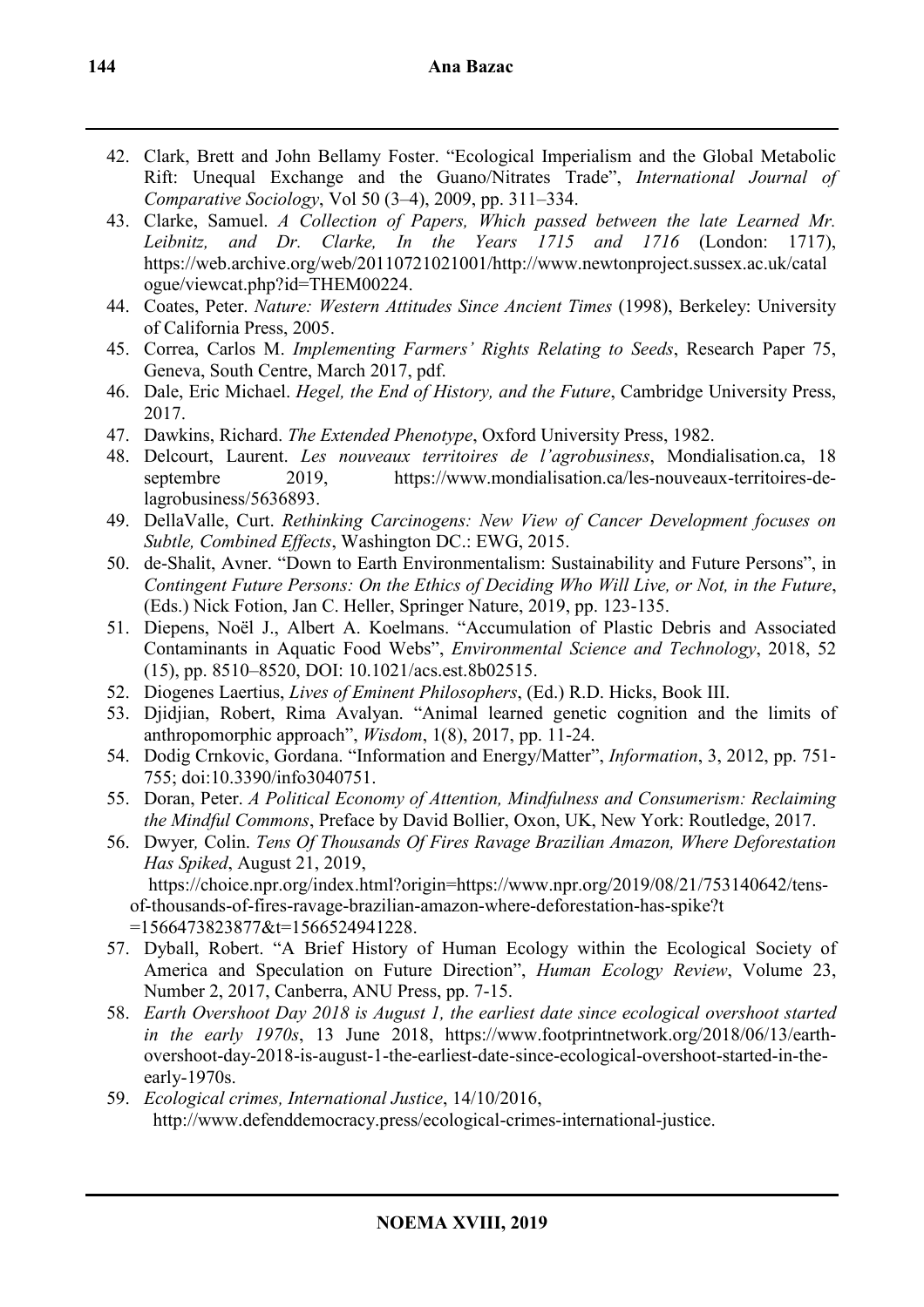42. Clark, Brett and John Bellamy Foster. "Ecological Imperialism and the Global Metabolic Rift: Unequal Exchange and the Guano/Nitrates Trade", *International Journal of Comparative Sociology*, Vol 50 (3–4), 2009, pp. 311–334.
43. Clarke, Samuel. *A Collection of Papers, Which passed between the late Learned Mr. Leibnitz, and Dr. Clarke, In the Years 1715 and 1716* (London: 1717), https://web.archive.org/web/20110721021001/http://www.newtonproject.sussex.ac.uk/catalogue/viewcat.php?id=THEM00224.
44. Coates, Peter. *Nature: Western Attitudes Since Ancient Times* (1998), Berkeley: University of California Press, 2005.
45. Correa, Carlos M. *Implementing Farmers' Rights Relating to Seeds*, Research Paper 75, Geneva, South Centre, March 2017, pdf.
46. Dale, Eric Michael. *Hegel, the End of History, and the Future*, Cambridge University Press, 2017.
47. Dawkins, Richard. *The Extended Phenotype*, Oxford University Press, 1982.
48. Delcourt, Laurent. *Les nouveaux territoires de l'agrobusiness*, Mondialisation.ca, 18 septembre 2019, https://www.mondialisation.ca/les-nouveaux-territoires-de-lagrobusiness/5636893.
49. DellaValle, Curt. *Rethinking Carcinogens: New View of Cancer Development focuses on Subtle, Combined Effects*, Washington DC.: EWG, 2015.
50. de-Shalit, Avner. "Down to Earth Environmentalism: Sustainability and Future Persons", in *Contingent Future Persons: On the Ethics of Deciding Who Will Live, or Not, in the Future*, (Eds.) Nick Fotion, Jan C. Heller, Springer Nature, 2019, pp. 123-135.
51. Diepens, Noël J., Albert A. Koelmans. "Accumulation of Plastic Debris and Associated Contaminants in Aquatic Food Webs", *Environmental Science and Technology*, 2018, 52 (15), pp. 8510–8520, DOI: 10.1021/acs.est.8b02515.
52. Diogenes Laertius, *Lives of Eminent Philosophers*, (Ed.) R.D. Hicks, Book III.
53. Djidjian, Robert, Rima Avalyan. "Animal learned genetic cognition and the limits of anthropomorphic approach", *Wisdom*, 1(8), 2017, pp. 11-24.
54. Dodig Crnkovic, Gordana. "Information and Energy/Matter", *Information*, 3, 2012, pp. 751-755; doi:10.3390/info3040751.
55. Doran, Peter. *A Political Economy of Attention, Mindfulness and Consumerism: Reclaiming the Mindful Commons*, Preface by David Bollier, Oxon, UK, New York: Routledge, 2017.
56. Dwyer, Colin. *Tens Of Thousands Of Fires Ravage Brazilian Amazon, Where Deforestation Has Spiked*, August 21, 2019, https://choice.npr.org/index.html?origin=https://www.npr.org/2019/08/21/753140642/tens-of-thousands-of-fires-ravage-brazilian-amazon-where-deforestation-has-spike?t=1566473823877&t=1566524941228.
57. Dyball, Robert. "A Brief History of Human Ecology within the Ecological Society of America and Speculation on Future Direction", *Human Ecology Review*, Volume 23, Number 2, 2017, Canberra, ANU Press, pp. 7-15.
58. *Earth Overshoot Day 2018 is August 1, the earliest date since ecological overshoot started in the early 1970s*, 13 June 2018, https://www.footprintnetwork.org/2018/06/13/earth-overshoot-day-2018-is-august-1-the-earliest-date-since-ecological-overshoot-started-in-the-early-1970s.
59. *Ecological crimes, International Justice*, 14/10/2016, http://www.defenddemocracy.press/ecological-crimes-international-justice.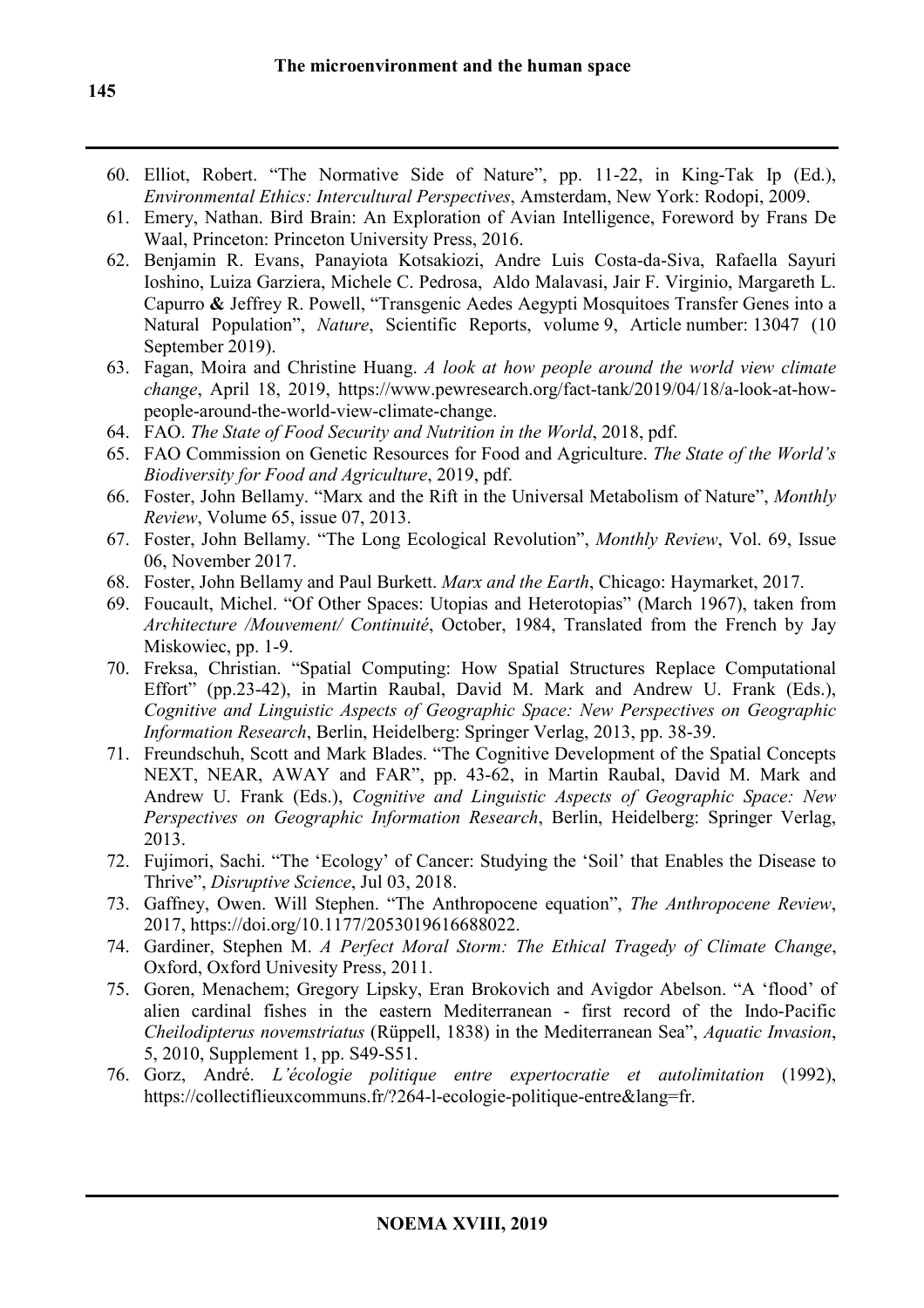60. Elliot, Robert. "The Normative Side of Nature", pp. 11-22, in King-Tak Ip (Ed.), *Environmental Ethics: Intercultural Perspectives*, Amsterdam, New York: Rodopi, 2009.
61. Emery, Nathan. Bird Brain: An Exploration of Avian Intelligence, Foreword by Frans De Waal, Princeton: Princeton University Press, 2016.
62. Benjamin R. Evans, Panayiota Kotsakiozi, Andre Luis Costa-da-Siva, Rafaella Sayuri Ioshino, Luiza Garziera, Michele C. Pedrosa, Aldo Malavasi, Jair F. Virginio, Margareth L. Capurro **&** Jeffrey R. Powell, "Transgenic Aedes Aegypti Mosquitoes Transfer Genes into a Natural Population", *Nature*, Scientific Reports, volume 9, Article number: 13047 (10 September 2019).
63. Fagan, Moira and Christine Huang. *A look at how people around the world view climate change*, April 18, 2019, https://www.pewresearch.org/fact-tank/2019/04/18/a-look-at-how-people-around-the-world-view-climate-change.
64. FAO. *The State of Food Security and Nutrition in the World*, 2018, pdf.
65. FAO Commission on Genetic Resources for Food and Agriculture. *The State of the World's Biodiversity for Food and Agriculture*, 2019, pdf.
66. Foster, John Bellamy. "Marx and the Rift in the Universal Metabolism of Nature", *Monthly Review*, Volume 65, issue 07, 2013.
67. Foster, John Bellamy. "The Long Ecological Revolution", *Monthly Review*, Vol. 69, Issue 06, November 2017.
68. Foster, John Bellamy and Paul Burkett. *Marx and the Earth*, Chicago: Haymarket, 2017.
69. Foucault, Michel. "Of Other Spaces: Utopias and Heterotopias" (March 1967), taken from *Architecture /Mouvement/ Continuité*, October, 1984, Translated from the French by Jay Miskowiec, pp. 1-9.
70. Freksa, Christian. "Spatial Computing: How Spatial Structures Replace Computational Effort" (pp.23-42), in Martin Raubal, David M. Mark and Andrew U. Frank (Eds.), *Cognitive and Linguistic Aspects of Geographic Space: New Perspectives on Geographic Information Research*, Berlin, Heidelberg: Springer Verlag, 2013, pp. 38-39.
71. Freundschuh, Scott and Mark Blades. "The Cognitive Development of the Spatial Concepts NEXT, NEAR, AWAY and FAR", pp. 43-62, in Martin Raubal, David M. Mark and Andrew U. Frank (Eds.), *Cognitive and Linguistic Aspects of Geographic Space: New Perspectives on Geographic Information Research*, Berlin, Heidelberg: Springer Verlag, 2013.
72. Fujimori, Sachi. "The 'Ecology' of Cancer: Studying the 'Soil' that Enables the Disease to Thrive", *Disruptive Science*, Jul 03, 2018.
73. Gaffney, Owen. Will Stephen. "The Anthropocene equation", *The Anthropocene Review*, 2017, https://doi.org/10.1177/2053019616688022.
74. Gardiner, Stephen M. *A Perfect Moral Storm: The Ethical Tragedy of Climate Change*, Oxford, Oxford Univesity Press, 2011.
75. Goren, Menachem; Gregory Lipsky, Eran Brokovich and Avigdor Abelson. "A 'flood' of alien cardinal fishes in the eastern Mediterranean - first record of the Indo-Pacific *Cheilodipterus novemstriatus* (Rüppell, 1838) in the Mediterranean Sea", *Aquatic Invasion*, 5, 2010, Supplement 1, pp. S49-S51.
76. Gorz, André. *L'écologie politique entre expertocratie et autolimitation* (1992), https://collectiflieuxcommuns.fr/?264-l-ecologie-politique-entre&lang=fr.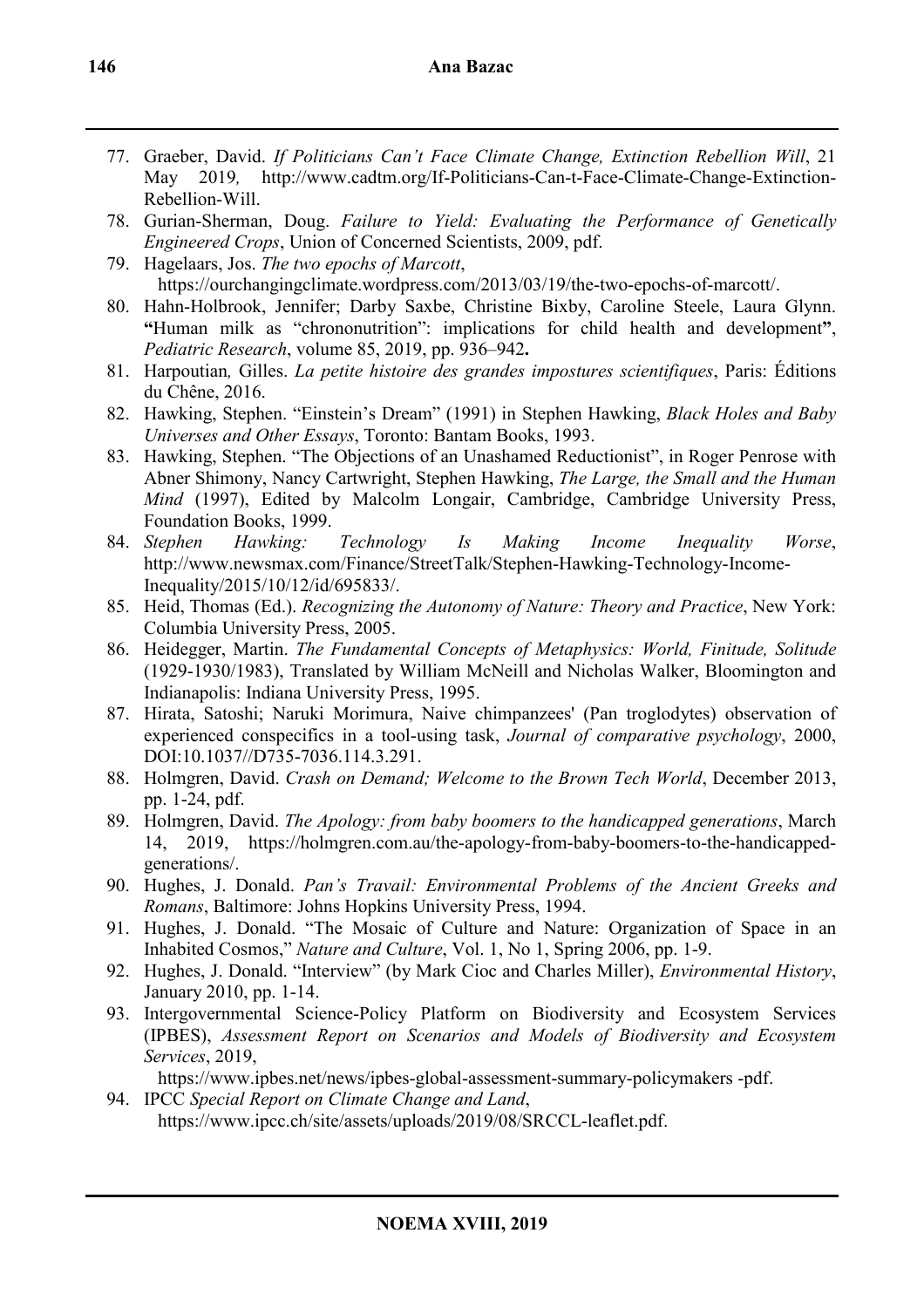77. Graeber, David. *If Politicians Can't Face Climate Change, Extinction Rebellion Will*, 21 May 2019*,* http://www.cadtm.org/If-Politicians-Can-t-Face-Climate-Change-Extinction-Rebellion-Will.
78. Gurian-Sherman, Doug. *Failure to Yield: Evaluating the Performance of Genetically Engineered Crops*, Union of Concerned Scientists, 2009, pdf.
79. Hagelaars, Jos. *The two epochs of Marcott*, https://ourchangingclimate.wordpress.com/2013/03/19/the-two-epochs-of-marcott/.
80. Hahn-Holbrook, Jennifer; Darby Saxbe, Christine Bixby, Caroline Steele, Laura Glynn. **"**Human milk as "chrononutrition": implications for child health and development**"**, *Pediatric Research*, volume 85, 2019, pp. 936–942**.**
81. Harpoutian*,* Gilles. *La petite histoire des grandes impostures scientifiques*, Paris: Éditions du Chêne, 2016.
82. Hawking, Stephen. "Einstein's Dream" (1991) in Stephen Hawking, *Black Holes and Baby Universes and Other Essays*, Toronto: Bantam Books, 1993.
83. Hawking, Stephen. "The Objections of an Unashamed Reductionist", in Roger Penrose with Abner Shimony, Nancy Cartwright, Stephen Hawking, *The Large, the Small and the Human Mind* (1997), Edited by Malcolm Longair, Cambridge, Cambridge University Press, Foundation Books, 1999.
84. *Stephen Hawking: Technology Is Making Income Inequality Worse*, http://www.newsmax.com/Finance/StreetTalk/Stephen-Hawking-Technology-Income-Inequality/2015/10/12/id/695833/.
85. Heid, Thomas (Ed.). *Recognizing the Autonomy of Nature: Theory and Practice*, New York: Columbia University Press, 2005.
86. Heidegger, Martin. *The Fundamental Concepts of Metaphysics: World, Finitude, Solitude* (1929-1930/1983), Translated by William McNeill and Nicholas Walker, Bloomington and Indianapolis: Indiana University Press, 1995.
87. Hirata, Satoshi; Naruki Morimura, Naive chimpanzees' (Pan troglodytes) observation of experienced conspecifics in a tool-using task, *Journal of comparative psychology*, 2000, DOI:10.1037//D735-7036.114.3.291.
88. Holmgren, David. *Crash on Demand; Welcome to the Brown Tech World*, December 2013, pp. 1-24, pdf.
89. Holmgren, David. *The Apology: from baby boomers to the handicapped generations*, March 14, 2019, https://holmgren.com.au/the-apology-from-baby-boomers-to-the-handicapped-generations/.
90. Hughes, J. Donald. *Pan's Travail: Environmental Problems of the Ancient Greeks and Romans*, Baltimore: Johns Hopkins University Press, 1994.
91. Hughes, J. Donald. "The Mosaic of Culture and Nature: Organization of Space in an Inhabited Cosmos," *Nature and Culture*, Vol. 1, No 1, Spring 2006, pp. 1-9.
92. Hughes, J. Donald. "Interview" (by Mark Cioc and Charles Miller), *Environmental History*, January 2010, pp. 1-14.
93. Intergovernmental Science-Policy Platform on Biodiversity and Ecosystem Services (IPBES), *Assessment Report on Scenarios and Models of Biodiversity and Ecosystem Services*, 2019, https://www.ipbes.net/news/ipbes-global-assessment-summary-policymakers -pdf.
94. IPCC *Special Report on Climate Change and Land*, https://www.ipcc.ch/site/assets/uploads/2019/08/SRCCL-leaflet.pdf.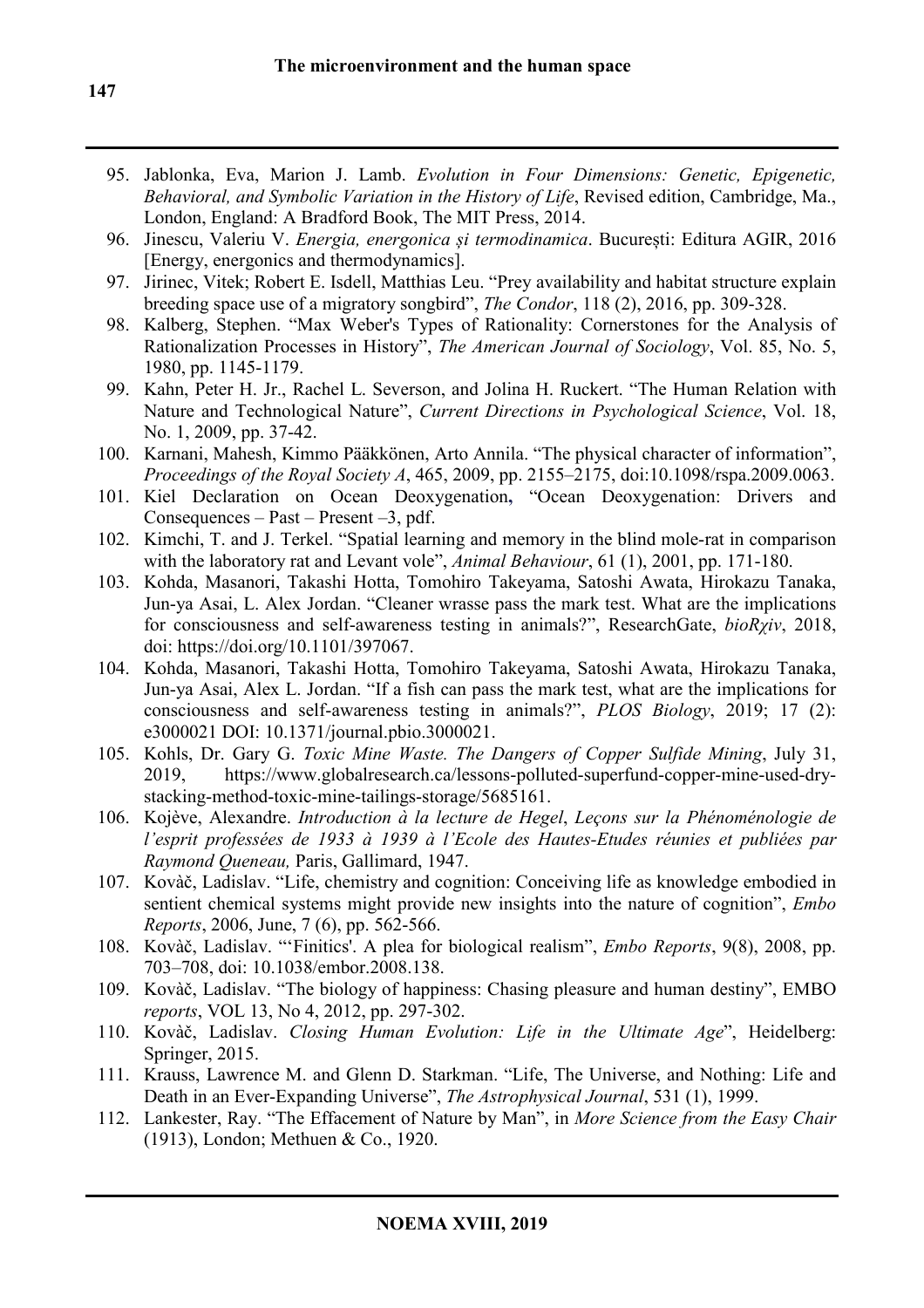95. Jablonka, Eva, Marion J. Lamb. *Evolution in Four Dimensions: Genetic, Epigenetic, Behavioral, and Symbolic Variation in the History of Life*, Revised edition, Cambridge, Ma., London, England: A Bradford Book, The MIT Press, 2014.
96. Jinescu, Valeriu V. *Energia, energonica și termodinamica*. București: Editura AGIR, 2016 [Energy, energonics and thermodynamics].
97. Jirinec, Vitek; Robert E. Isdell, Matthias Leu. "Prey availability and habitat structure explain breeding space use of a migratory songbird", *The Condor*, 118 (2), 2016, pp. 309-328.
98. Kalberg, Stephen. "Max Weber's Types of Rationality: Cornerstones for the Analysis of Rationalization Processes in History", *The American Journal of Sociology*, Vol. 85, No. 5, 1980, pp. 1145-1179.
99. Kahn, Peter H. Jr., Rachel L. Severson, and Jolina H. Ruckert. "The Human Relation with Nature and Technological Nature", *Current Directions in Psychological Science*, Vol. 18, No. 1, 2009, pp. 37-42.
100. Karnani, Mahesh, Kimmo Pääkkönen, Arto Annila. "The physical character of information", *Proceedings of the Royal Society A*, 465, 2009, pp. 2155–2175, doi:10.1098/rspa.2009.0063.
101. Kiel Declaration on Ocean Deoxygenation, "Ocean Deoxygenation: Drivers and Consequences – Past – Present –3, pdf.
102. Kimchi, T. and J. Terkel. "Spatial learning and memory in the blind mole-rat in comparison with the laboratory rat and Levant vole", *Animal Behaviour*, 61 (1), 2001, pp. 171-180.
103. Kohda, Masanori, Takashi Hotta, Tomohiro Takeyama, Satoshi Awata, Hirokazu Tanaka, Jun-ya Asai, L. Alex Jordan. "Cleaner wrasse pass the mark test. What are the implications for consciousness and self-awareness testing in animals?", ResearchGate, *bioRχiv*, 2018, doi: https://doi.org/10.1101/397067.
104. Kohda, Masanori, Takashi Hotta, Tomohiro Takeyama, Satoshi Awata, Hirokazu Tanaka, Jun-ya Asai, Alex L. Jordan. "If a fish can pass the mark test, what are the implications for consciousness and self-awareness testing in animals?", *PLOS Biology*, 2019; 17 (2): e3000021 DOI: 10.1371/journal.pbio.3000021.
105. Kohls, Dr. Gary G. *Toxic Mine Waste. The Dangers of Copper Sulfide Mining*, July 31, 2019, https://www.globalresearch.ca/lessons-polluted-superfund-copper-mine-used-dry-stacking-method-toxic-mine-tailings-storage/5685161.
106. Kojève, Alexandre. *Introduction à la lecture de Hegel*, *Leçons sur la Phénoménologie de l'esprit professées de 1933 à 1939 à l'Ecole des Hautes-Etudes réunies et publiées par Raymond Queneau,* Paris, Gallimard, 1947.
107. Kovàč, Ladislav. "Life, chemistry and cognition: Conceiving life as knowledge embodied in sentient chemical systems might provide new insights into the nature of cognition", *Embo Reports*, 2006, June, 7 (6), pp. 562-566.
108. Kovàč, Ladislav. "'Finitics'. A plea for biological realism", *Embo Reports*, 9(8), 2008, pp. 703–708, doi: 10.1038/embor.2008.138.
109. Kovàč, Ladislav. "The biology of happiness: Chasing pleasure and human destiny", EMBO *reports*, VOL 13, No 4, 2012, pp. 297-302.
110. Kovàč, Ladislav. *Closing Human Evolution: Life in the Ultimate Age*", Heidelberg: Springer, 2015.
111. Krauss, Lawrence M. and Glenn D. Starkman. "Life, The Universe, and Nothing: Life and Death in an Ever-Expanding Universe", *The Astrophysical Journal*, 531 (1), 1999.
112. Lankester, Ray. "The Effacement of Nature by Man", in *More Science from the Easy Chair* (1913), London; Methuen & Co., 1920.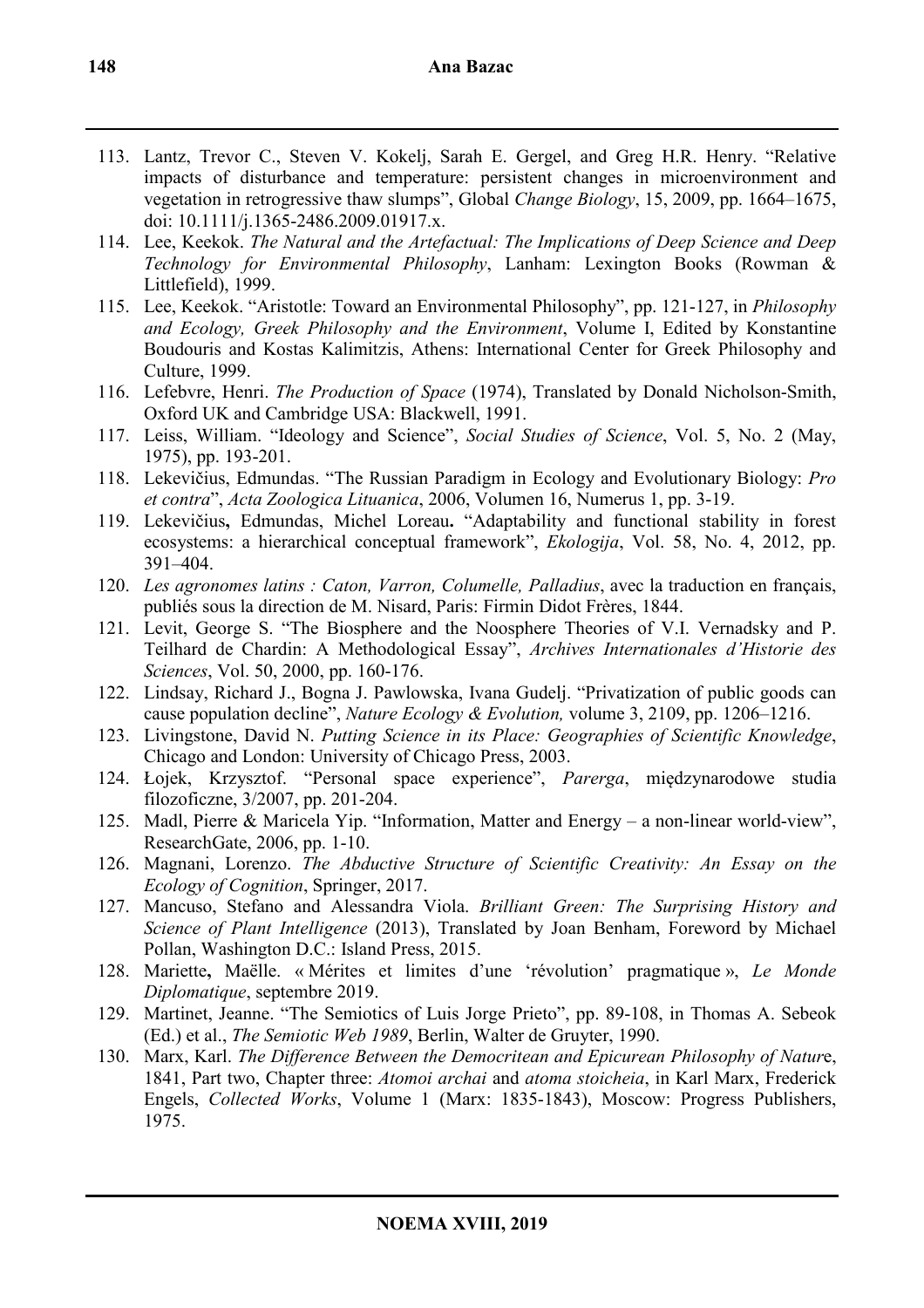113. Lantz, Trevor C., Steven V. Kokelj, Sarah E. Gergel, and Greg H.R. Henry. "Relative impacts of disturbance and temperature: persistent changes in microenvironment and vegetation in retrogressive thaw slumps", Global *Change Biology*, 15, 2009, pp. 1664–1675, doi: 10.1111/j.1365-2486.2009.01917.x.
114. Lee, Keekok. *The Natural and the Artefactual: The Implications of Deep Science and Deep Technology for Environmental Philosophy*, Lanham: Lexington Books (Rowman & Littlefield), 1999.
115. Lee, Keekok. "Aristotle: Toward an Environmental Philosophy", pp. 121-127, in *Philosophy and Ecology, Greek Philosophy and the Environment*, Volume I, Edited by Konstantine Boudouris and Kostas Kalimitzis, Athens: International Center for Greek Philosophy and Culture, 1999.
116. Lefebvre, Henri. *The Production of Space* (1974), Translated by Donald Nicholson-Smith, Oxford UK and Cambridge USA: Blackwell, 1991.
117. Leiss, William. "Ideology and Science", *Social Studies of Science*, Vol. 5, No. 2 (May, 1975), pp. 193-201.
118. Lekevičius, Edmundas. "The Russian Paradigm in Ecology and Evolutionary Biology: *Pro et contra*", *Acta Zoologica Lituanica*, 2006, Volumen 16, Numerus 1, pp. 3-19.
119. Lekevičius**,** Edmundas, Michel Loreau**.** "Adaptability and functional stability in forest ecosystems: a hierarchical conceptual framework", *Ekologija*, Vol. 58, No. 4, 2012, pp. 391–404.
120. *Les agronomes latins : Caton, Varron, Columelle, Palladius*, avec la traduction en français, publiés sous la direction de M. Nisard, Paris: Firmin Didot Frères, 1844.
121. Levit, George S. "The Biosphere and the Noosphere Theories of V.I. Vernadsky and P. Teilhard de Chardin: A Methodological Essay", *Archives Internationales d'Historie des Sciences*, Vol. 50, 2000, pp. 160-176.
122. Lindsay, Richard J., Bogna J. Pawlowska, Ivana Gudelj. "Privatization of public goods can cause population decline", *Nature Ecology & Evolution,* volume 3, 2109, pp. 1206–1216.
123. Livingstone, David N. *Putting Science in its Place: Geographies of Scientific Knowledge*, Chicago and London: University of Chicago Press, 2003.
124. Łojek, Krzysztof. "Personal space experience", *Parerga*, międzynarodowe studia filozoficzne, 3/2007, pp. 201-204.
125. Madl, Pierre & Maricela Yip. "Information, Matter and Energy – a non-linear world-view", ResearchGate, 2006, pp. 1-10.
126. Magnani, Lorenzo. *The Abductive Structure of Scientific Creativity: An Essay on the Ecology of Cognition*, Springer, 2017.
127. Mancuso, Stefano and Alessandra Viola. *Brilliant Green: The Surprising History and Science of Plant Intelligence* (2013), Translated by Joan Benham, Foreword by Michael Pollan, Washington D.C.: Island Press, 2015.
128. Mariette**,** Maëlle. « Mérites et limites d'une 'révolution' pragmatique », *Le Monde Diplomatique*, septembre 2019.
129. Martinet, Jeanne. "The Semiotics of Luis Jorge Prieto", pp. 89-108, in Thomas A. Sebeok (Ed.) et al., *The Semiotic Web 1989*, Berlin, Walter de Gruyter, 1990.
130. Marx, Karl. *The Difference Between the Democritean and Epicurean Philosophy of Natur*e, 1841, Part two, Chapter three: *Atomoi archai* and *atoma stoicheia*, in Karl Marx, Frederick Engels, *Collected Works*, Volume 1 (Marx: 1835-1843), Moscow: Progress Publishers, 1975.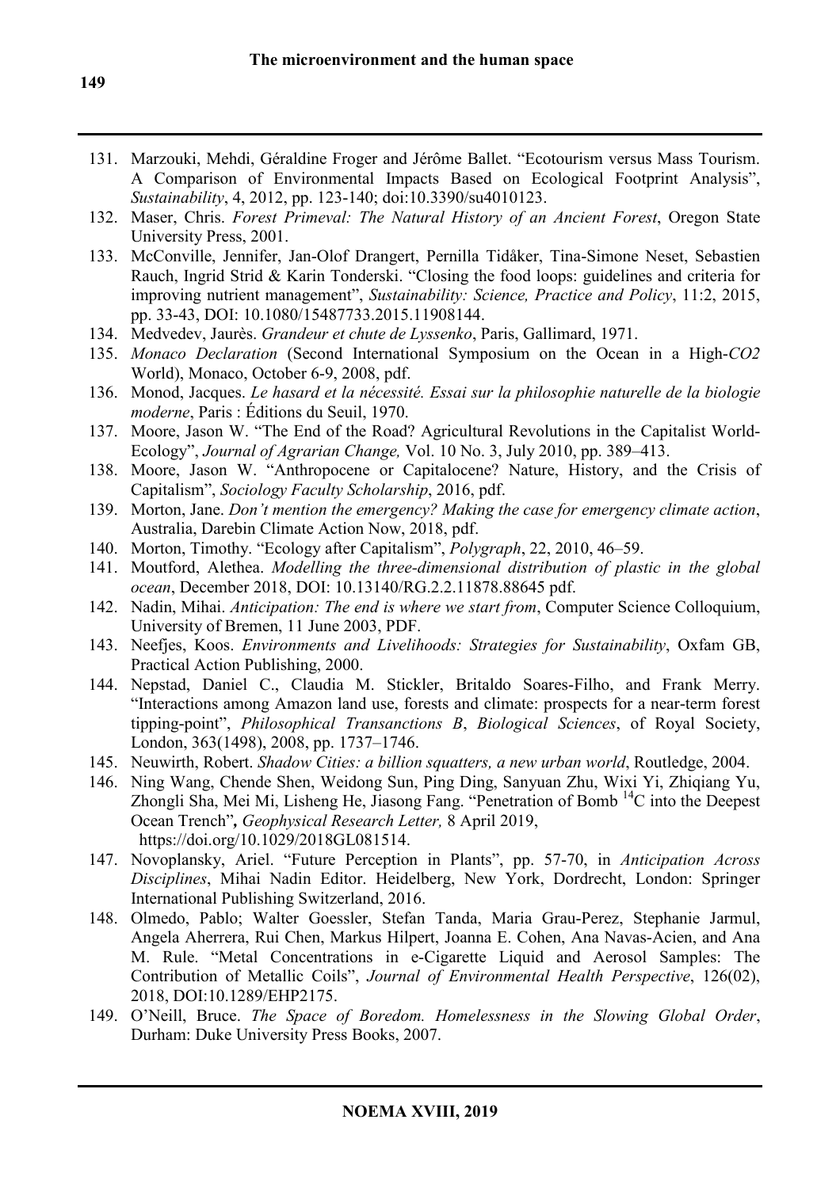131. Marzouki, Mehdi, Géraldine Froger and Jérôme Ballet. "Ecotourism versus Mass Tourism. A Comparison of Environmental Impacts Based on Ecological Footprint Analysis", *Sustainability*, 4, 2012, pp. 123-140; doi:10.3390/su4010123.
132. Maser, Chris. *Forest Primeval: The Natural History of an Ancient Forest*, Oregon State University Press, 2001.
133. McConville, Jennifer, Jan-Olof Drangert, Pernilla Tidåker, Tina-Simone Neset, Sebastien Rauch, Ingrid Strid & Karin Tonderski. "Closing the food loops: guidelines and criteria for improving nutrient management", *Sustainability: Science, Practice and Policy*, 11:2, 2015, pp. 33-43, DOI: 10.1080/15487733.2015.11908144.
134. Medvedev, Jaurès. *Grandeur et chute de Lyssenko*, Paris, Gallimard, 1971.
135. *Monaco Declaration* (Second International Symposium on the Ocean in a High-*CO2* World), Monaco, October 6-9, 2008, pdf.
136. Monod, Jacques. *Le hasard et la nécessité. Essai sur la philosophie naturelle de la biologie moderne*, Paris : Éditions du Seuil, 1970.
137. Moore, Jason W. "The End of the Road? Agricultural Revolutions in the Capitalist World-Ecology", *Journal of Agrarian Change,* Vol. 10 No. 3, July 2010, pp. 389–413.
138. Moore, Jason W. "Anthropocene or Capitalocene? Nature, History, and the Crisis of Capitalism", *Sociology Faculty Scholarship*, 2016, pdf.
139. Morton, Jane. *Don't mention the emergency? Making the case for emergency climate action*, Australia, Darebin Climate Action Now, 2018, pdf.
140. Morton, Timothy. "Ecology after Capitalism", *Polygraph*, 22, 2010, 46–59.
141. Moutford, Alethea. *Modelling the three-dimensional distribution of plastic in the global ocean*, December 2018, DOI: 10.13140/RG.2.2.11878.88645 pdf.
142. Nadin, Mihai. *Anticipation: The end is where we start from*, Computer Science Colloquium, University of Bremen, 11 June 2003, PDF.
143. Neefjes, Koos. *Environments and Livelihoods: Strategies for Sustainability*, Oxfam GB, Practical Action Publishing, 2000.
144. Nepstad, Daniel C., Claudia M. Stickler, Britaldo Soares-Filho, and Frank Merry. "Interactions among Amazon land use, forests and climate: prospects for a near-term forest tipping-point", *Philosophical Transanctions B*, *Biological Sciences*, of Royal Society, London, 363(1498), 2008, pp. 1737–1746.
145. Neuwirth, Robert. *Shadow Cities: a billion squatters, a new urban world*, Routledge, 2004.
146. Ning Wang, Chende Shen, Weidong Sun, Ping Ding, Sanyuan Zhu, Wixi Yi, Zhiqiang Yu, Zhongli Sha, Mei Mi, Lisheng He, Jiasong Fang. "Penetration of Bomb $^{14}C$ into the Deepest Ocean Trench"*, Geophysical Research Letter,* 8 April 2019, https://doi.org/10.1029/2018GL081514.
147. Novoplansky, Ariel. "Future Perception in Plants", pp. 57-70, in *Anticipation Across Disciplines*, Mihai Nadin Editor. Heidelberg, New York, Dordrecht, London: Springer International Publishing Switzerland, 2016.
148. Olmedo, Pablo; Walter Goessler, Stefan Tanda, Maria Grau-Perez, Stephanie Jarmul, Angela Aherrera, Rui Chen, Markus Hilpert, Joanna E. Cohen, Ana Navas-Acien, and Ana M. Rule. "Metal Concentrations in e-Cigarette Liquid and Aerosol Samples: The Contribution of Metallic Coils", *Journal of Environmental Health Perspective*, 126(02), 2018, DOI:10.1289/EHP2175.
149. O'Neill, Bruce. *The Space of Boredom. Homelessness in the Slowing Global Order*, Durham: Duke University Press Books, 2007.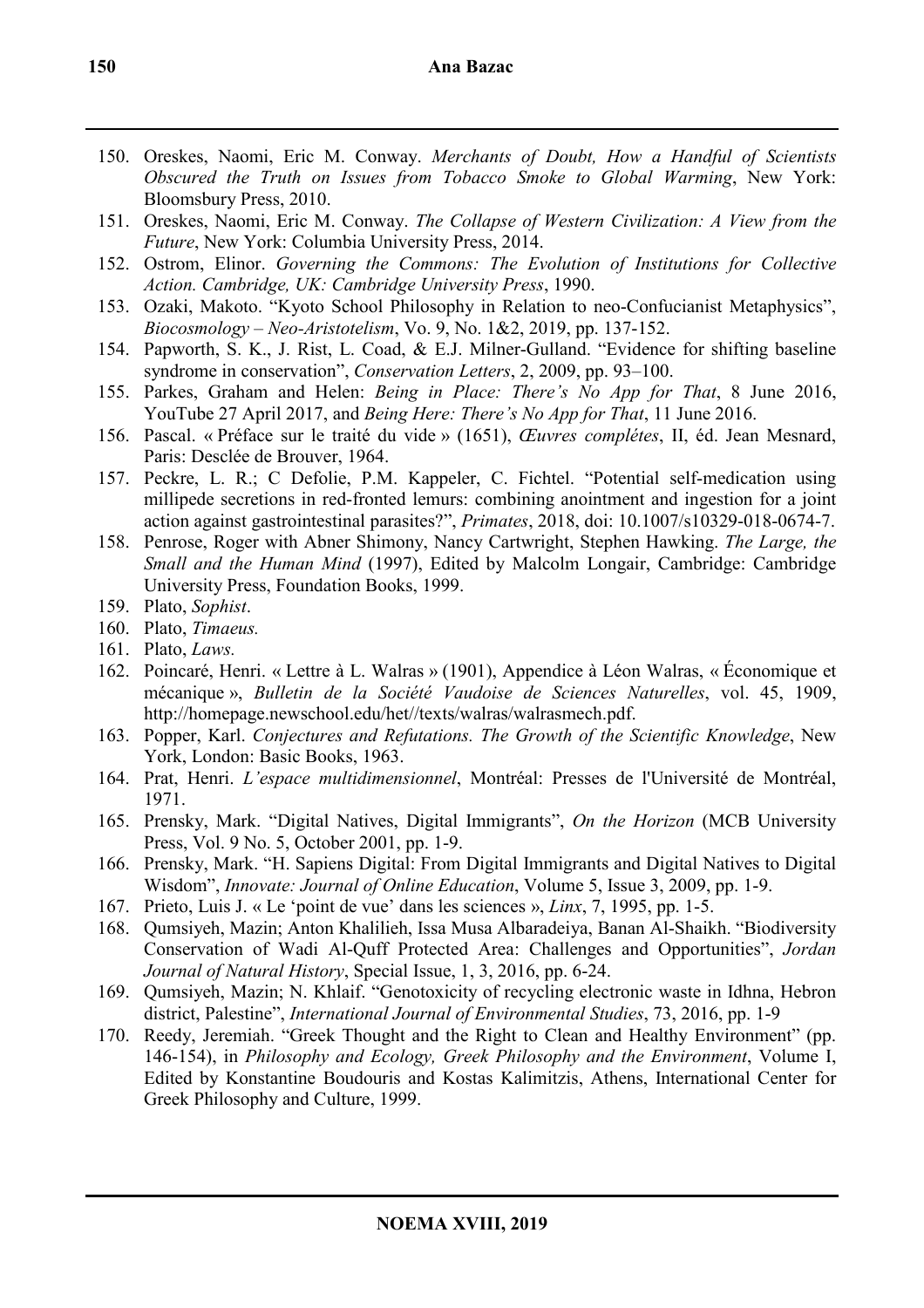150. Oreskes, Naomi, Eric M. Conway. *Merchants of Doubt, How a Handful of Scientists Obscured the Truth on Issues from Tobacco Smoke to Global Warming*, New York: Bloomsbury Press, 2010.
151. Oreskes, Naomi, Eric M. Conway. *The Collapse of Western Civilization: A View from the Future*, New York: Columbia University Press, 2014.
152. Ostrom, Elinor. *Governing the Commons: The Evolution of Institutions for Collective Action. Cambridge, UK: Cambridge University Press*, 1990.
153. Ozaki, Makoto. "Kyoto School Philosophy in Relation to neo-Confucianist Metaphysics", *Biocosmology – Neo-Aristotelism*, Vo. 9, No. 1&2, 2019, pp. 137-152.
154. Papworth, S. K., J. Rist, L. Coad, & E.J. Milner-Gulland. "Evidence for shifting baseline syndrome in conservation", *Conservation Letters*, 2, 2009, pp. 93–100.
155. Parkes, Graham and Helen: *Being in Place: There's No App for That*, 8 June 2016, YouTube 27 April 2017, and *Being Here: There's No App for That*, 11 June 2016.
156. Pascal. « Préface sur le traité du vide » (1651), *Œuvres complétes*, II, éd. Jean Mesnard, Paris: Desclée de Brouver, 1964.
157. Peckre, L. R.; C Defolie, P.M. Kappeler, C. Fichtel. "Potential self-medication using millipede secretions in red-fronted lemurs: combining anointment and ingestion for a joint action against gastrointestinal parasites?", *Primates*, 2018, doi: 10.1007/s10329-018-0674-7.
158. Penrose, Roger with Abner Shimony, Nancy Cartwright, Stephen Hawking. *The Large, the Small and the Human Mind* (1997), Edited by Malcolm Longair, Cambridge: Cambridge University Press, Foundation Books, 1999.
159. Plato, *Sophist*.
160. Plato, *Timaeus.*
161. Plato, *Laws.*
162. Poincaré, Henri. « Lettre à L. Walras » (1901), Appendice à Léon Walras, « Économique et mécanique », *Bulletin de la Société Vaudoise de Sciences Naturelles*, vol. 45, 1909, http://homepage.newschool.edu/het//texts/walras/walrasmech.pdf.
163. Popper, Karl. *Conjectures and Refutations. The Growth of the Scientific Knowledge*, New York, London: Basic Books, 1963.
164. Prat, Henri. *L'espace multidimensionnel*, Montréal: Presses de l'Université de Montréal, 1971.
165. Prensky, Mark. "Digital Natives, Digital Immigrants", *On the Horizon* (MCB University Press, Vol. 9 No. 5, October 2001, pp. 1-9.
166. Prensky, Mark. "H. Sapiens Digital: From Digital Immigrants and Digital Natives to Digital Wisdom", *Innovate: Journal of Online Education*, Volume 5, Issue 3, 2009, pp. 1-9.
167. Prieto, Luis J. « Le 'point de vue' dans les sciences », *Linx*, 7, 1995, pp. 1-5.
168. Qumsiyeh, Mazin; Anton Khalilieh, Issa Musa Albaradeiya, Banan Al-Shaikh. "Biodiversity Conservation of Wadi Al-Quff Protected Area: Challenges and Opportunities", *Jordan Journal of Natural History*, Special Issue, 1, 3, 2016, pp. 6-24.
169. Qumsiyeh, Mazin; N. Khlaif. "Genotoxicity of recycling electronic waste in Idhna, Hebron district, Palestine", *International Journal of Environmental Studies*, 73, 2016, pp. 1-9
170. Reedy, Jeremiah. "Greek Thought and the Right to Clean and Healthy Environment" (pp. 146-154), in *Philosophy and Ecology, Greek Philosophy and the Environment*, Volume I, Edited by Konstantine Boudouris and Kostas Kalimitzis, Athens, International Center for Greek Philosophy and Culture, 1999.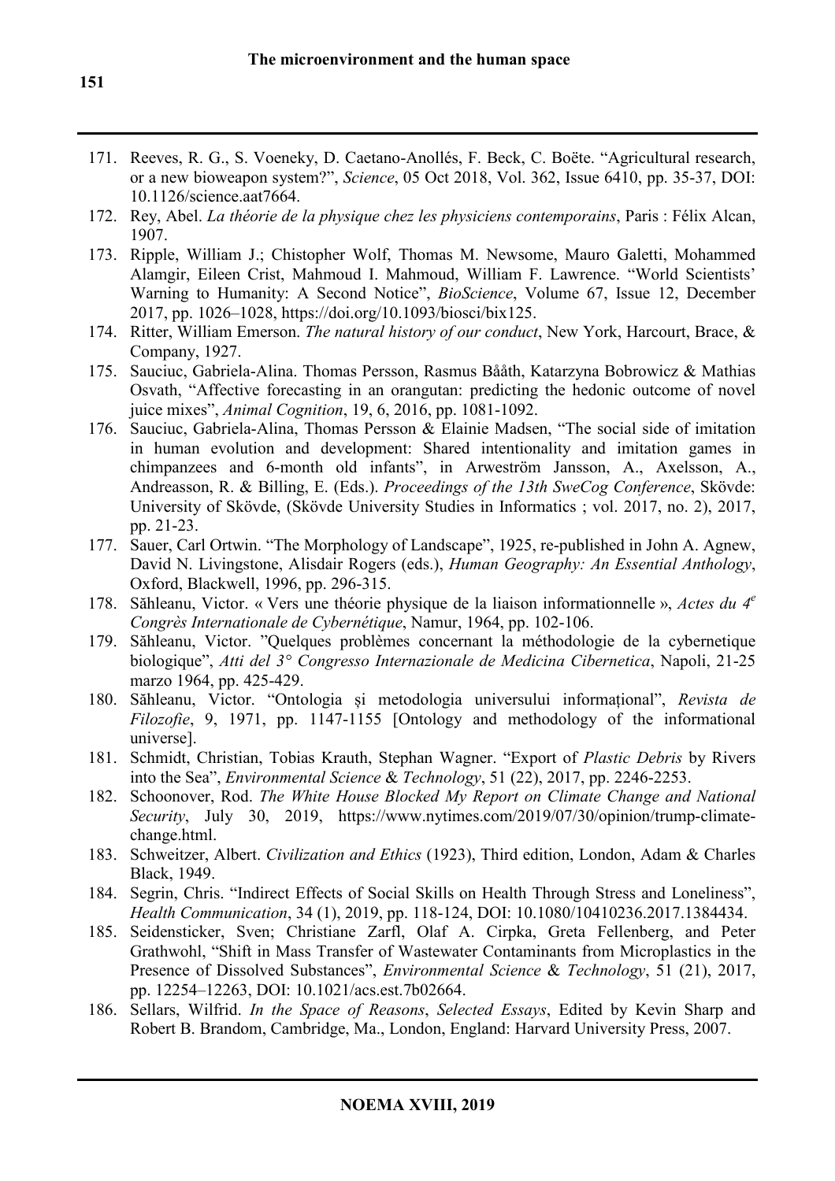171. Reeves, R. G., S. Voeneky, D. Caetano-Anollés, F. Beck, C. Boëte. "Agricultural research, or a new bioweapon system?", *Science*, 05 Oct 2018, Vol. 362, Issue 6410, pp. 35-37, DOI: 10.1126/science.aat7664.
172. Rey, Abel. *La théorie de la physique chez les physiciens contemporains*, Paris : Félix Alcan, 1907.
173. Ripple, William J.; Chistopher Wolf, Thomas M. Newsome, Mauro Galetti, Mohammed Alamgir, Eileen Crist, Mahmoud I. Mahmoud, William F. Lawrence. "World Scientists' Warning to Humanity: A Second Notice", *BioScience*, Volume 67, Issue 12, December 2017, pp. 1026–1028, https://doi.org/10.1093/biosci/bix125.
174. Ritter, William Emerson. *The natural history of our conduct*, New York, Harcourt, Brace, & Company, 1927.
175. Sauciuc, Gabriela-Alina. Thomas Persson, Rasmus Bååth, Katarzyna Bobrowicz & Mathias Osvath, "Affective forecasting in an orangutan: predicting the hedonic outcome of novel juice mixes", *Animal Cognition*, 19, 6, 2016, pp. 1081-1092.
176. Sauciuc, Gabriela-Alina, Thomas Persson & Elainie Madsen, "The social side of imitation in human evolution and development: Shared intentionality and imitation games in chimpanzees and 6-month old infants", in Arweström Jansson, A., Axelsson, A., Andreasson, R. & Billing, E. (Eds.). *Proceedings of the 13th SweCog Conference*, Skövde: University of Skövde, (Skövde University Studies in Informatics ; vol. 2017, no. 2), 2017, pp. 21-23.
177. Sauer, Carl Ortwin. "The Morphology of Landscape", 1925, re-published in John A. Agnew, David N. Livingstone, Alisdair Rogers (eds.), *Human Geography: An Essential Anthology*, Oxford, Blackwell, 1996, pp. 296-315.
178. Săhleanu, Victor. « Vers une théorie physique de la liaison informationnelle », *Actes du 4^e Congrès Internationale de Cybernétique*, Namur, 1964, pp. 102-106.
179. Săhleanu, Victor. "Quelques problèmes concernant la méthodologie de la cybernetique biologique", *Atti del 3° Congresso Internazionale de Medicina Cibernetica*, Napoli, 21-25 marzo 1964, pp. 425-429.
180. Săhleanu, Victor. "Ontologia și metodologia universului informațional", *Revista de Filozofie*, 9, 1971, pp. 1147-1155 [Ontology and methodology of the informational universe].
181. Schmidt, Christian, Tobias Krauth, Stephan Wagner. "Export of *Plastic Debris* by Rivers into the Sea", *Environmental Science* & *Technology*, 51 (22), 2017, pp. 2246-2253.
182. Schoonover, Rod. *The White House Blocked My Report on Climate Change and National Security*, July 30, 2019, https://www.nytimes.com/2019/07/30/opinion/trump-climate-change.html.
183. Schweitzer, Albert. *Civilization and Ethics* (1923), Third edition, London, Adam & Charles Black, 1949.
184. Segrin, Chris. "Indirect Effects of Social Skills on Health Through Stress and Loneliness", *Health Communication*, 34 (1), 2019, pp. 118-124, DOI: 10.1080/10410236.2017.1384434.
185. Seidensticker, Sven; Christiane Zarfl, Olaf A. Cirpka, Greta Fellenberg, and Peter Grathwohl, "Shift in Mass Transfer of Wastewater Contaminants from Microplastics in the Presence of Dissolved Substances", *Environmental Science* & *Technology*, 51 (21), 2017, pp. 12254–12263, DOI: 10.1021/acs.est.7b02664.
186. Sellars, Wilfrid. *In the Space of Reasons*, *Selected Essays*, Edited by Kevin Sharp and Robert B. Brandom, Cambridge, Ma., London, England: Harvard University Press, 2007.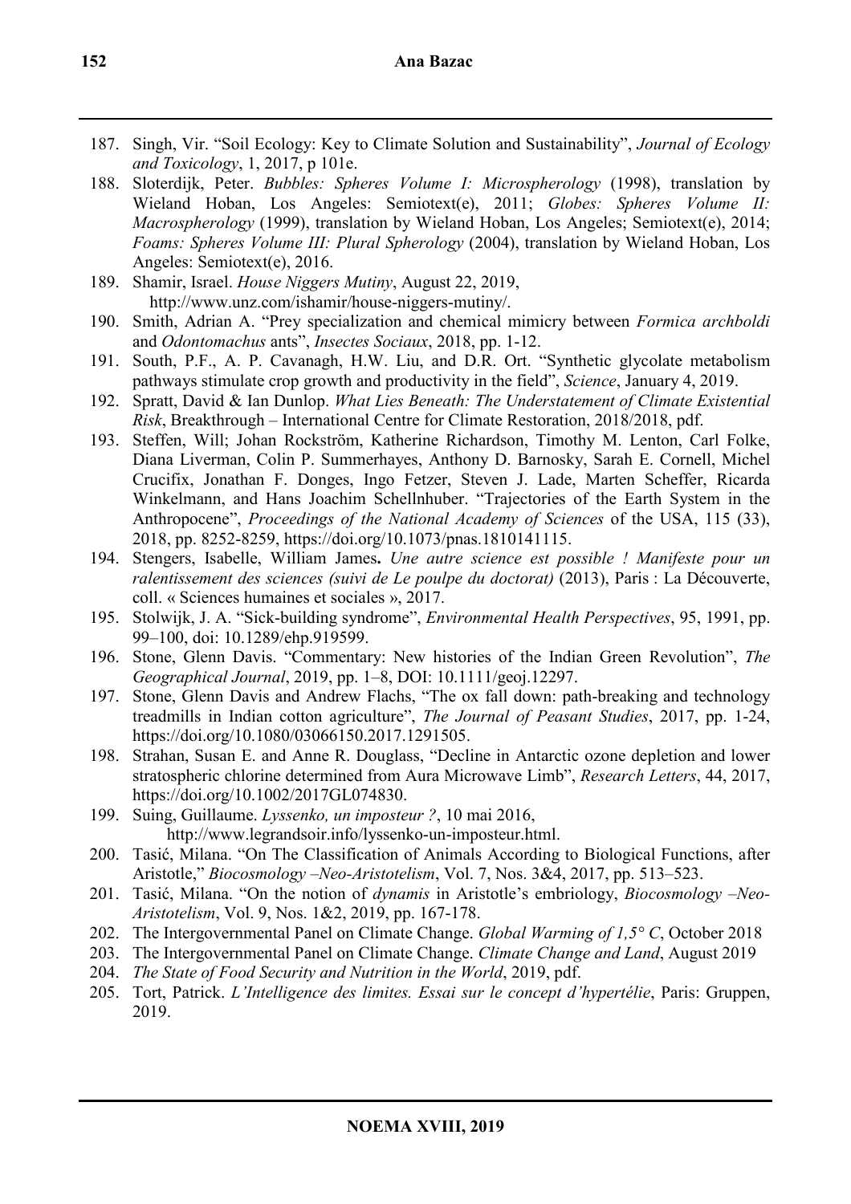187. Singh, Vir. "Soil Ecology: Key to Climate Solution and Sustainability", *Journal of Ecology and Toxicology*, 1, 2017, p 101e.
188. Sloterdijk, Peter. *Bubbles: Spheres Volume I: Microspherology* (1998), translation by Wieland Hoban, Los Angeles: Semiotext(e), 2011; *Globes: Spheres Volume II: Macrospherology* (1999), translation by Wieland Hoban, Los Angeles; Semiotext(e), 2014; *Foams: Spheres Volume III: Plural Spherology* (2004), translation by Wieland Hoban, Los Angeles: Semiotext(e), 2016.
189. Shamir, Israel. *House Niggers Mutiny*, August 22, 2019, http://www.unz.com/ishamir/house-niggers-mutiny/.
190. Smith, Adrian A. "Prey specialization and chemical mimicry between *Formica archboldi* and *Odontomachus* ants", *Insectes Sociaux*, 2018, pp. 1-12.
191. South, P.F., A. P. Cavanagh, H.W. Liu, and D.R. Ort. "Synthetic glycolate metabolism pathways stimulate crop growth and productivity in the field", *Science*, January 4, 2019.
192. Spratt, David & Ian Dunlop. *What Lies Beneath: The Understatement of Climate Existential Risk*, Breakthrough – International Centre for Climate Restoration, 2018/2018, pdf.
193. Steffen, Will; Johan Rockström, Katherine Richardson, Timothy M. Lenton, Carl Folke, Diana Liverman, Colin P. Summerhayes, Anthony D. Barnosky, Sarah E. Cornell, Michel Crucifix, Jonathan F. Donges, Ingo Fetzer, Steven J. Lade, Marten Scheffer, Ricarda Winkelmann, and Hans Joachim Schellnhuber. "Trajectories of the Earth System in the Anthropocene", *Proceedings of the National Academy of Sciences* of the USA, 115 (33), 2018, pp. 8252-8259, https://doi.org/10.1073/pnas.1810141115.
194. Stengers, Isabelle, William James**.** *Une autre science est possible ! Manifeste pour un ralentissement des sciences (suivi de Le poulpe du doctorat)* (2013), Paris : La Découverte, coll. « Sciences humaines et sociales », 2017.
195. Stolwijk, J. A. "Sick-building syndrome", *Environmental Health Perspectives*, 95, 1991, pp. 99–100, doi: 10.1289/ehp.919599.
196. Stone, Glenn Davis. "Commentary: New histories of the Indian Green Revolution", *The Geographical Journal*, 2019, pp. 1–8, DOI: 10.1111/geoj.12297.
197. Stone, Glenn Davis and Andrew Flachs, "The ox fall down: path-breaking and technology treadmills in Indian cotton agriculture", *The Journal of Peasant Studies*, 2017, pp. 1-24, https://doi.org/10.1080/03066150.2017.1291505.
198. Strahan, Susan E. and Anne R. Douglass, "Decline in Antarctic ozone depletion and lower stratospheric chlorine determined from Aura Microwave Limb", *Research Letters*, 44, 2017, https://doi.org/10.1002/2017GL074830.
199. Suing, Guillaume. *Lyssenko, un imposteur ?*, 10 mai 2016, http://www.legrandsoir.info/lyssenko-un-imposteur.html.
200. Tasić, Milana. "On The Classification of Animals According to Biological Functions, after Aristotle," *Biocosmology –Neo-Aristotelism*, Vol. 7, Nos. 3&4, 2017, pp. 513–523.
201. Tasić, Milana. "On the notion of *dynamis* in Aristotle's embriology, *Biocosmology –Neo-Aristotelism*, Vol. 9, Nos. 1&2, 2019, pp. 167-178.
202. The Intergovernmental Panel on Climate Change. *Global Warming of 1,5° C*, October 2018
203. The Intergovernmental Panel on Climate Change. *Climate Change and Land*, August 2019
204. *The State of Food Security and Nutrition in the World*, 2019, pdf.
205. Tort, Patrick. *L'Intelligence des limites. Essai sur le concept d'hypertélie*, Paris: Gruppen, 2019.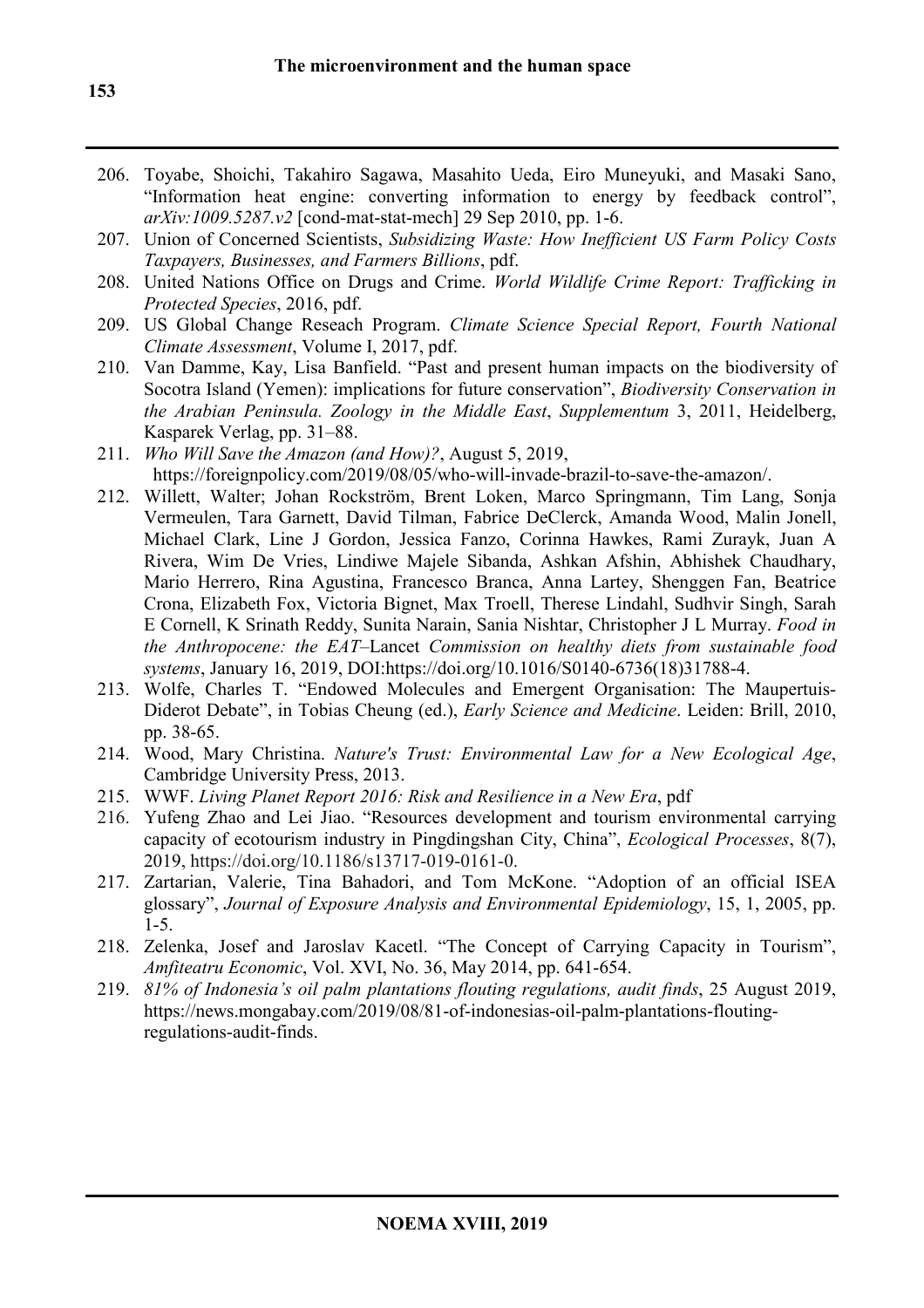206. Toyabe, Shoichi, Takahiro Sagawa, Masahito Ueda, Eiro Muneyuki, and Masaki Sano, "Information heat engine: converting information to energy by feedback control", *arXiv:1009.5287.v2* [cond-mat-stat-mech] 29 Sep 2010, pp. 1-6.
207. Union of Concerned Scientists, *Subsidizing Waste: How Inefficient US Farm Policy Costs Taxpayers, Businesses, and Farmers Billions*, pdf.
208. United Nations Office on Drugs and Crime. *World Wildlife Crime Report: Trafficking in Protected Species*, 2016, pdf.
209. US Global Change Reseach Program. *Climate Science Special Report, Fourth National Climate Assessment*, Volume I, 2017, pdf.
210. Van Damme, Kay, Lisa Banfield. "Past and present human impacts on the biodiversity of Socotra Island (Yemen): implications for future conservation", *Biodiversity Conservation in the Arabian Peninsula. Zoology in the Middle East*, *Supplementum* 3, 2011, Heidelberg, Kasparek Verlag, pp. 31–88.
211. *Who Will Save the Amazon (and How)?*, August 5, 2019, https://foreignpolicy.com/2019/08/05/who-will-invade-brazil-to-save-the-amazon/.
212. Willett, Walter; Johan Rockström, Brent Loken, Marco Springmann, Tim Lang, Sonja Vermeulen, Tara Garnett, David Tilman, Fabrice DeClerck, Amanda Wood, Malin Jonell, Michael Clark, Line J Gordon, Jessica Fanzo, Corinna Hawkes, Rami Zurayk, Juan A Rivera, Wim De Vries, Lindiwe Majele Sibanda, Ashkan Afshin, Abhishek Chaudhary, Mario Herrero, Rina Agustina, Francesco Branca, Anna Lartey, Shenggen Fan, Beatrice Crona, Elizabeth Fox, Victoria Bignet, Max Troell, Therese Lindahl, Sudhvir Singh, Sarah E Cornell, K Srinath Reddy, Sunita Narain, Sania Nishtar, Christopher J L Murray. *Food in the Anthropocene: the EAT*–Lancet *Commission on healthy diets from sustainable food systems*, January 16, 2019, DOI:https://doi.org/10.1016/S0140-6736(18)31788-4.
213. Wolfe, Charles T. "Endowed Molecules and Emergent Organisation: The Maupertuis-Diderot Debate", in Tobias Cheung (ed.), *Early Science and Medicine*. Leiden: Brill, 2010, pp. 38-65.
214. Wood, Mary Christina. *Nature's Trust: Environmental Law for a New Ecological Age*, Cambridge University Press, 2013.
215. WWF. *Living Planet Report 2016: Risk and Resilience in a New Era*, pdf
216. Yufeng Zhao and Lei Jiao. "Resources development and tourism environmental carrying capacity of ecotourism industry in Pingdingshan City, China", *Ecological Processes*, 8(7), 2019, https://doi.org/10.1186/s13717-019-0161-0.
217. Zartarian, Valerie, Tina Bahadori, and Tom McKone. "Adoption of an official ISEA glossary", *Journal of Exposure Analysis and Environmental Epidemiology*, 15, 1, 2005, pp. 1-5.
218. Zelenka, Josef and Jaroslav Kacetl. "The Concept of Carrying Capacity in Tourism", *Amfiteatru Economic*, Vol. XVI, No. 36, May 2014, pp. 641-654.
219. *81% of Indonesia's oil palm plantations flouting regulations, audit finds*, 25 August 2019, https://news.mongabay.com/2019/08/81-of-indonesias-oil-palm-plantations-flouting-regulations-audit-finds.